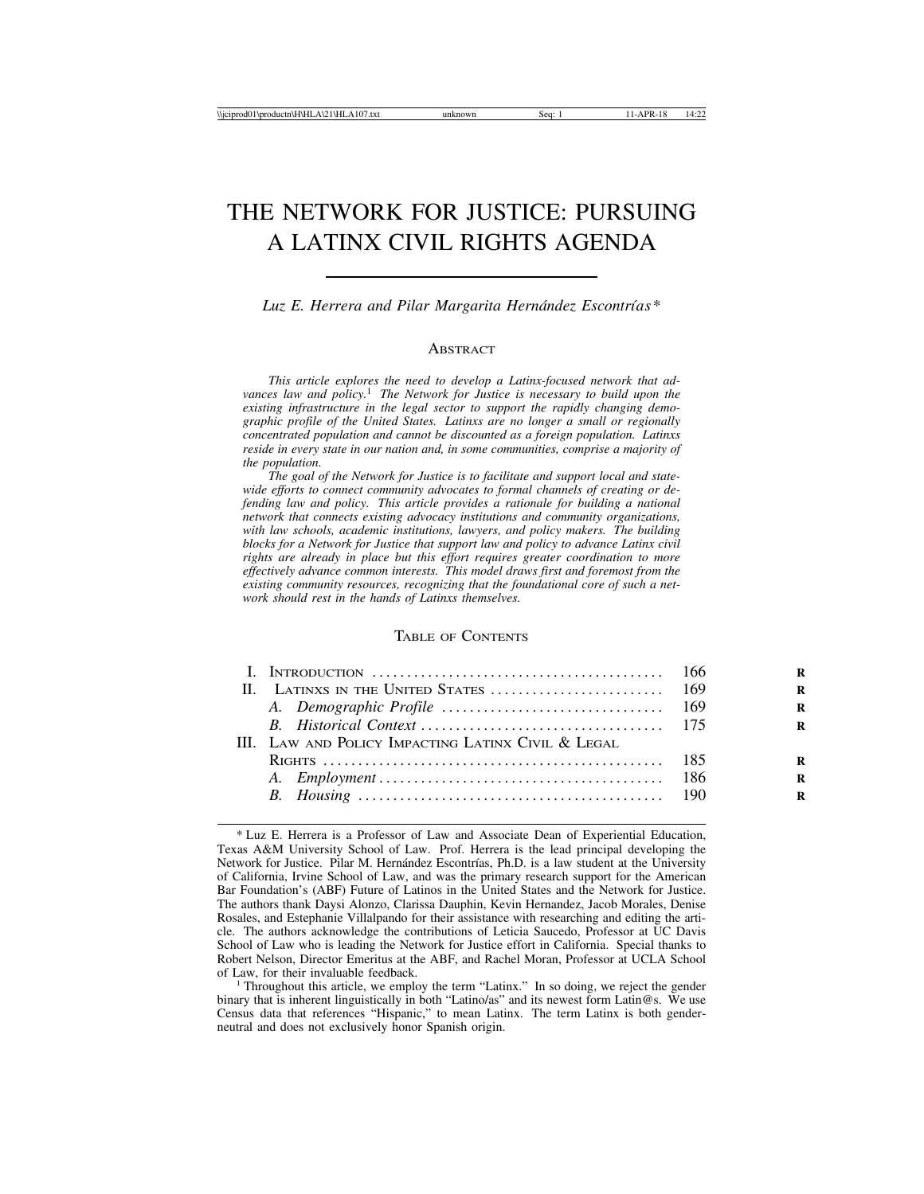# THE NETWORK FOR JUSTICE: PURSUING A LATINX CIVIL RIGHTS AGENDA

*Luz E. Herrera and Pilar Margarita Hernández Escontrías\**

## ABSTRACT

*This article explores the need to develop a Latinx-focused network that advances law and policy.*[1] *The Network for Justice is necessary to build upon the existing infrastructure in the legal sector to support the rapidly changing demographic profile of the United States. Latinxs are no longer a small or regionally concentrated population and cannot be discounted as a foreign population. Latinxs reside in every state in our nation and, in some communities, comprise a majority of the population.*

*The goal of the Network for Justice is to facilitate and support local and statewide efforts to connect community advocates to formal channels of creating or defending law and policy. This article provides a rationale for building a national network that connects existing advocacy institutions and community organizations, with law schools, academic institutions, lawyers, and policy makers. The building blocks for a Network for Justice that support law and policy to advance Latinx civil rights are already in place but this effort requires greater coordination to more effectively advance common interests. This model draws first and foremost from the existing community resources, recognizing that the foundational core of such a network should rest in the hands of Latinxs themselves.*

## TABLE OF CONTENTS

| | |
|---|---|
| I. Introduction | 166 |
| II. Latinxs in the United States | 169 |
| A. *Demographic Profile* | 169 |
| B. *Historical Context* | 175 |
| III. Law and Policy Impacting Latinx Civil & Legal Rights | 185 |
| A. *Employment* | 186 |
| B. *Housing* | 190 |

\* Luz E. Herrera is a Professor of Law and Associate Dean of Experiential Education, Texas A&M University School of Law. Prof. Herrera is the lead principal developing the Network for Justice. Pilar M. Hernández Escontrías, Ph.D. is a law student at the University of California, Irvine School of Law, and was the primary research support for the American Bar Foundation's (ABF) Future of Latinos in the United States and the Network for Justice. The authors thank Daysi Alonzo, Clarissa Dauphin, Kevin Hernandez, Jacob Morales, Denise Rosales, and Estephanie Villalpando for their assistance with researching and editing the article. The authors acknowledge the contributions of Leticia Saucedo, Professor at UC Davis School of Law who is leading the Network for Justice effort in California. Special thanks to Robert Nelson, Director Emeritus at the ABF, and Rachel Moran, Professor at UCLA School of Law, for their invaluable feedback.

[1] Throughout this article, we employ the term "Latinx." In so doing, we reject the gender binary that is inherent linguistically in both "Latino/as" and its newest form Latin@s. We use Census data that references "Hispanic," to mean Latinx. The term Latinx is both gender-neutral and does not exclusively honor Spanish origin.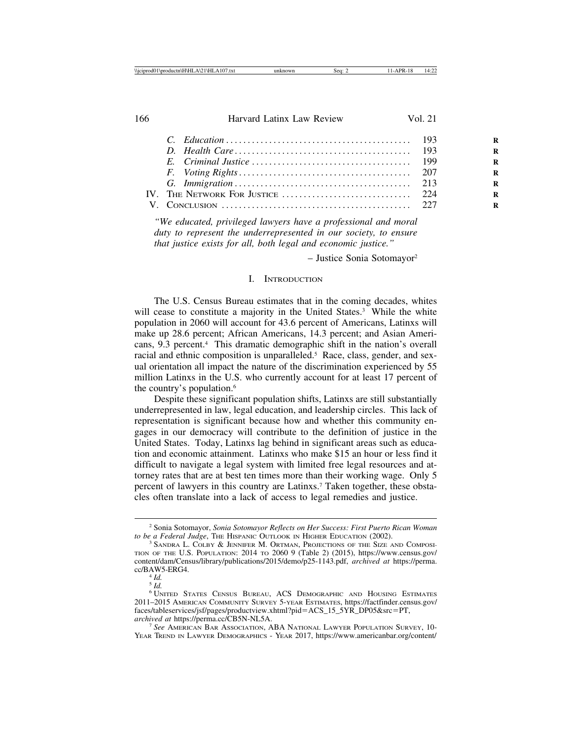C. *Education* .......................................... 193
D. *Health Care* ........................................ 193
E. *Criminal Justice* .................................... 199
F. *Voting Rights* ....................................... 207
G. *Immigration* ......................................... 213

IV. The Network For Justice ............................. 224

V. Conclusion ........................................... 227

> *"We educated, privileged lawyers have a professional and moral duty to represent the underrepresented in our society, to ensure that justice exists for all, both legal and economic justice."*
>
> – Justice Sonia Sotomayor[2]

## I. Introduction

The U.S. Census Bureau estimates that in the coming decades, whites will cease to constitute a majority in the United States.[3] While the white population in 2060 will account for 43.6 percent of Americans, Latinxs will make up 28.6 percent; African Americans, 14.3 percent; and Asian Americans, 9.3 percent.[4] This dramatic demographic shift in the nation's overall racial and ethnic composition is unparalleled.[5] Race, class, gender, and sexual orientation all impact the nature of the discrimination experienced by 55 million Latinxs in the U.S. who currently account for at least 17 percent of the country's population.[6]

Despite these significant population shifts, Latinxs are still substantially underrepresented in law, legal education, and leadership circles. This lack of representation is significant because how and whether this community engages in our democracy will contribute to the definition of justice in the United States. Today, Latinxs lag behind in significant areas such as education and economic attainment. Latinxs who make $15 an hour or less find it difficult to navigate a legal system with limited free legal resources and attorney rates that are at best ten times more than their working wage. Only 5 percent of lawyers in this country are Latinxs.[7] Taken together, these obstacles often translate into a lack of access to legal remedies and justice.

---

[2] Sonia Sotomayor, *Sonia Sotomayor Reflects on Her Success: First Puerto Rican Woman to be a Federal Judge*, The Hispanic Outlook in Higher Education (2002).

[3] Sandra L. Colby & Jennifer M. Ortman, Projections of the Size and Composition of the U.S. Population: 2014 to 2060 9 (Table 2) (2015), https://www.census.gov/content/dam/Census/library/publications/2015/demo/p25-1143.pdf, *archived at* https://perma.cc/BAW5-ERG4.

[4] *Id.*

[5] *Id.*

[6] United States Census Bureau, ACS Demographic and Housing Estimates 2011–2015 American Community Survey 5-year Estimates, https://factfinder.census.gov/faces/tableservices/jsf/pages/productview.xhtml?pid=ACS_15_5YR_DP05&src=PT, *archived at* https://perma.cc/CB5N-NL5A.

[7] *See* American Bar Association, ABA National Lawyer Population Survey, 10-Year Trend in Lawyer Demographics - Year 2017, https://www.americanbar.org/content/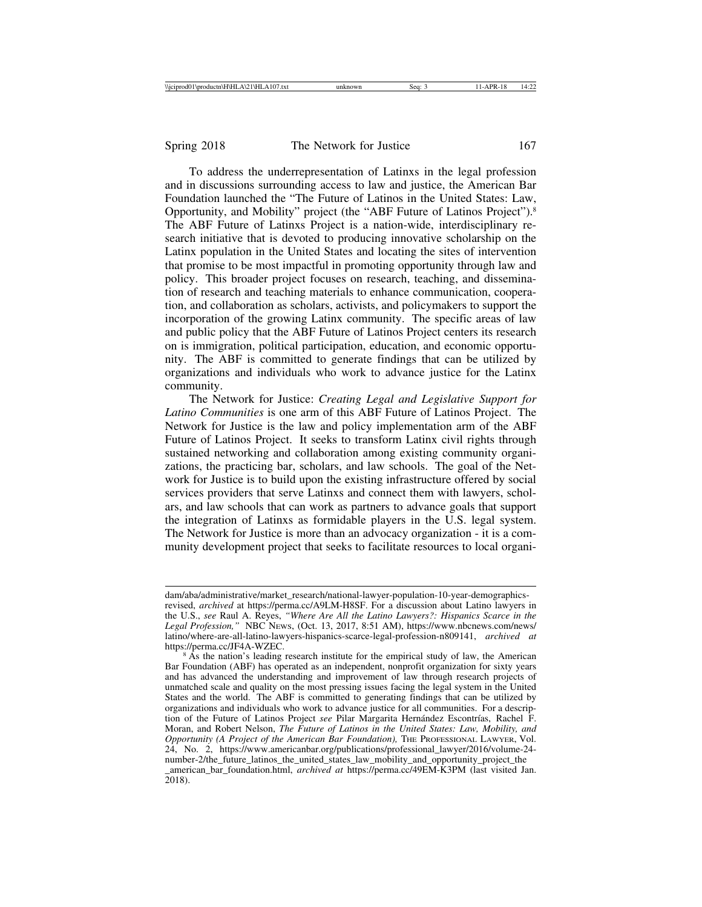To address the underrepresentation of Latinxs in the legal profession and in discussions surrounding access to law and justice, the American Bar Foundation launched the "The Future of Latinos in the United States: Law, Opportunity, and Mobility" project (the "ABF Future of Latinos Project").[8] The ABF Future of Latinxs Project is a nation-wide, interdisciplinary research initiative that is devoted to producing innovative scholarship on the Latinx population in the United States and locating the sites of intervention that promise to be most impactful in promoting opportunity through law and policy. This broader project focuses on research, teaching, and dissemination of research and teaching materials to enhance communication, cooperation, and collaboration as scholars, activists, and policymakers to support the incorporation of the growing Latinx community. The specific areas of law and public policy that the ABF Future of Latinos Project centers its research on is immigration, political participation, education, and economic opportunity. The ABF is committed to generate findings that can be utilized by organizations and individuals who work to advance justice for the Latinx community.

The Network for Justice: *Creating Legal and Legislative Support for Latino Communities* is one arm of this ABF Future of Latinos Project. The Network for Justice is the law and policy implementation arm of the ABF Future of Latinos Project. It seeks to transform Latinx civil rights through sustained networking and collaboration among existing community organizations, the practicing bar, scholars, and law schools. The goal of the Network for Justice is to build upon the existing infrastructure offered by social services providers that serve Latinxs and connect them with lawyers, scholars, and law schools that can work as partners to advance goals that support the integration of Latinxs as formidable players in the U.S. legal system. The Network for Justice is more than an advocacy organization - it is a community development project that seeks to facilitate resources to local organi-

---

dam/aba/administrative/market_research/national-lawyer-population-10-year-demographics-revised, *archived* at https://perma.cc/A9LM-H8SF. For a discussion about Latino lawyers in the U.S., *see* Raul A. Reyes, *"Where Are All the Latino Lawyers?: Hispanics Scarce in the Legal Profession,"* NBC NEWS, (Oct. 13, 2017, 8:51 AM), https://www.nbcnews.com/news/latino/where-are-all-latino-lawyers-hispanics-scarce-legal-profession-n809141, *archived at* https://perma.cc/JF4A-WZEC.

[8] As the nation's leading research institute for the empirical study of law, the American Bar Foundation (ABF) has operated as an independent, nonprofit organization for sixty years and has advanced the understanding and improvement of law through research projects of unmatched scale and quality on the most pressing issues facing the legal system in the United States and the world. The ABF is committed to generating findings that can be utilized by organizations and individuals who work to advance justice for all communities. For a description of the Future of Latinos Project *see* Pilar Margarita Hernández Escontrías, Rachel F. Moran, and Robert Nelson, *The Future of Latinos in the United States: Law, Mobility, and Opportunity (A Project of the American Bar Foundation),* THE PROFESSIONAL LAWYER, Vol. 24, No. 2, https://www.americanbar.org/publications/professional_lawyer/2016/volume-24-number-2/the_future_latinos_the_united_states_law_mobility_and_opportunity_project_the_american_bar_foundation.html, *archived at* https://perma.cc/49EM-K3PM (last visited Jan. 2018).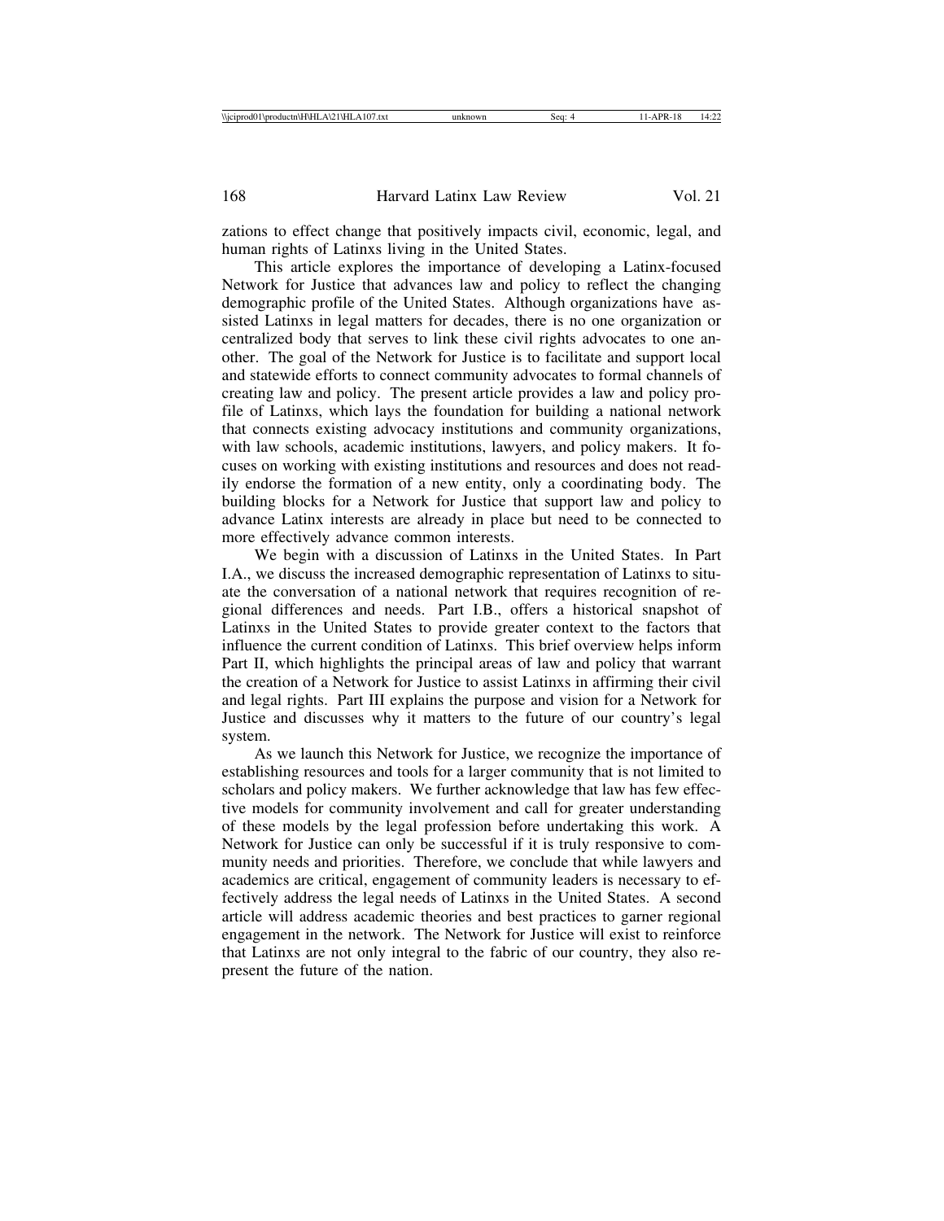zations to effect change that positively impacts civil, economic, legal, and human rights of Latinxs living in the United States.

This article explores the importance of developing a Latinx-focused Network for Justice that advances law and policy to reflect the changing demographic profile of the United States. Although organizations have assisted Latinxs in legal matters for decades, there is no one organization or centralized body that serves to link these civil rights advocates to one another. The goal of the Network for Justice is to facilitate and support local and statewide efforts to connect community advocates to formal channels of creating law and policy. The present article provides a law and policy profile of Latinxs, which lays the foundation for building a national network that connects existing advocacy institutions and community organizations, with law schools, academic institutions, lawyers, and policy makers. It focuses on working with existing institutions and resources and does not readily endorse the formation of a new entity, only a coordinating body. The building blocks for a Network for Justice that support law and policy to advance Latinx interests are already in place but need to be connected to more effectively advance common interests.

We begin with a discussion of Latinxs in the United States. In Part I.A., we discuss the increased demographic representation of Latinxs to situate the conversation of a national network that requires recognition of regional differences and needs. Part I.B., offers a historical snapshot of Latinxs in the United States to provide greater context to the factors that influence the current condition of Latinxs. This brief overview helps inform Part II, which highlights the principal areas of law and policy that warrant the creation of a Network for Justice to assist Latinxs in affirming their civil and legal rights. Part III explains the purpose and vision for a Network for Justice and discusses why it matters to the future of our country's legal system.

As we launch this Network for Justice, we recognize the importance of establishing resources and tools for a larger community that is not limited to scholars and policy makers. We further acknowledge that law has few effective models for community involvement and call for greater understanding of these models by the legal profession before undertaking this work. A Network for Justice can only be successful if it is truly responsive to community needs and priorities. Therefore, we conclude that while lawyers and academics are critical, engagement of community leaders is necessary to effectively address the legal needs of Latinxs in the United States. A second article will address academic theories and best practices to garner regional engagement in the network. The Network for Justice will exist to reinforce that Latinxs are not only integral to the fabric of our country, they also represent the future of the nation.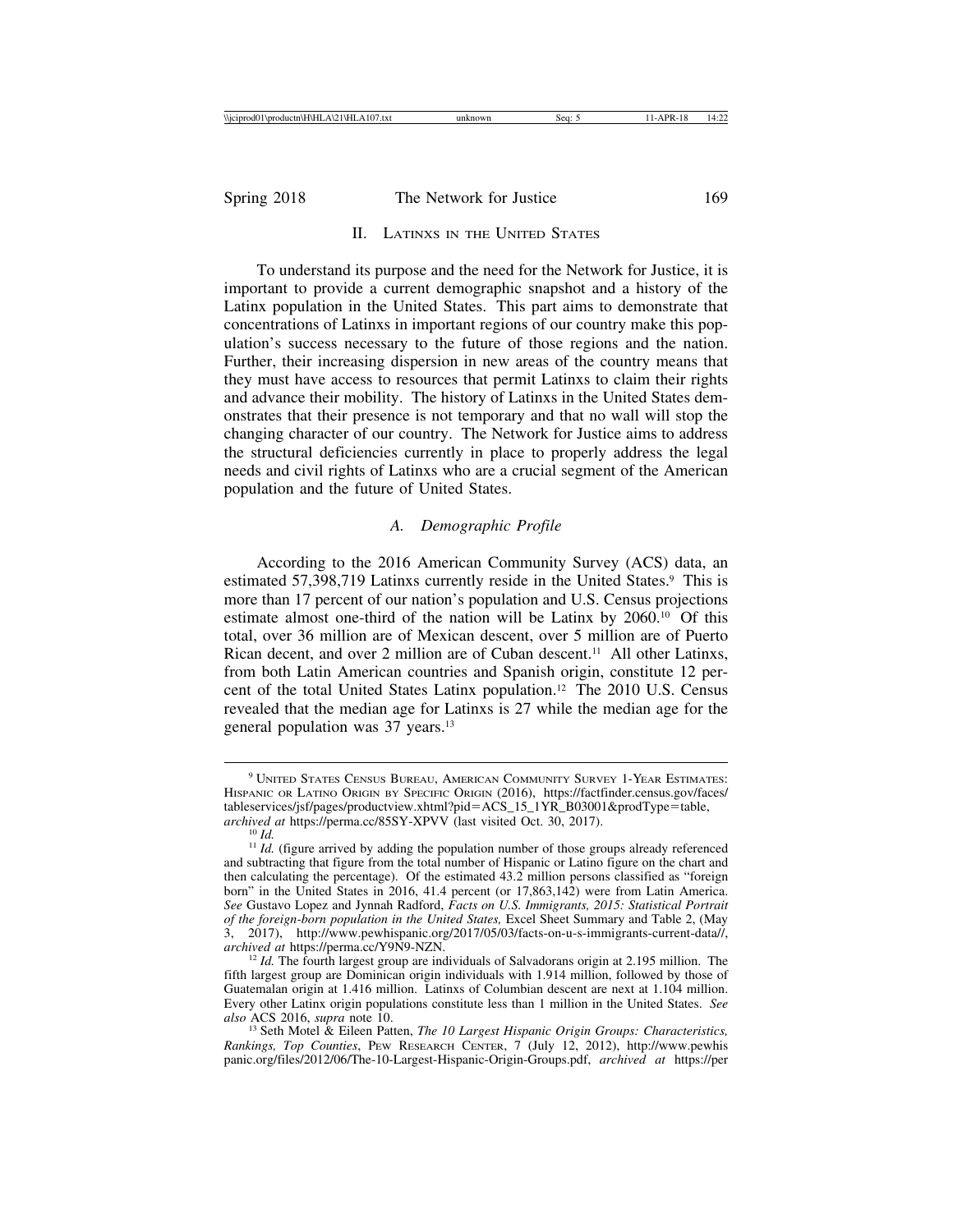## II. Latinxs in the United States

To understand its purpose and the need for the Network for Justice, it is important to provide a current demographic snapshot and a history of the Latinx population in the United States. This part aims to demonstrate that concentrations of Latinxs in important regions of our country make this population's success necessary to the future of those regions and the nation. Further, their increasing dispersion in new areas of the country means that they must have access to resources that permit Latinxs to claim their rights and advance their mobility. The history of Latinxs in the United States demonstrates that their presence is not temporary and that no wall will stop the changing character of our country. The Network for Justice aims to address the structural deficiencies currently in place to properly address the legal needs and civil rights of Latinxs who are a crucial segment of the American population and the future of United States.

### *A. Demographic Profile*

According to the 2016 American Community Survey (ACS) data, an estimated 57,398,719 Latinxs currently reside in the United States.[9] This is more than 17 percent of our nation's population and U.S. Census projections estimate almost one-third of the nation will be Latinx by 2060.[10] Of this total, over 36 million are of Mexican descent, over 5 million are of Puerto Rican decent, and over 2 million are of Cuban descent.[11] All other Latinxs, from both Latin American countries and Spanish origin, constitute 12 percent of the total United States Latinx population.[12] The 2010 U.S. Census revealed that the median age for Latinxs is 27 while the median age for the general population was 37 years.[13]

---

[9] United States Census Bureau, American Community Survey 1-Year Estimates: Hispanic or Latino Origin by Specific Origin (2016), https://factfinder.census.gov/faces/tableservices/jsf/pages/productview.xhtml?pid=ACS_15_1YR_B03001&prodType=table, *archived at* https://perma.cc/85SY-XPVV (last visited Oct. 30, 2017).

[10] *Id.*

[11] *Id.* (figure arrived by adding the population number of those groups already referenced and subtracting that figure from the total number of Hispanic or Latino figure on the chart and then calculating the percentage). Of the estimated 43.2 million persons classified as "foreign born" in the United States in 2016, 41.4 percent (or 17,863,142) were from Latin America. *See* Gustavo Lopez and Jynnah Radford, *Facts on U.S. Immigrants, 2015: Statistical Portrait of the foreign-born population in the United States,* Excel Sheet Summary and Table 2, (May 3, 2017), http://www.pewhispanic.org/2017/05/03/facts-on-u-s-immigrants-current-data//, *archived at* https://perma.cc/Y9N9-NZN.

[12] *Id.* The fourth largest group are individuals of Salvadorans origin at 2.195 million. The fifth largest group are Dominican origin individuals with 1.914 million, followed by those of Guatemalan origin at 1.416 million. Latinxs of Columbian descent are next at 1.104 million. Every other Latinx origin populations constitute less than 1 million in the United States. *See also* ACS 2016, *supra* note 10.

[13] Seth Motel & Eileen Patten, *The 10 Largest Hispanic Origin Groups: Characteristics, Rankings, Top Counties*, Pew Research Center, 7 (July 12, 2012), http://www.pewhispanic.org/files/2012/06/The-10-Largest-Hispanic-Origin-Groups.pdf, *archived at* https://per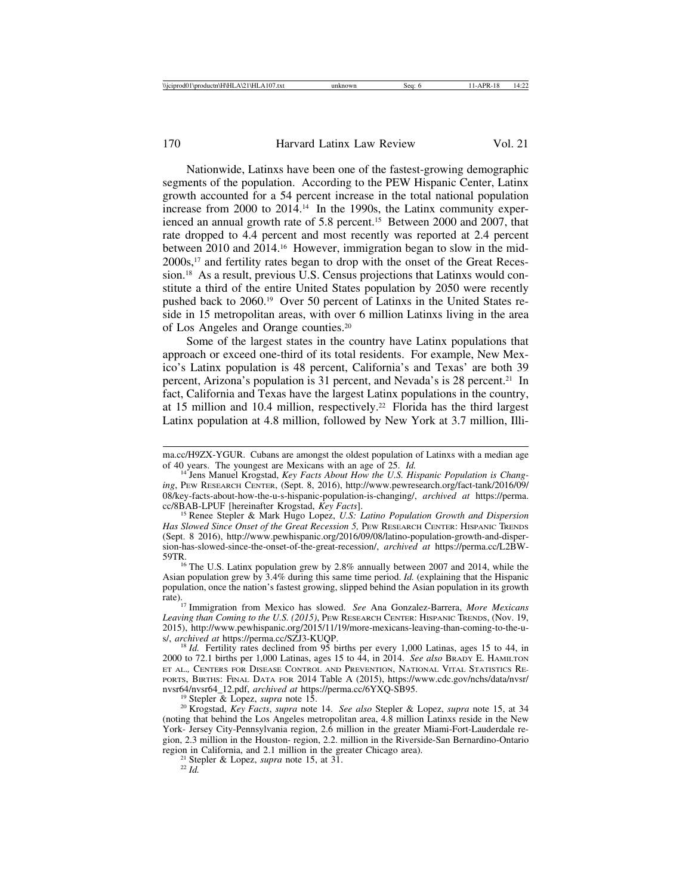Nationwide, Latinxs have been one of the fastest-growing demographic segments of the population. According to the PEW Hispanic Center, Latinx growth accounted for a 54 percent increase in the total national population increase from 2000 to 2014.[14] In the 1990s, the Latinx community experienced an annual growth rate of 5.8 percent.[15] Between 2000 and 2007, that rate dropped to 4.4 percent and most recently was reported at 2.4 percent between 2010 and 2014.[16] However, immigration began to slow in the mid-2000s,[17] and fertility rates began to drop with the onset of the Great Recession.[18] As a result, previous U.S. Census projections that Latinxs would constitute a third of the entire United States population by 2050 were recently pushed back to 2060.[19] Over 50 percent of Latinxs in the United States reside in 15 metropolitan areas, with over 6 million Latinxs living in the area of Los Angeles and Orange counties.[20]

Some of the largest states in the country have Latinx populations that approach or exceed one-third of its total residents. For example, New Mexico's Latinx population is 48 percent, California's and Texas' are both 39 percent, Arizona's population is 31 percent, and Nevada's is 28 percent.[21] In fact, California and Texas have the largest Latinx populations in the country, at 15 million and 10.4 million, respectively.[22] Florida has the third largest Latinx population at 4.8 million, followed by New York at 3.7 million, Illi-

---

ma.cc/H9ZX-YGUR. Cubans are amongst the oldest population of Latinxs with a median age of 40 years. The youngest are Mexicans with an age of 25. *Id.*

[14] Jens Manuel Krogstad, *Key Facts About How the U.S. Hispanic Population is Changing*, Pew Research Center, (Sept. 8, 2016), http://www.pewresearch.org/fact-tank/2016/09/08/key-facts-about-how-the-u-s-hispanic-population-is-changing/, *archived at* https://perma.cc/8BAB-LPUF [hereinafter Krogstad, *Key Facts*].

[15] Renee Stepler & Mark Hugo Lopez, *U.S: Latino Population Growth and Dispersion Has Slowed Since Onset of the Great Recession 5,* Pew Research Center: Hispanic Trends (Sept. 8 2016), http://www.pewhispanic.org/2016/09/08/latino-population-growth-and-dispersion-has-slowed-since-the-onset-of-the-great-recession/, *archived at* https://perma.cc/L2BW-59TR.

[16] The U.S. Latinx population grew by 2.8% annually between 2007 and 2014, while the Asian population grew by 3.4% during this same time period. *Id.* (explaining that the Hispanic population, once the nation's fastest growing, slipped behind the Asian population in its growth rate).

[17] Immigration from Mexico has slowed. *See* Ana Gonzalez-Barrera, *More Mexicans Leaving than Coming to the U.S. (2015)*, Pew Research Center: Hispanic Trends, (Nov. 19, 2015), http://www.pewhispanic.org/2015/11/19/more-mexicans-leaving-than-coming-to-the-u-s/, *archived at* https://perma.cc/SZJ3-KUQP.

[18] *Id.* Fertility rates declined from 95 births per every 1,000 Latinas, ages 15 to 44, in 2000 to 72.1 births per 1,000 Latinas, ages 15 to 44, in 2014. *See also* Brady E. Hamilton et al., Centers for Disease Control and Prevention, National Vital Statistics Reports, Births: Final Data for 2014 Table A (2015), https://www.cdc.gov/nchs/data/nvsr/nvsr64/nvsr64_12.pdf, *archived at* https://perma.cc/6YXQ-SB95.

[19] Stepler & Lopez, *supra* note 15.

[20] Krogstad, *Key Facts*, *supra* note 14. *See also* Stepler & Lopez, *supra* note 15, at 34 (noting that behind the Los Angeles metropolitan area, 4.8 million Latinxs reside in the New York- Jersey City-Pennsylvania region, 2.6 million in the greater Miami-Fort-Lauderdale region, 2.3 million in the Houston- region, 2.2. million in the Riverside-San Bernardino-Ontario region in California, and 2.1 million in the greater Chicago area).

[21] Stepler & Lopez, *supra* note 15, at 31.

[22] *Id.*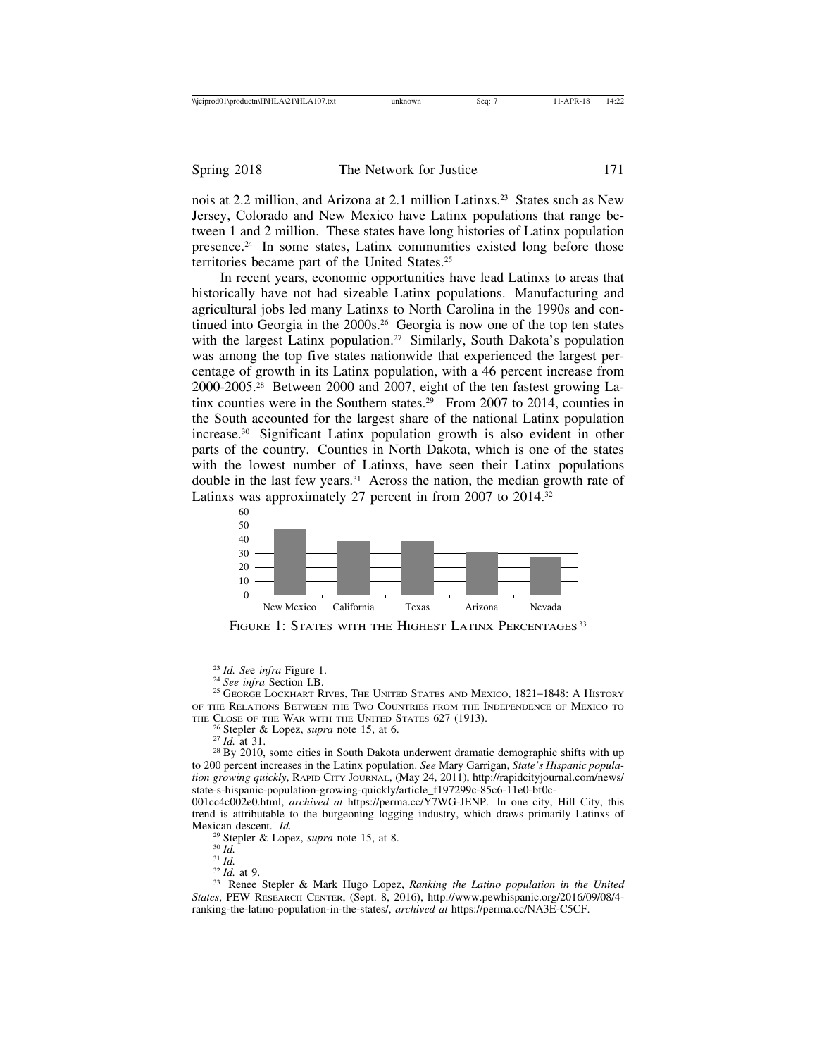nois at 2.2 million, and Arizona at 2.1 million Latinxs.[23] States such as New Jersey, Colorado and New Mexico have Latinx populations that range between 1 and 2 million. These states have long histories of Latinx population presence.[24] In some states, Latinx communities existed long before those territories became part of the United States.[25]

In recent years, economic opportunities have lead Latinxs to areas that historically have not had sizeable Latinx populations. Manufacturing and agricultural jobs led many Latinxs to North Carolina in the 1990s and continued into Georgia in the 2000s.[26] Georgia is now one of the top ten states with the largest Latin population.[27] Similarly, South Dakota's population was among the top five states nationwide that experienced the largest percentage of growth in its Latinx population, with a 46 percent increase from 2000-2005.[28] Between 2000 and 2007, eight of the ten fastest growing Latinx counties were in the Southern states.[29] From 2007 to 2014, counties in the South accounted for the largest share of the national Latinx population increase.[30] Significant Latinx population growth is also evident in other parts of the country. Counties in North Dakota, which is one of the states with the lowest number of Latinxs, have seen their Latinx populations double in the last few years.[31] Across the nation, the median growth rate of Latinxs was approximately 27 percent in from 2007 to 2014.[32]

| State | Latinx Percentage |
|---|---|
| New Mexico | 48 |
| California | 39 |
| Texas | 39 |
| Arizona | 31 |
| Nevada | 28 |

FIGURE 1: STATES WITH THE HIGHEST LATINX PERCENTAGES[33]

---

[23] *Id. See infra* Figure 1.

[24] *See infra* Section I.B.

[25] GEORGE LOCKHART RIVES, THE UNITED STATES AND MEXICO, 1821–1848: A HISTORY OF THE RELATIONS BETWEEN THE TWO COUNTRIES FROM THE INDEPENDENCE OF MEXICO TO THE CLOSE OF THE WAR WITH THE UNITED STATES 627 (1913).

[26] Stepler & Lopez, *supra* note 15, at 6.

[27] *Id.* at 31.

[28] By 2010, some cities in South Dakota underwent dramatic demographic shifts with up to 200 percent increases in the Latinx population. *See* Mary Garrigan, *State's Hispanic population growing quickly*, RAPID CITY JOURNAL, (May 24, 2011), http://rapidcityjournal.com/news/state-s-hispanic-population-growing-quickly/article_f197299c-85c6-11e0-bf0c-001cc4c002e0.html, *archived at* https://perma.cc/Y7WG-JENP. In one city, Hill City, this trend is attributable to the burgeoning logging industry, which draws primarily Latinxs of Mexican descent. *Id.*

[29] Stepler & Lopez, *supra* note 15, at 8.

[30] *Id.*

[31] *Id.*

[32] *Id.* at 9.

[33] Renee Stepler & Mark Hugo Lopez, *Ranking the Latino population in the United States*, PEW RESEARCH CENTER, (Sept. 8, 2016), http://www.pewhispanic.org/2016/09/08/4-ranking-the-latino-population-in-the-states/, *archived at* https://perma.cc/NA3E-C5CF.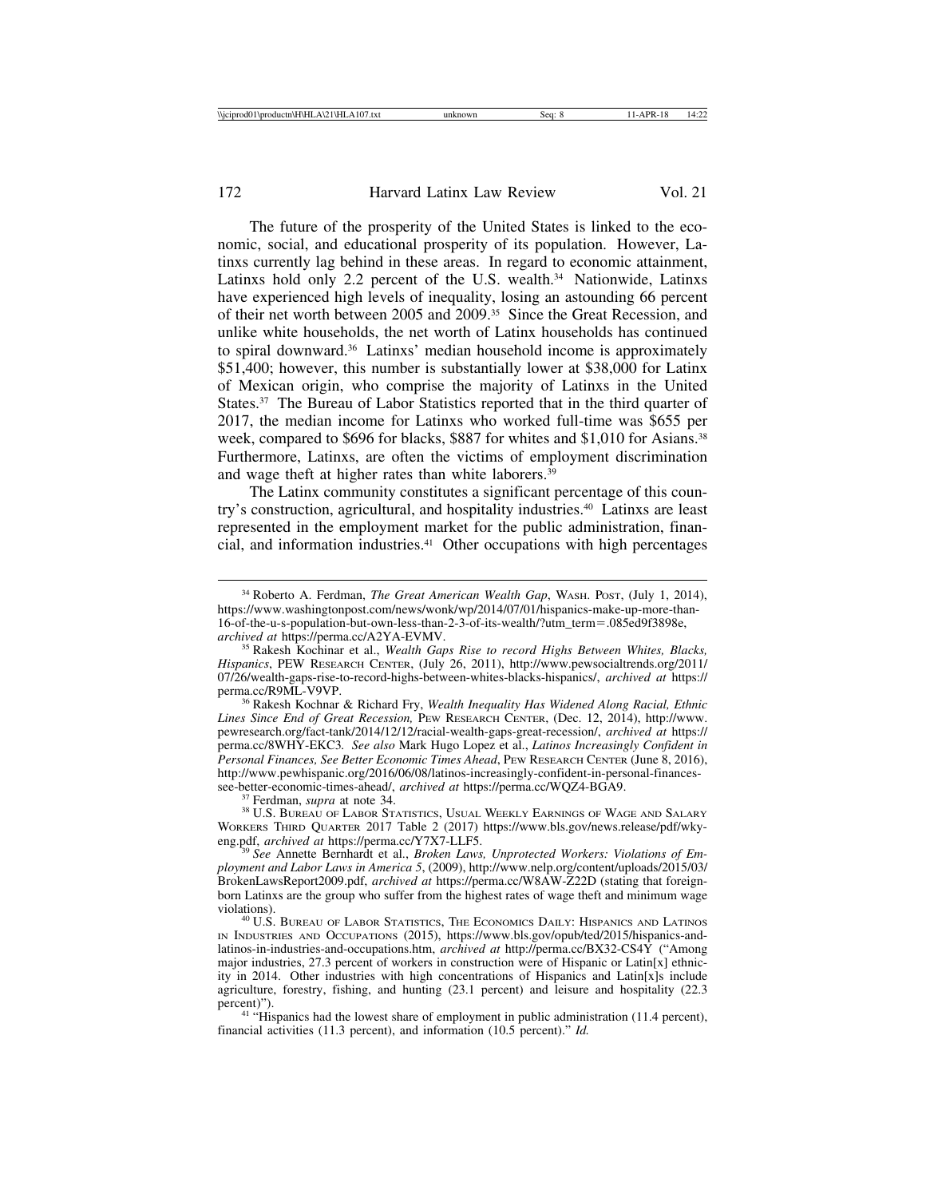The future of the prosperity of the United States is linked to the economic, social, and educational prosperity of its population. However, Latinxs currently lag behind in these areas. In regard to economic attainment, Latinxs hold only 2.2 percent of the U.S. wealth.[34] Nationwide, Latinxs have experienced high levels of inequality, losing an astounding 66 percent of their net worth between 2005 and 2009.[35] Since the Great Recession, and unlike white households, the net worth of Latinx households has continued to spiral downward.[36] Latinxs' median household income is approximately $51,400; however, this number is substantially lower at $38,000 for Latinx of Mexican origin, who comprise the majority of Latinxs in the United States.[37] The Bureau of Labor Statistics reported that in the third quarter of 2017, the median income for Latinxs who worked full-time was $655 per week, compared to $696 for blacks, $887 for whites and $1,010 for Asians.[38] Furthermore, Latinxs, are often the victims of employment discrimination and wage theft at higher rates than white laborers.[39]

The Latinx community constitutes a significant percentage of this country's construction, agricultural, and hospitality industries.[40] Latinxs are least represented in the employment market for the public administration, financial, and information industries.[41] Other occupations with high percentages

---

[34] Roberto A. Ferdman, *The Great American Wealth Gap*, WASH. POST, (July 1, 2014), https://www.washingtonpost.com/news/wonk/wp/2014/07/01/hispanics-make-up-more-than-16-of-the-u-s-population-but-own-less-than-2-3-of-its-wealth/?utm_term=.085ed9f3898e, *archived at* https://perma.cc/A2YA-EVMV.

[35] Rakesh Kochinar et al., *Wealth Gaps Rise to record Highs Between Whites, Blacks, Hispanics*, PEW RESEARCH CENTER, (July 26, 2011), http://www.pewsocialtrends.org/2011/07/26/wealth-gaps-rise-to-record-highs-between-whites-blacks-hispanics/, *archived at* https://perma.cc/R9ML-V9VP.

[36] Rakesh Kochnar & Richard Fry, *Wealth Inequality Has Widened Along Racial, Ethnic Lines Since End of Great Recession,* PEW RESEARCH CENTER, (Dec. 12, 2014), http://www.pewresearch.org/fact-tank/2014/12/12/racial-wealth-gaps-great-recession/, *archived at* https://perma.cc/8WHY-EKC3. *See also* Mark Hugo Lopez et al., *Latinos Increasingly Confident in Personal Finances, See Better Economic Times Ahead*, PEW RESEARCH CENTER (June 8, 2016), http://www.pewhispanic.org/2016/06/08/latinos-increasingly-confident-in-personal-finances-see-better-economic-times-ahead/, *archived at* https://perma.cc/WQZ4-BGA9.

[37] Ferdman, *supra* at note 34.

[38] U.S. BUREAU OF LABOR STATISTICS, USUAL WEEKLY EARNINGS OF WAGE AND SALARY WORKERS THIRD QUARTER 2017 Table 2 (2017) https://www.bls.gov/news.release/pdf/wkyeng.pdf, *archived at* https://perma.cc/Y7X7-LLF5.

[39] *See* Annette Bernhardt et al., *Broken Laws, Unprotected Workers: Violations of Employment and Labor Laws in America 5*, (2009), http://www.nelp.org/content/uploads/2015/03/BrokenLawsReport2009.pdf, *archived at* https://perma.cc/W8AW-Z22D (stating that foreign-born Latinxs are the group who suffer from the highest rates of wage theft and minimum wage violations).

[40] U.S. BUREAU OF LABOR STATISTICS, THE ECONOMICS DAILY: HISPANICS AND LATINOS IN INDUSTRIES AND OCCUPATIONS (2015), https://www.bls.gov/opub/ted/2015/hispanics-and-latinos-in-industries-and-occupations.htm, *archived at* http://perma.cc/BX32-CS4Y ("Among major industries, 27.3 percent of workers in construction were of Hispanic or Latin[x] ethnicity in 2014. Other industries with high concentrations of Hispanics and Latin[x]s include agriculture, forestry, fishing, and hunting (23.1 percent) and leisure and hospitality (22.3 percent)").

[41] "Hispanics had the lowest share of employment in public administration (11.4 percent), financial activities (11.3 percent), and information (10.5 percent)." *Id.*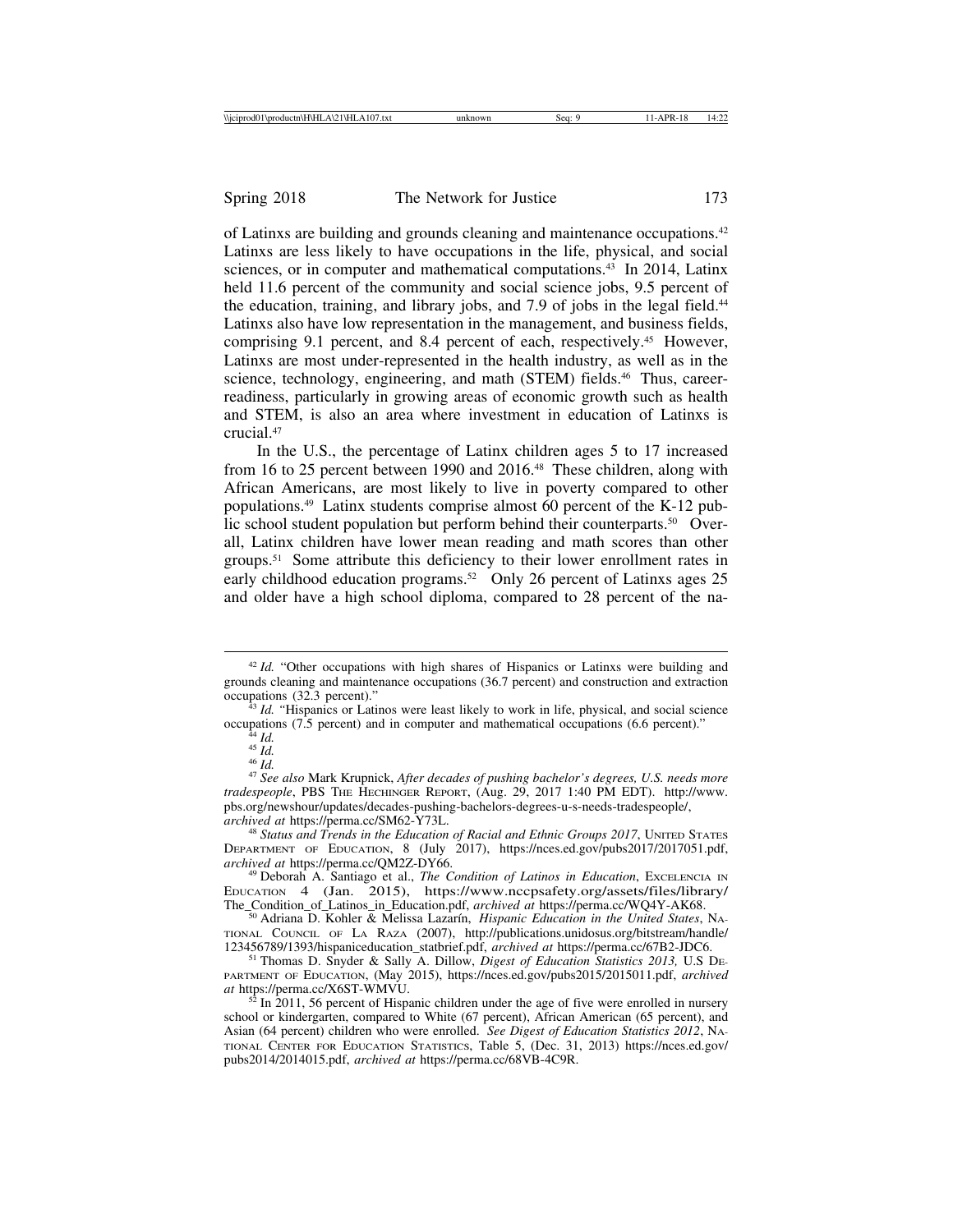of Latinxs are building and grounds cleaning and maintenance occupations.[42] Latinxs are less likely to have occupations in the life, physical, and social sciences, or in computer and mathematical computations.[43] In 2014, Latinx held 11.6 percent of the community and social science jobs, 9.5 percent of the education, training, and library jobs, and 7.9 of jobs in the legal field.[44] Latinxs also have low representation in the management, and business fields, comprising 9.1 percent, and 8.4 percent of each, respectively.[45] However, Latinxs are most under-represented in the health industry, as well as in the science, technology, engineering, and math (STEM) fields.[46] Thus, career-readiness, particularly in growing areas of economic growth such as health and STEM, is also an area where investment in education of Latinxs is crucial.[47]

In the U.S., the percentage of Latinx children ages 5 to 17 increased from 16 to 25 percent between 1990 and 2016.[48] These children, along with African Americans, are most likely to live in poverty compared to other populations.[49] Latinx students comprise almost 60 percent of the K-12 public school student population but perform behind their counterparts.[50] Overall, Latinx children have lower mean reading and math scores than other groups.[51] Some attribute this deficiency to their lower enrollment rates in early childhood education programs.[52] Only 26 percent of Latinxs ages 25 and older have a high school diploma, compared to 28 percent of the na-

---

[42] *Id.* "Other occupations with high shares of Hispanics or Latinxs were building and grounds cleaning and maintenance occupations (36.7 percent) and construction and extraction occupations (32.3 percent)."

[43] *Id.* "Hispanics or Latinos were least likely to work in life, physical, and social science occupations (7.5 percent) and in computer and mathematical occupations (6.6 percent)."

[44] *Id.*

[45] *Id.*

[46] *Id.*

[47] *See also* Mark Krupnick, *After decades of pushing bachelor's degrees, U.S. needs more tradespeople*, PBS The Hechinger Report, (Aug. 29, 2017 1:40 PM EDT). http://www.pbs.org/newshour/updates/decades-pushing-bachelors-degrees-u-s-needs-tradespeople/, *archived at* https://perma.cc/SM62-Y73L.

[48] *Status and Trends in the Education of Racial and Ethnic Groups 2017*, United States Department of Education, 8 (July 2017), https://nces.ed.gov/pubs2017/2017051.pdf, *archived at* https://perma.cc/QM2Z-DY66.

[49] Deborah A. Santiago et al., *The Condition of Latinos in Education*, Excelencia in Education 4 (Jan. 2015), https://www.nccpsafety.org/assets/files/library/The_Condition_of_Latinos_in_Education.pdf, *archived at* https://perma.cc/WQ4Y-AK68.

[50] Adriana D. Kohler & Melissa Lazarín, *Hispanic Education in the United States*, National Council of La Raza (2007), http://publications.unidosus.org/bitstream/handle/123456789/1393/hispaniceducation_statbrief.pdf, *archived at* https://perma.cc/67B2-JDC6.

[51] Thomas D. Snyder & Sally A. Dillow, *Digest of Education Statistics 2013,* U.S Department of Education, (May 2015), https://nces.ed.gov/pubs2015/2015011.pdf, *archived at* https://perma.cc/X6ST-WMVU.

[52] In 2011, 56 percent of Hispanic children under the age of five were enrolled in nursery school or kindergarten, compared to White (67 percent), African American (65 percent), and Asian (64 percent) children who were enrolled. *See Digest of Education Statistics 2012*, National Center for Education Statistics, Table 5, (Dec. 31, 2013) https://nces.ed.gov/pubs2014/2014015.pdf, *archived at* https://perma.cc/68VB-4C9R.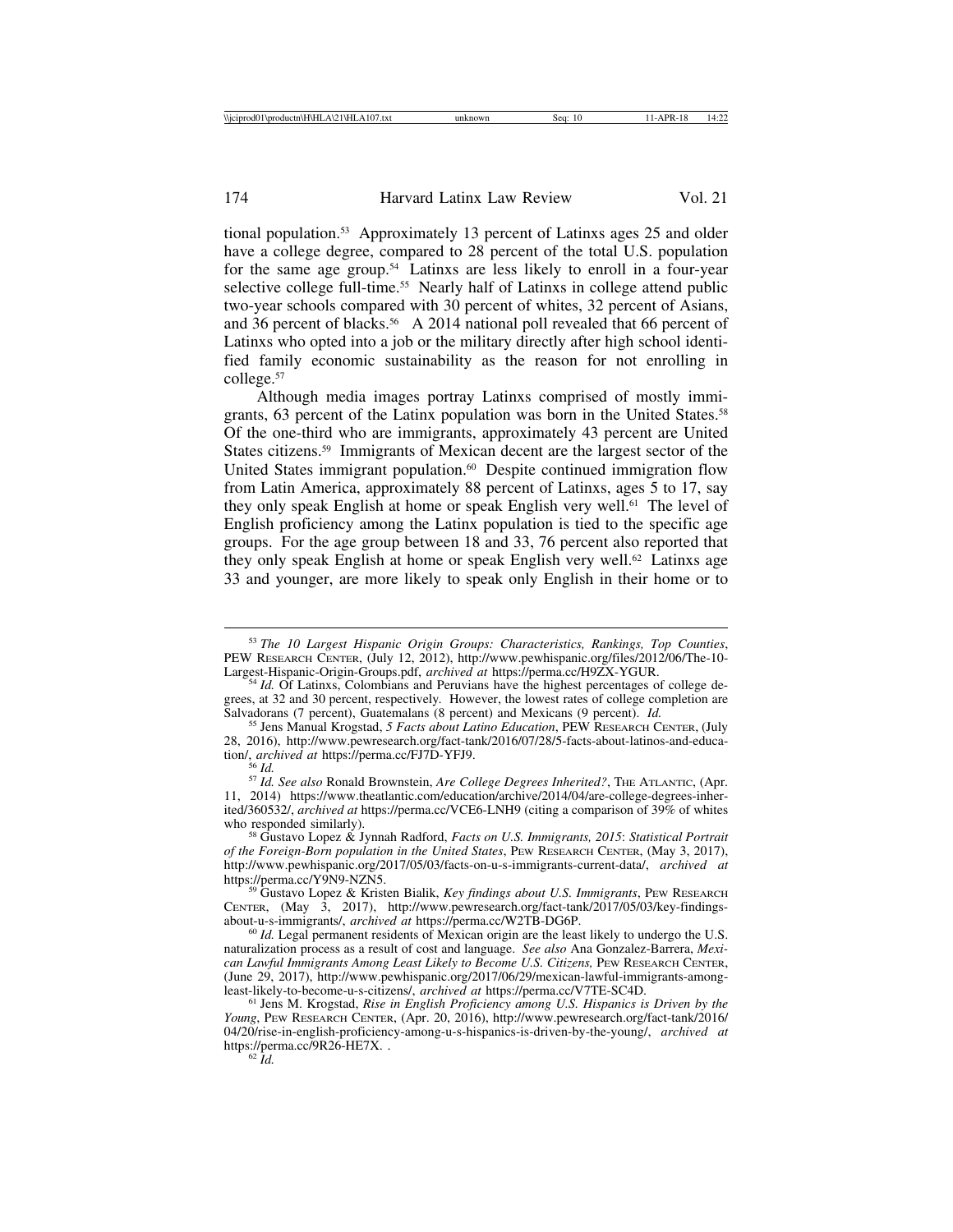tional population.[53] Approximately 13 percent of Latinxs ages 25 and older have a college degree, compared to 28 percent of the total U.S. population for the same age group.[54] Latinxs are less likely to enroll in a four-year selective college full-time.[55] Nearly half of Latinxs in college attend public two-year schools compared with 30 percent of whites, 32 percent of Asians, and 36 percent of blacks.[56] A 2014 national poll revealed that 66 percent of Latinxs who opted into a job or the military directly after high school identified family economic sustainability as the reason for not enrolling in college.[57]

Although media images portray Latinxs comprised of mostly immigrants, 63 percent of the Latinx population was born in the United States.[58] Of the one-third who are immigrants, approximately 43 percent are United States citizens.[59] Immigrants of Mexican decent are the largest sector of the United States immigrant population.[60] Despite continued immigration flow from Latin America, approximately 88 percent of Latinxs, ages 5 to 17, say they only speak English at home or speak English very well.[61] The level of English proficiency among the Latinx population is tied to the specific age groups. For the age group between 18 and 33, 76 percent also reported that they only speak English at home or speak English very well.[62] Latinxs age 33 and younger, are more likely to speak only English in their home or to

---

[53] *The 10 Largest Hispanic Origin Groups: Characteristics, Rankings, Top Counties*, PEW RESEARCH CENTER, (July 12, 2012), http://www.pewhispanic.org/files/2012/06/The-10-Largest-Hispanic-Origin-Groups.pdf, *archived at* https://perma.cc/H9ZX-YGUR.

[54] *Id.* Of Latinxs, Colombians and Peruvians have the highest percentages of college degrees, at 32 and 30 percent, respectively. However, the lowest rates of college completion are Salvadorans (7 percent), Guatemalans (8 percent) and Mexicans (9 percent). *Id.*

[55] Jens Manual Krogstad, *5 Facts about Latino Education*, PEW RESEARCH CENTER, (July 28, 2016), http://www.pewresearch.org/fact-tank/2016/07/28/5-facts-about-latinos-and-education/, *archived at* https://perma.cc/FJ7D-YFJ9.

[56] *Id.*

[57] *Id. See also* Ronald Brownstein, *Are College Degrees Inherited?*, THE ATLANTIC, (Apr. 11, 2014) https://www.theatlantic.com/education/archive/2014/04/are-college-degrees-inherited/360532/, *archived at* https://perma.cc/VCE6-LNH9 (citing a comparison of 39% of whites who responded similarly).

[58] Gustavo Lopez & Jynnah Radford, *Facts on U.S. Immigrants, 2015*: *Statistical Portrait of the Foreign-Born population in the United States*, PEW RESEARCH CENTER, (May 3, 2017), http://www.pewhispanic.org/2017/05/03/facts-on-u-s-immigrants-current-data/, *archived at* https://perma.cc/Y9N9-NZN5.

[59] Gustavo Lopez & Kristen Bialik, *Key findings about U.S. Immigrants*, PEW RESEARCH CENTER, (May 3, 2017), http://www.pewresearch.org/fact-tank/2017/05/03/key-findings-about-u-s-immigrants/, *archived at* https://perma.cc/W2TB-DG6P.

[60] *Id.* Legal permanent residents of Mexican origin are the least likely to undergo the U.S. naturalization process as a result of cost and language. *See also* Ana Gonzalez-Barrera, *Mexican Lawful Immigrants Among Least Likely to Become U.S. Citizens,* PEW RESEARCH CENTER, (June 29, 2017), http://www.pewhispanic.org/2017/06/29/mexican-lawful-immigrants-among-least-likely-to-become-u-s-citizens/, *archived at* https://perma.cc/V7TE-SC4D.

[61] Jens M. Krogstad, *Rise in English Proficiency among U.S. Hispanics is Driven by the Young*, PEW RESEARCH CENTER, (Apr. 20, 2016), http://www.pewresearch.org/fact-tank/2016/04/20/rise-in-english-proficiency-among-u-s-hispanics-is-driven-by-the-young/, *archived at* https://perma.cc/9R26-HE7X. .

[62] *Id.*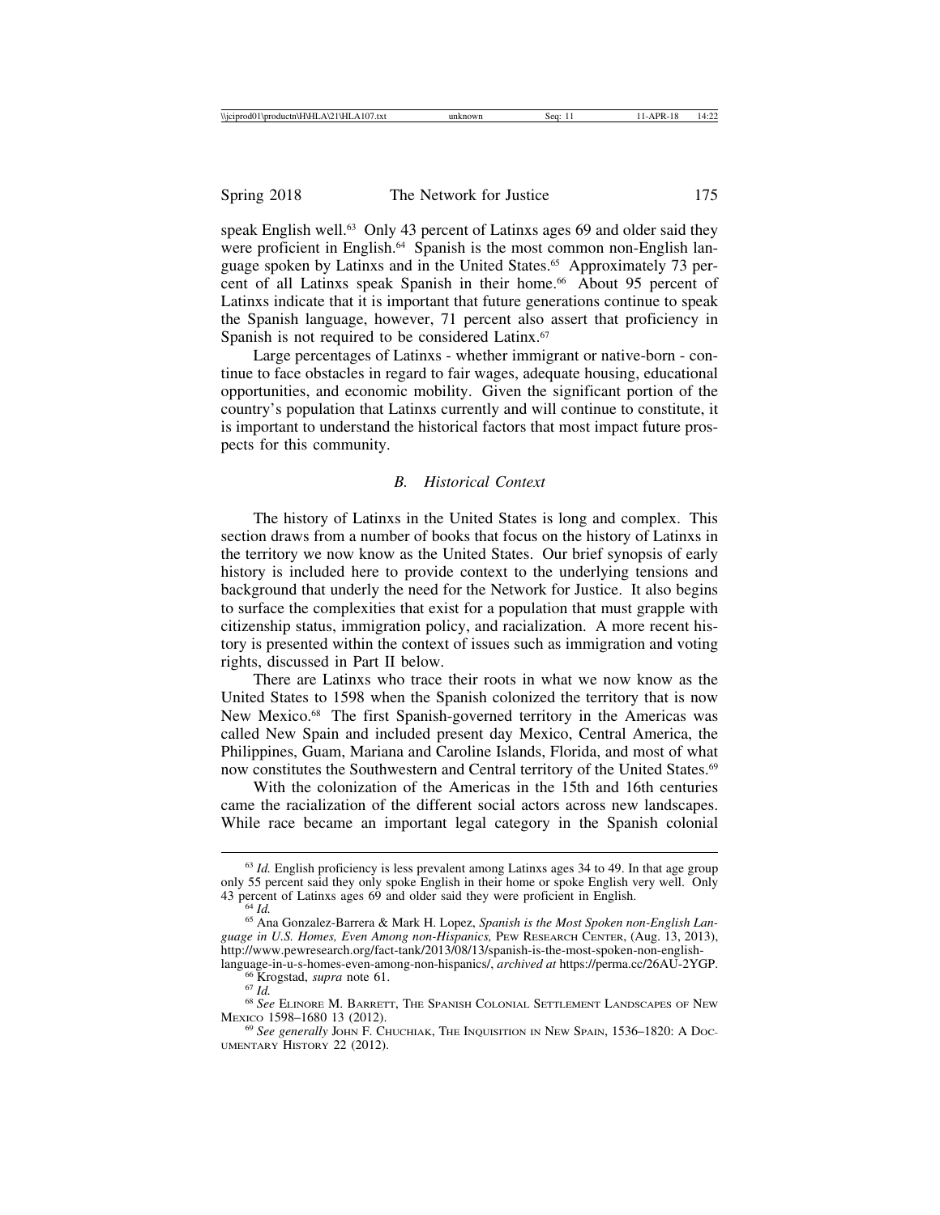speak English well.[63] Only 43 percent of Latinxs ages 69 and older said they were proficient in English.[64] Spanish is the most common non-English language spoken by Latinxs and in the United States.[65] Approximately 73 percent of all Latinxs speak Spanish in their home.[66] About 95 percent of Latinxs indicate that it is important that future generations continue to speak the Spanish language, however, 71 percent also assert that proficiency in Spanish is not required to be considered Latinx.[67]

Large percentages of Latinxs - whether immigrant or native-born - continue to face obstacles in regard to fair wages, adequate housing, educational opportunities, and economic mobility. Given the significant portion of the country's population that Latinxs currently and will continue to constitute, it is important to understand the historical factors that most impact future prospects for this community.

### *B. Historical Context*

The history of Latinxs in the United States is long and complex. This section draws from a number of books that focus on the history of Latinxs in the territory we now know as the United States. Our brief synopsis of early history is included here to provide context to the underlying tensions and background that underly the need for the Network for Justice. It also begins to surface the complexities that exist for a population that must grapple with citizenship status, immigration policy, and racialization. A more recent history is presented within the context of issues such as immigration and voting rights, discussed in Part II below.

There are Latinxs who trace their roots in what we now know as the United States to 1598 when the Spanish colonized the territory that is now New Mexico.[68] The first Spanish-governed territory in the Americas was called New Spain and included present day Mexico, Central America, the Philippines, Guam, Mariana and Caroline Islands, Florida, and most of what now constitutes the Southwestern and Central territory of the United States.[69]

With the colonization of the Americas in the 15th and 16th centuries came the racialization of the different social actors across new landscapes. While race became an important legal category in the Spanish colonial

---

[63] *Id.* English proficiency is less prevalent among Latinxs ages 34 to 49. In that age group only 55 percent said they only spoke English in their home or spoke English very well. Only 43 percent of Latinxs ages 69 and older said they were proficient in English.

[64] *Id.*

[65] Ana Gonzalez-Barrera & Mark H. Lopez, *Spanish is the Most Spoken non-English Language in U.S. Homes, Even Among non-Hispanics,* Pew Research Center, (Aug. 13, 2013), http://www.pewresearch.org/fact-tank/2013/08/13/spanish-is-the-most-spoken-non-english-language-in-u-s-homes-even-among-non-hispanics/, *archived at* https://perma.cc/26AU-2YGP.

[66] Krogstad, *supra* note 61.

[67] *Id.*

[68] *See* Elinore M. Barrett, The Spanish Colonial Settlement Landscapes of New Mexico 1598–1680 13 (2012).

[69] *See generally* John F. Chuchiak, The Inquisition in New Spain, 1536–1820: A Documentary History 22 (2012).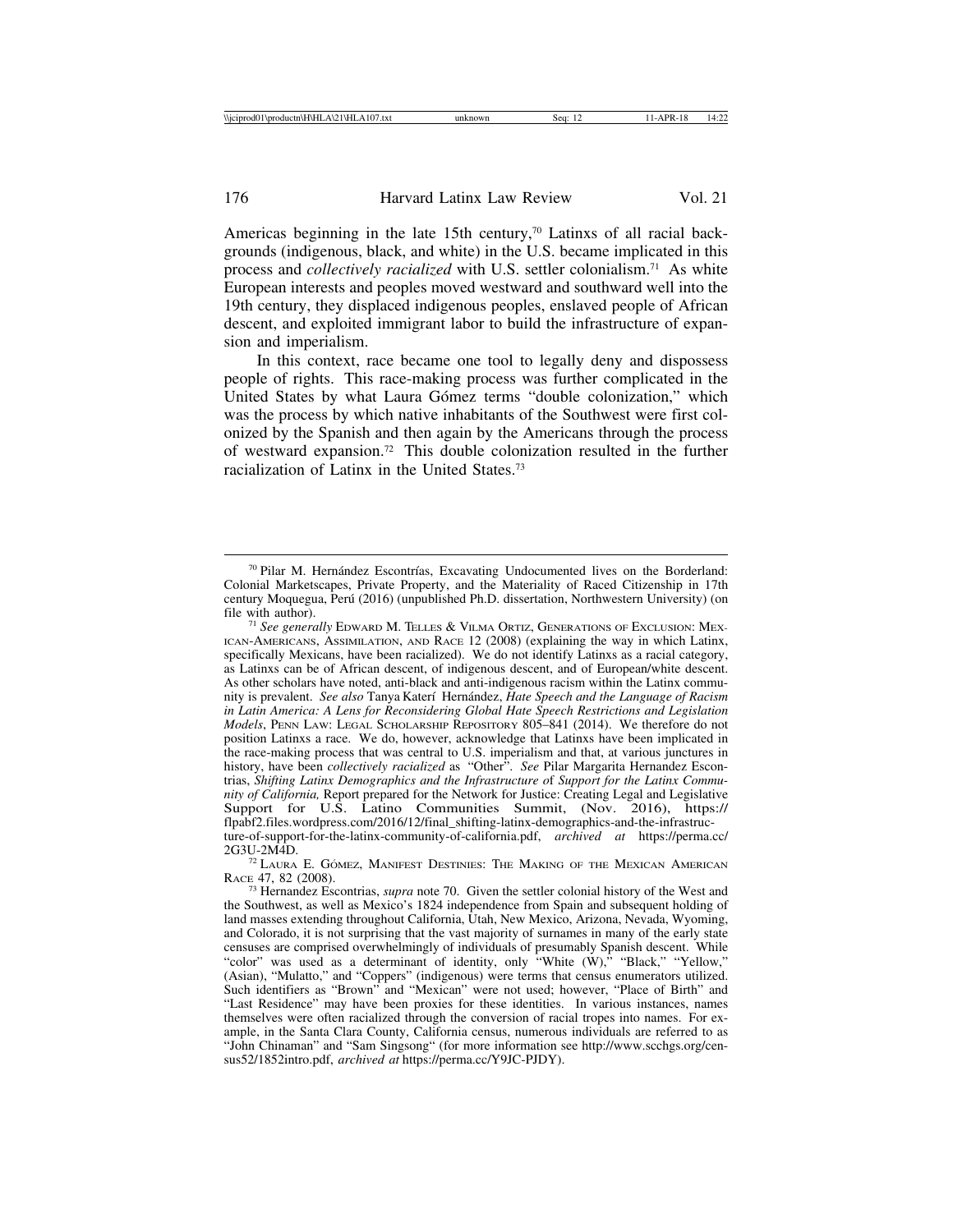Americas beginning in the late 15th century,[70] Latinxs of all racial backgrounds (indigenous, black, and white) in the U.S. became implicated in this process and *collectively racialized* with U.S. settler colonialism.[71] As white European interests and peoples moved westward and southward well into the 19th century, they displaced indigenous peoples, enslaved people of African descent, and exploited immigrant labor to build the infrastructure of expansion and imperialism.

In this context, race became one tool to legally deny and dispossess people of rights. This race-making process was further complicated in the United States by what Laura Gómez terms "double colonization," which was the process by which native inhabitants of the Southwest were first colonized by the Spanish and then again by the Americans through the process of westward expansion.[72] This double colonization resulted in the further racialization of Latinx in the United States.[73]

---

[70] Pilar M. Hernández Escontrías, Excavating Undocumented lives on the Borderland: Colonial Marketscapes, Private Property, and the Materiality of Raced Citizenship in 17th century Moquegua, Perú (2016) (unpublished Ph.D. dissertation, Northwestern University) (on file with author).

[71] *See generally* Edward M. Telles & Vilma Ortiz, Generations of Exclusion: Mexican-Americans, Assimilation, and Race 12 (2008) (explaining the way in which Latinx, specifically Mexicans, have been racialized). We do not identify Latinxs as a racial category, as Latinxs can be of African descent, of indigenous descent, and of European/white descent. As other scholars have noted, anti-black and anti-indigenous racism within the Latinx community is prevalent. *See also* Tanya Katerí Hernández, *Hate Speech and the Language of Racism in Latin America: A Lens for Reconsidering Global Hate Speech Restrictions and Legislation Models*, Penn Law: Legal Scholarship Repository 805–841 (2014). We therefore do not position Latinxs a race. We do, however, acknowledge that Latinxs have been implicated in the race-making process that was central to U.S. imperialism and that, at various junctures in history, have been *collectively racialized* as "Other". *See* Pilar Margarita Hernandez Escontrias, *Shifting Latinx Demographics and the Infrastructure of Support for the Latinx Community of California,* Report prepared for the Network for Justice: Creating Legal and Legislative Support for U.S. Latino Communities Summit, (Nov. 2016), https://flpabf2.files.wordpress.com/2016/12/final_shifting-latinx-demographics-and-the-infrastructure-of-support-for-the-latinx-community-of-california.pdf, *archived at* https://perma.cc/2G3U-2M4D.

[72] Laura E. Gómez, Manifest Destinies: The Making of the Mexican American Race 47, 82 (2008).

[73] Hernandez Escontrias, *supra* note 70. Given the settler colonial history of the West and the Southwest, as well as Mexico's 1824 independence from Spain and subsequent holding of land masses extending throughout California, Utah, New Mexico, Arizona, Nevada, Wyoming, and Colorado, it is not surprising that the vast majority of surnames in many of the early state censuses are comprised overwhelmingly of individuals of presumably Spanish descent. While "color" was used as a determinant of identity, only "White (W)," "Black," "Yellow," (Asian), "Mulatto," and "Coppers" (indigenous) were terms that census enumerators utilized. Such identifiers as "Brown" and "Mexican" were not used; however, "Place of Birth" and "Last Residence" may have been proxies for these identities. In various instances, names themselves were often racialized through the conversion of racial tropes into names. For example, in the Santa Clara County, California census, numerous individuals are referred to as "John Chinaman" and "Sam Singsong" (for more information see http://www.scchgs.org/census52/1852intro.pdf, *archived at* https://perma.cc/Y9JC-PJDY).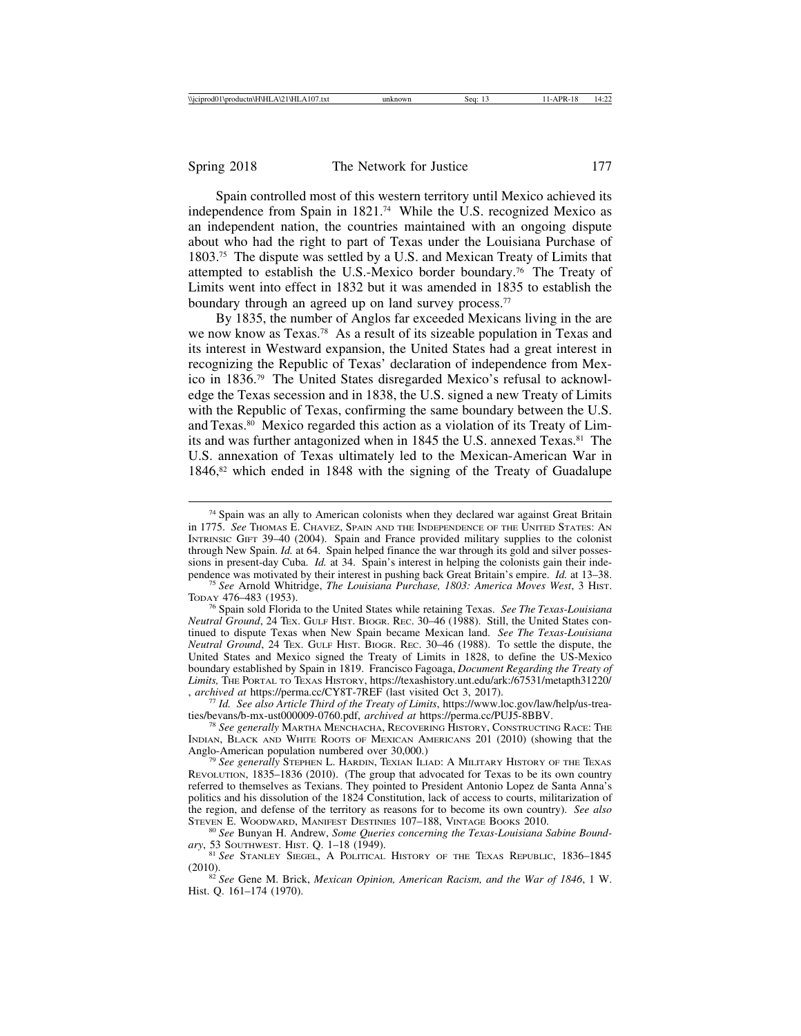Spain controlled most of this western territory until Mexico achieved its independence from Spain in 1821.[74] While the U.S. recognized Mexico as an independent nation, the countries maintained with an ongoing dispute about who had the right to part of Texas under the Louisiana Purchase of 1803.[75] The dispute was settled by a U.S. and Mexican Treaty of Limits that attempted to establish the U.S.-Mexico border boundary.[76] The Treaty of Limits went into effect in 1832 but it was amended in 1835 to establish the boundary through an agreed up on land survey process.[77]

By 1835, the number of Anglos far exceeded Mexicans living in the are we now know as Texas.[78] As a result of its sizeable population in Texas and its interest in Westward expansion, the United States had a great interest in recognizing the Republic of Texas' declaration of independence from Mexico in 1836.[79] The United States disregarded Mexico's refusal to acknowledge the Texas secession and in 1838, the U.S. signed a new Treaty of Limits with the Republic of Texas, confirming the same boundary between the U.S. and Texas.[80] Mexico regarded this action as a violation of its Treaty of Limits and was further antagonized when in 1845 the U.S. annexed Texas.[81] The U.S. annexation of Texas ultimately led to the Mexican-American War in 1846,[82] which ended in 1848 with the signing of the Treaty of Guadalupe

---

[74] Spain was an ally to American colonists when they declared war against Great Britain in 1775. *See* Thomas E. Chavez, Spain and the Independence of the United States: An Intrinsic Gift 39–40 (2004). Spain and France provided military supplies to the colonist through New Spain. *Id.* at 64. Spain helped finance the war through its gold and silver possessions in present-day Cuba. *Id.* at 34. Spain's interest in helping the colonists gain their independence was motivated by their interest in pushing back Great Britain's empire. *Id.* at 13–38.

[75] *See* Arnold Whitridge, *The Louisiana Purchase, 1803: America Moves West*, 3 Hist. Today 476–483 (1953).

[76] Spain sold Florida to the United States while retaining Texas. *See The Texas-Louisiana Neutral Ground*, 24 Tex. Gulf Hist. Biogr. Rec. 30–46 (1988). Still, the United States continued to dispute Texas when New Spain became Mexican land. *See The Texas-Louisiana Neutral Ground*, 24 Tex. Gulf Hist. Biogr. Rec. 30–46 (1988). To settle the dispute, the United States and Mexico signed the Treaty of Limits in 1828, to define the US-Mexico boundary established by Spain in 1819. Francisco Fagoaga, *Document Regarding the Treaty of Limits,* The Portal to Texas History, https://texashistory.unt.edu/ark:/67531/metapth31220/ , *archived at* https://perma.cc/CY8T-7REF (last visited Oct 3, 2017).

[77] *Id. See also Article Third of the Treaty of Limits*, https://www.loc.gov/law/help/us-treaties/bevans/b-mx-ust000009-0760.pdf, *archived at* https://perma.cc/PUJ5-8BBV.

[78] *See generally* Martha Menchacha, Recovering History, Constructing Race: The Indian, Black and White Roots of Mexican Americans 201 (2010) (showing that the Anglo-American population numbered over 30,000.)

[79] *See generally* Stephen L. Hardin, Texian Iliad: A Military History of the Texas Revolution, 1835–1836 (2010). (The group that advocated for Texas to be its own country referred to themselves as Texians. They pointed to President Antonio Lopez de Santa Anna's politics and his dissolution of the 1824 Constitution, lack of access to courts, militarization of the region, and defense of the territory as reasons for to become its own country). *See also* Steven E. Woodward, Manifest Destinies 107–188, Vintage Books 2010.

[80] *See* Bunyan H. Andrew, *Some Queries concerning the Texas-Louisiana Sabine Boundary*, 53 Southwest. Hist. Q. 1–18 (1949).

[81] *See* Stanley Siegel, A Political History of the Texas Republic, 1836–1845 (2010).

[82] *See* Gene M. Brick, *Mexican Opinion, American Racism, and the War of 1846*, 1 W. Hist. Q. 161–174 (1970).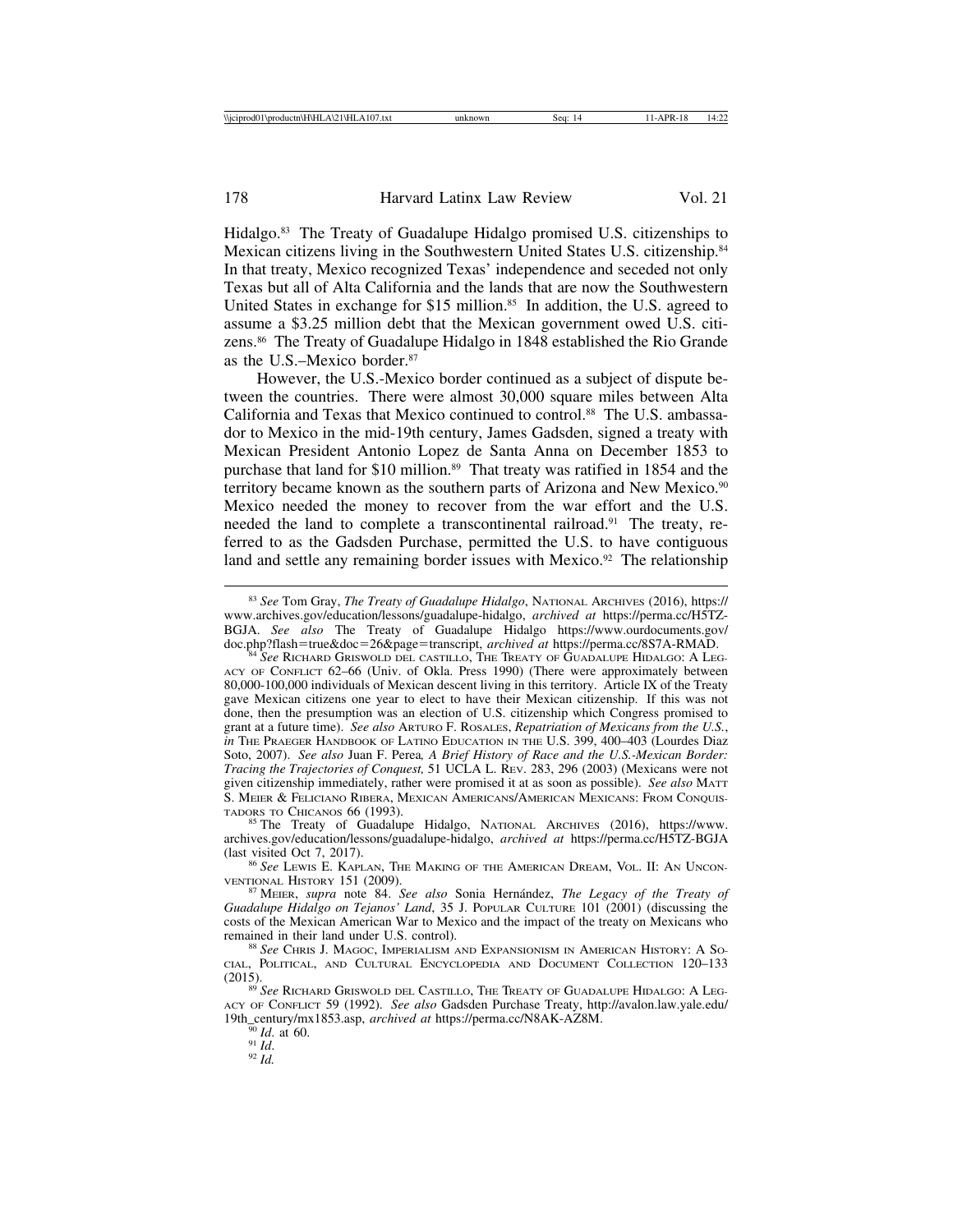Hidalgo.[83] The Treaty of Guadalupe Hidalgo promised U.S. citizenships to Mexican citizens living in the Southwestern United States U.S. citizenship.[84] In that treaty, Mexico recognized Texas' independence and seceded not only Texas but all of Alta California and the lands that are now the Southwestern United States in exchange for $15 million.[85] In addition, the U.S. agreed to assume a $3.25 million debt that the Mexican government owed U.S. citizens.[86] The Treaty of Guadalupe Hidalgo in 1848 established the Rio Grande as the U.S.–Mexico border.[87]

However, the U.S.-Mexico border continued as a subject of dispute between the countries. There were almost 30,000 square miles between Alta California and Texas that Mexico continued to control.[88] The U.S. ambassador to Mexico in the mid-19th century, James Gadsden, signed a treaty with Mexican President Antonio Lopez de Santa Anna on December 1853 to purchase that land for $10 million.[89] That treaty was ratified in 1854 and the territory became known as the southern parts of Arizona and New Mexico.[90] Mexico needed the money to recover from the war effort and the U.S. needed the land to complete a transcontinental railroad.[91] The treaty, referred to as the Gadsden Purchase, permitted the U.S. to have contiguous land and settle any remaining border issues with Mexico.[92] The relationship

---

[83] *See* Tom Gray, *The Treaty of Guadalupe Hidalgo*, NATIONAL ARCHIVES (2016), https://www.archives.gov/education/lessons/guadalupe-hidalgo, *archived at* https://perma.cc/H5TZ-BGJA. *See also* The Treaty of Guadalupe Hidalgo https://www.ourdocuments.gov/doc.php?flash=true&doc=26&page=transcript, *archived at* https://perma.cc/8S7A-RMAD.

[84] *See* RICHARD GRISWOLD DEL CASTILLO, THE TREATY OF GUADALUPE HIDALGO: A LEGACY OF CONFLICT 62–66 (Univ. of Okla. Press 1990) (There were approximately between 80,000-100,000 individuals of Mexican descent living in this territory. Article IX of the Treaty gave Mexican citizens one year to elect to have their Mexican citizenship. If this was not done, then the presumption was an election of U.S. citizenship which Congress promised to grant at a future time). *See also* ARTURO F. ROSALES, *Repatriation of Mexicans from the U.S.*, *in* THE PRAEGER HANDBOOK OF LATINO EDUCATION IN THE U.S. 399, 400–403 (Lourdes Diaz Soto, 2007). *See also* Juan F. Perea*, A Brief History of Race and the U.S.-Mexican Border: Tracing the Trajectories of Conquest,* 51 UCLA L. REV. 283, 296 (2003) (Mexicans were not given citizenship immediately, rather were promised it at as soon as possible). *See also* MATT S. MEIER & FELICIANO RIBERA, MEXICAN AMERICANS/AMERICAN MEXICANS: FROM CONQUISTADORS TO CHICANOS 66 (1993).

[85] The Treaty of Guadalupe Hidalgo, NATIONAL ARCHIVES (2016), https://www.archives.gov/education/lessons/guadalupe-hidalgo, *archived at* https://perma.cc/H5TZ-BGJA (last visited Oct 7, 2017).

[86] *See* LEWIS E. KAPLAN, THE MAKING OF THE AMERICAN DREAM, VOL. II: AN UNCONVENTIONAL HISTORY 151 (2009).

[87] MEIER, *supra* note 84. *See also* Sonia Hernández, *The Legacy of the Treaty of Guadalupe Hidalgo on Tejanos' Land*, 35 J. POPULAR CULTURE 101 (2001) (discussing the costs of the Mexican American War to Mexico and the impact of the treaty on Mexicans who remained in their land under U.S. control).

[88] *See* CHRIS J. MAGOC, IMPERIALISM AND EXPANSIONISM IN AMERICAN HISTORY: A SOCIAL, POLITICAL, AND CULTURAL ENCYCLOPEDIA AND DOCUMENT COLLECTION 120–133 (2015).

[89] *See* RICHARD GRISWOLD DEL CASTILLO, THE TREATY OF GUADALUPE HIDALGO: A LEGACY OF CONFLICT 59 (1992). *See also* Gadsden Purchase Treaty, http://avalon.law.yale.edu/19th_century/mx1853.asp, *archived at* https://perma.cc/N8AK-AZ8M.

[90] *Id*. at 60.

[91] *Id*.

[92] *Id.*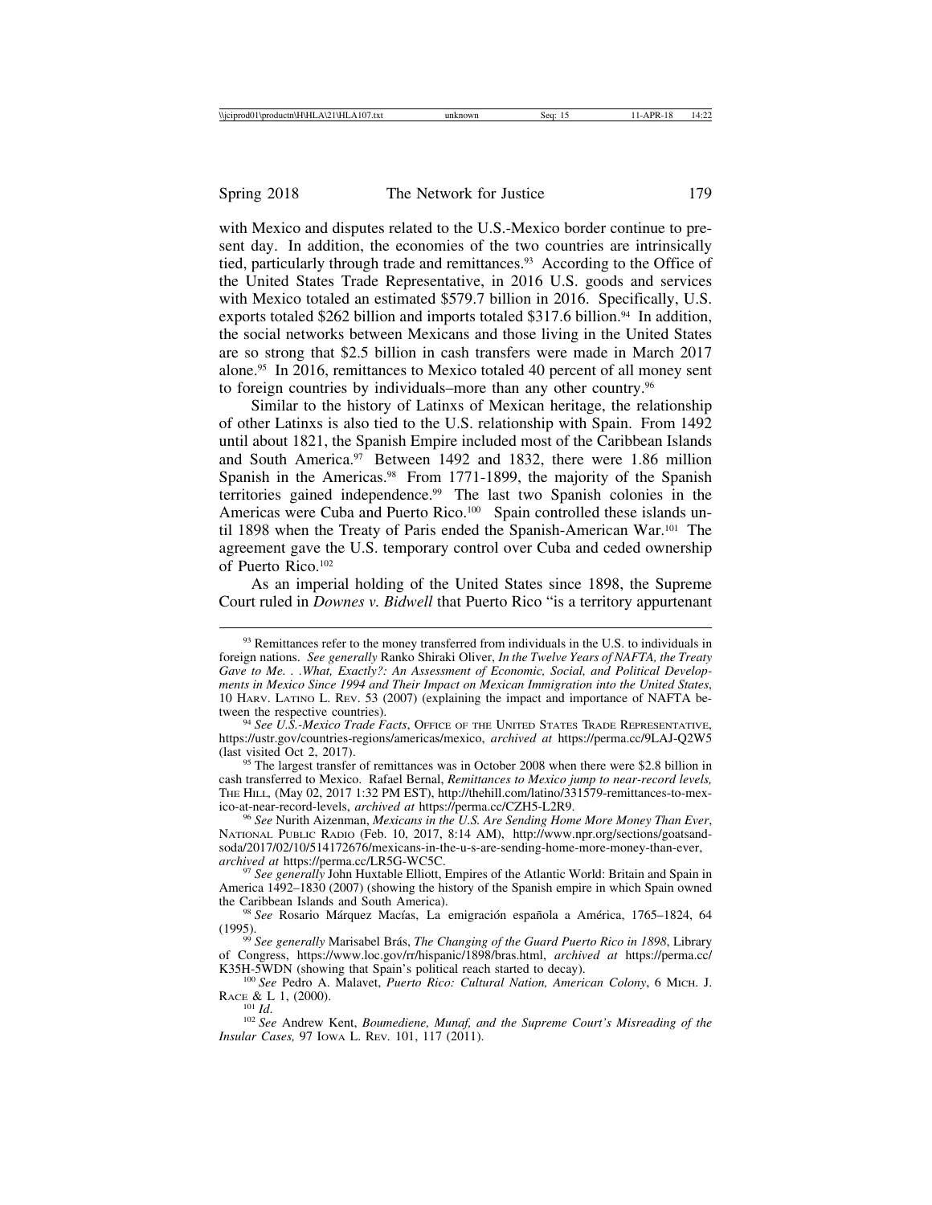with Mexico and disputes related to the U.S.-Mexico border continue to present day. In addition, the economies of the two countries are intrinsically tied, particularly through trade and remittances.[93] According to the Office of the United States Trade Representative, in 2016 U.S. goods and services with Mexico totaled an estimated $579.7 billion in 2016. Specifically, U.S. exports totaled $262 billion and imports totaled $317.6 billion.[94] In addition, the social networks between Mexicans and those living in the United States are so strong that $2.5 billion in cash transfers were made in March 2017 alone.[95] In 2016, remittances to Mexico totaled 40 percent of all money sent to foreign countries by individuals–more than any other country.[96]

Similar to the history of Latinxs of Mexican heritage, the relationship of other Latinxs is also tied to the U.S. relationship with Spain. From 1492 until about 1821, the Spanish Empire included most of the Caribbean Islands and South America.[97] Between 1492 and 1832, there were 1.86 million Spanish in the Americas.[98] From 1771-1899, the majority of the Spanish territories gained independence.[99] The last two Spanish colonies in the Americas were Cuba and Puerto Rico.[100] Spain controlled these islands until 1898 when the Treaty of Paris ended the Spanish-American War.[101] The agreement gave the U.S. temporary control over Cuba and ceded ownership of Puerto Rico.[102]

As an imperial holding of the United States since 1898, the Supreme Court ruled in *Downes v. Bidwell* that Puerto Rico "is a territory appurtenant

---

[93] Remittances refer to the money transferred from individuals in the U.S. to individuals in foreign nations. *See generally* Ranko Shiraki Oliver, *In the Twelve Years of NAFTA, the Treaty Gave to Me. . .What, Exactly?: An Assessment of Economic, Social, and Political Developments in Mexico Since 1994 and Their Impact on Mexican Immigration into the United States*, 10 Harv. Latino L. Rev. 53 (2007) (explaining the impact and importance of NAFTA between the respective countries).

[94] *See U.S.-Mexico Trade Facts*, Office of the United States Trade Representative, https://ustr.gov/countries-regions/americas/mexico, *archived at* https://perma.cc/9LAJ-Q2W5 (last visited Oct 2, 2017).

[95] The largest transfer of remittances was in October 2008 when there were $2.8 billion in cash transferred to Mexico. Rafael Bernal, *Remittances to Mexico jump to near-record levels,* The Hill, (May 02, 2017 1:32 PM EST), http://thehill.com/latino/331579-remittances-to-mexico-at-near-record-levels, *archived at* https://perma.cc/CZH5-L2R9.

[96] *See* Nurith Aizenman, *Mexicans in the U.S. Are Sending Home More Money Than Ever*, National Public Radio (Feb. 10, 2017, 8:14 AM), http://www.npr.org/sections/goatsandsoda/2017/02/10/514172676/mexicans-in-the-u-s-are-sending-home-more-money-than-ever, *archived at* https://perma.cc/LR5G-WC5C.

[97] *See generally* John Huxtable Elliott, Empires of the Atlantic World: Britain and Spain in America 1492–1830 (2007) (showing the history of the Spanish empire in which Spain owned the Caribbean Islands and South America).

[98] *See* Rosario Márquez Macías, La emigración española a América, 1765–1824, 64 (1995).

[99] *See generally* Marisabel Brás, *The Changing of the Guard Puerto Rico in 1898*, Library of Congress, https://www.loc.gov/rr/hispanic/1898/bras.html, *archived at* https://perma.cc/K35H-5WDN (showing that Spain's political reach started to decay).

[100] *See* Pedro A. Malavet, *Puerto Rico: Cultural Nation, American Colony*, 6 Mich. J. Race & L 1, (2000).

[101] *Id.*

[102] *See* Andrew Kent, *Boumediene, Munaf, and the Supreme Court's Misreading of the Insular Cases,* 97 Iowa L. Rev. 101, 117 (2011).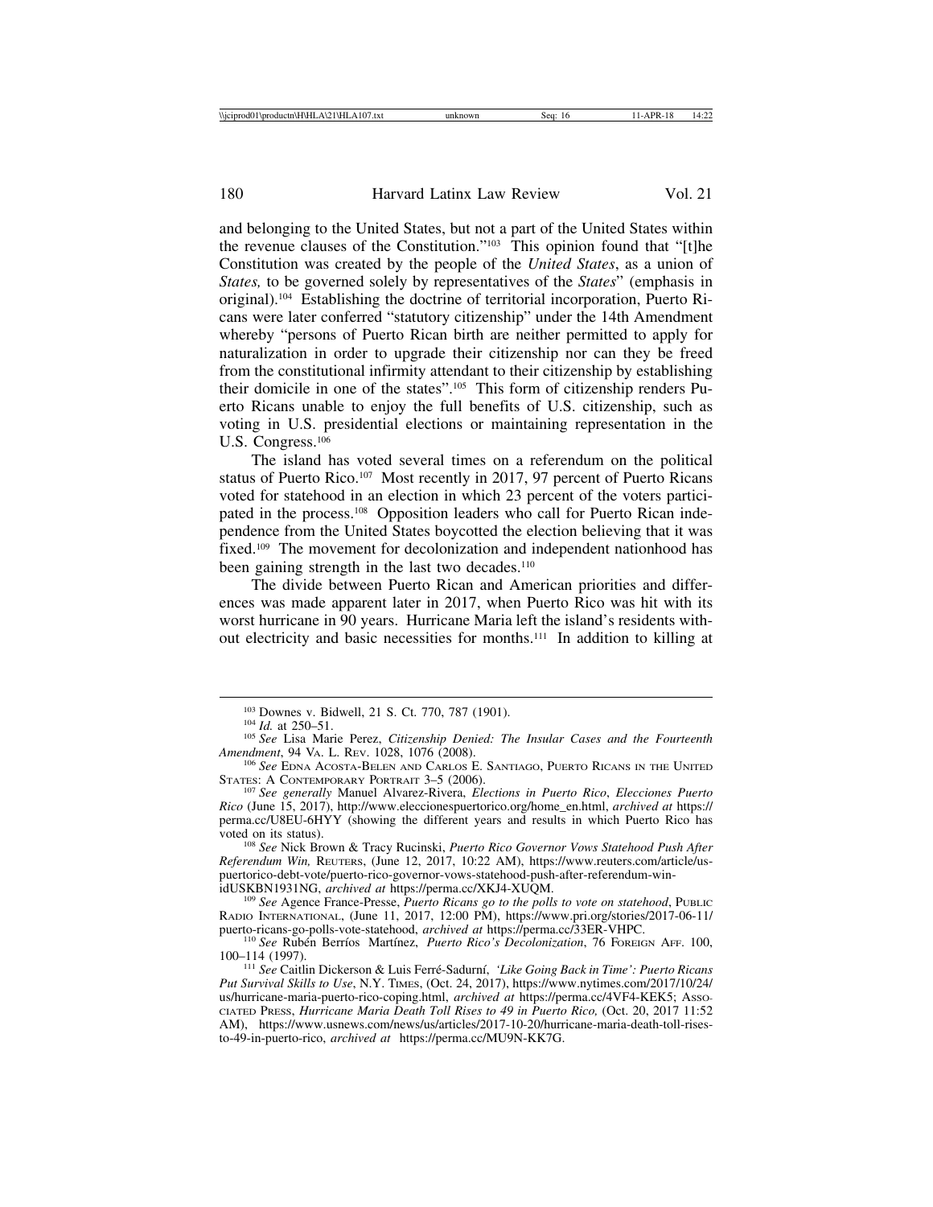and belonging to the United States, but not a part of the United States within the revenue clauses of the Constitution."[103] This opinion found that "[t]he Constitution was created by the people of the *United States*, as a union of *States,* to be governed solely by representatives of the *States*" (emphasis in original).[104] Establishing the doctrine of territorial incorporation, Puerto Ricans were later conferred "statutory citizenship" under the 14th Amendment whereby "persons of Puerto Rican birth are neither permitted to apply for naturalization in order to upgrade their citizenship nor can they be freed from the constitutional infirmity attendant to their citizenship by establishing their domicile in one of the states".[105] This form of citizenship renders Puerto Ricans unable to enjoy the full benefits of U.S. citizenship, such as voting in U.S. presidential elections or maintaining representation in the U.S. Congress.[106]

The island has voted several times on a referendum on the political status of Puerto Rico.[107] Most recently in 2017, 97 percent of Puerto Ricans voted for statehood in an election in which 23 percent of the voters participated in the process.[108] Opposition leaders who call for Puerto Rican independence from the United States boycotted the election believing that it was fixed.[109] The movement for decolonization and independent nationhood has been gaining strength in the last two decades.[110]

The divide between Puerto Rican and American priorities and differences was made apparent later in 2017, when Puerto Rico was hit with its worst hurricane in 90 years. Hurricane Maria left the island's residents without electricity and basic necessities for months.[111] In addition to killing at

---

[103] Downes v. Bidwell, 21 S. Ct. 770, 787 (1901).

[104] *Id.* at 250–51.

[105] *See* Lisa Marie Perez, *Citizenship Denied: The Insular Cases and the Fourteenth Amendment*, 94 VA. L. REV. 1028, 1076 (2008).

[106] *See* EDNA ACOSTA-BELEN AND CARLOS E. SANTIAGO, PUERTO RICANS IN THE UNITED STATES: A CONTEMPORARY PORTRAIT 3–5 (2006).

[107] *See generally* Manuel Alvarez-Rivera, *Elections in Puerto Rico*, *Elecciones Puerto Rico* (June 15, 2017), http://www.eleccionespuertorico.org/home_en.html, *archived at* https://perma.cc/U8EU-6HYY (showing the different years and results in which Puerto Rico has voted on its status).

[108] *See* Nick Brown & Tracy Rucinski, *Puerto Rico Governor Vows Statehood Push After Referendum Win,* REUTERS, (June 12, 2017, 10:22 AM), https://www.reuters.com/article/us-puertorico-debt-vote/puerto-rico-governor-vows-statehood-push-after-referendum-win-idUSKBN1931NG, *archived at* https://perma.cc/XKJ4-XUQM.

[109] *See* Agence France-Presse, *Puerto Ricans go to the polls to vote on statehood*, PUBLIC RADIO INTERNATIONAL, (June 11, 2017, 12:00 PM), https://www.pri.org/stories/2017-06-11/puerto-ricans-go-polls-vote-statehood, *archived at* https://perma.cc/33ER-VHPC.

[110] *See* Rubén Berríos Martínez, *Puerto Rico's Decolonization*, 76 FOREIGN AFF. 100, 100–114 (1997).

[111] *See* Caitlin Dickerson & Luis Ferré-Sadurní, *'Like Going Back in Time': Puerto Ricans Put Survival Skills to Use*, N.Y. TIMES, (Oct. 24, 2017), https://www.nytimes.com/2017/10/24/us/hurricane-maria-puerto-rico-coping.html, *archived at* https://perma.cc/4VF4-KEK5; ASSOCIATED PRESS, *Hurricane Maria Death Toll Rises to 49 in Puerto Rico,* (Oct. 20, 2017 11:52 AM), https://www.usnews.com/news/us/articles/2017-10-20/hurricane-maria-death-toll-rises-to-49-in-puerto-rico, *archived at* https://perma.cc/MU9N-KK7G.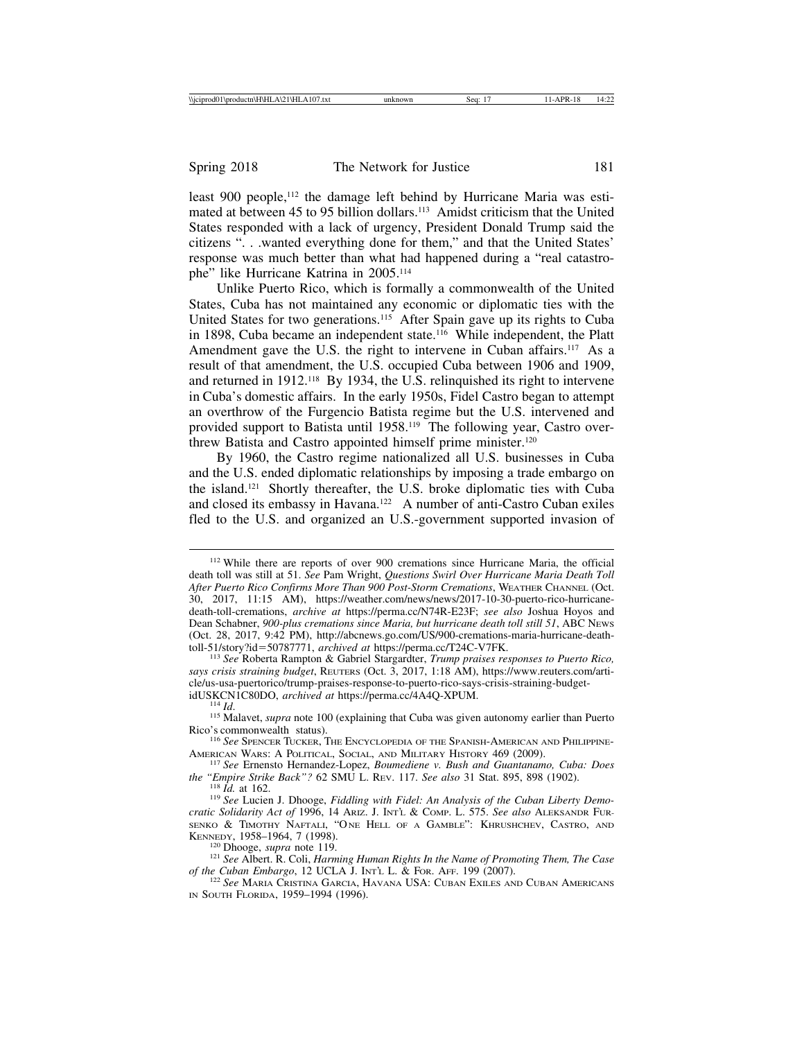least 900 people,[112] the damage left behind by Hurricane Maria was estimated at between 45 to 95 billion dollars.[113] Amidst criticism that the United States responded with a lack of urgency, President Donald Trump said the citizens ". . .wanted everything done for them," and that the United States' response was much better than what had happened during a "real catastrophe" like Hurricane Katrina in 2005.[114]

Unlike Puerto Rico, which is formally a commonwealth of the United States, Cuba has not maintained any economic or diplomatic ties with the United States for two generations.[115] After Spain gave up its rights to Cuba in 1898, Cuba became an independent state.[116] While independent, the Platt Amendment gave the U.S. the right to intervene in Cuban affairs.[117] As a result of that amendment, the U.S. occupied Cuba between 1906 and 1909, and returned in 1912.[118] By 1934, the U.S. relinquished its right to intervene in Cuba's domestic affairs. In the early 1950s, Fidel Castro began to attempt an overthrow of the Furgencio Batista regime but the U.S. intervened and provided support to Batista until 1958.[119] The following year, Castro overthrew Batista and Castro appointed himself prime minister.[120]

By 1960, the Castro regime nationalized all U.S. businesses in Cuba and the U.S. ended diplomatic relationships by imposing a trade embargo on the island.[121] Shortly thereafter, the U.S. broke diplomatic ties with Cuba and closed its embassy in Havana.[122] A number of anti-Castro Cuban exiles fled to the U.S. and organized an U.S.-government supported invasion of

---

[112] While there are reports of over 900 cremations since Hurricane Maria, the official death toll was still at 51. *See* Pam Wright, *Questions Swirl Over Hurricane Maria Death Toll After Puerto Rico Confirms More Than 900 Post-Storm Cremations*, Weather Channel (Oct. 30, 2017, 11:15 AM), https://weather.com/news/news/2017-10-30-puerto-rico-hurricane-death-toll-cremations, *archive at* https://perma.cc/N74R-E23F; *see also* Joshua Hoyos and Dean Schabner, *900-plus cremations since Maria, but hurricane death toll still 51*, ABC News (Oct. 28, 2017, 9:42 PM), http://abcnews.go.com/US/900-cremations-maria-hurricane-death-toll-51/story?id=50787771, *archived at* https://perma.cc/T24C-V7FK.

[113] *See* Roberta Rampton & Gabriel Stargardter, *Trump praises responses to Puerto Rico, says crisis straining budget*, Reuters (Oct. 3, 2017, 1:18 AM), https://www.reuters.com/article/us-usa-puertorico/trump-praises-response-to-puerto-rico-says-crisis-straining-budget-idUSKCN1C80DO, *archived at* https://perma.cc/4A4Q-XPUM.

[114] *Id.*

[115] Malavet, *supra* note 100 (explaining that Cuba was given autonomy earlier than Puerto Rico's commonwealth status).

[116] *See* Spencer Tucker, The Encyclopedia of the Spanish-American and Philippine-American Wars: A Political, Social, and Military History 469 (2009).

[117] *See* Ernensto Hernandez-Lopez, *Boumediene v. Bush and Guantanamo, Cuba: Does the "Empire Strike Back"?* 62 SMU L. Rev. 117. *See also* 31 Stat. 895, 898 (1902).

[118] *Id.* at 162.

[119] *See* Lucien J. Dhooge, *Fiddling with Fidel: An Analysis of the Cuban Liberty Democratic Solidarity Act of* 1996, 14 Ariz. J. Int'l & Comp. L. 575. *See also* Aleksandr Fursenko & Timothy Naftali, "One Hell of a Gamble": Khrushchev, Castro, and Kennedy, 1958–1964, 7 (1998).

[120] Dhooge, *supra* note 119.

[121] *See* Albert. R. Coli, *Harming Human Rights In the Name of Promoting Them, The Case of the Cuban Embargo*, 12 UCLA J. Int'l L. & For. Aff. 199 (2007).

[122] *See* Maria Cristina Garcia, Havana USA: Cuban Exiles and Cuban Americans in South Florida, 1959–1994 (1996).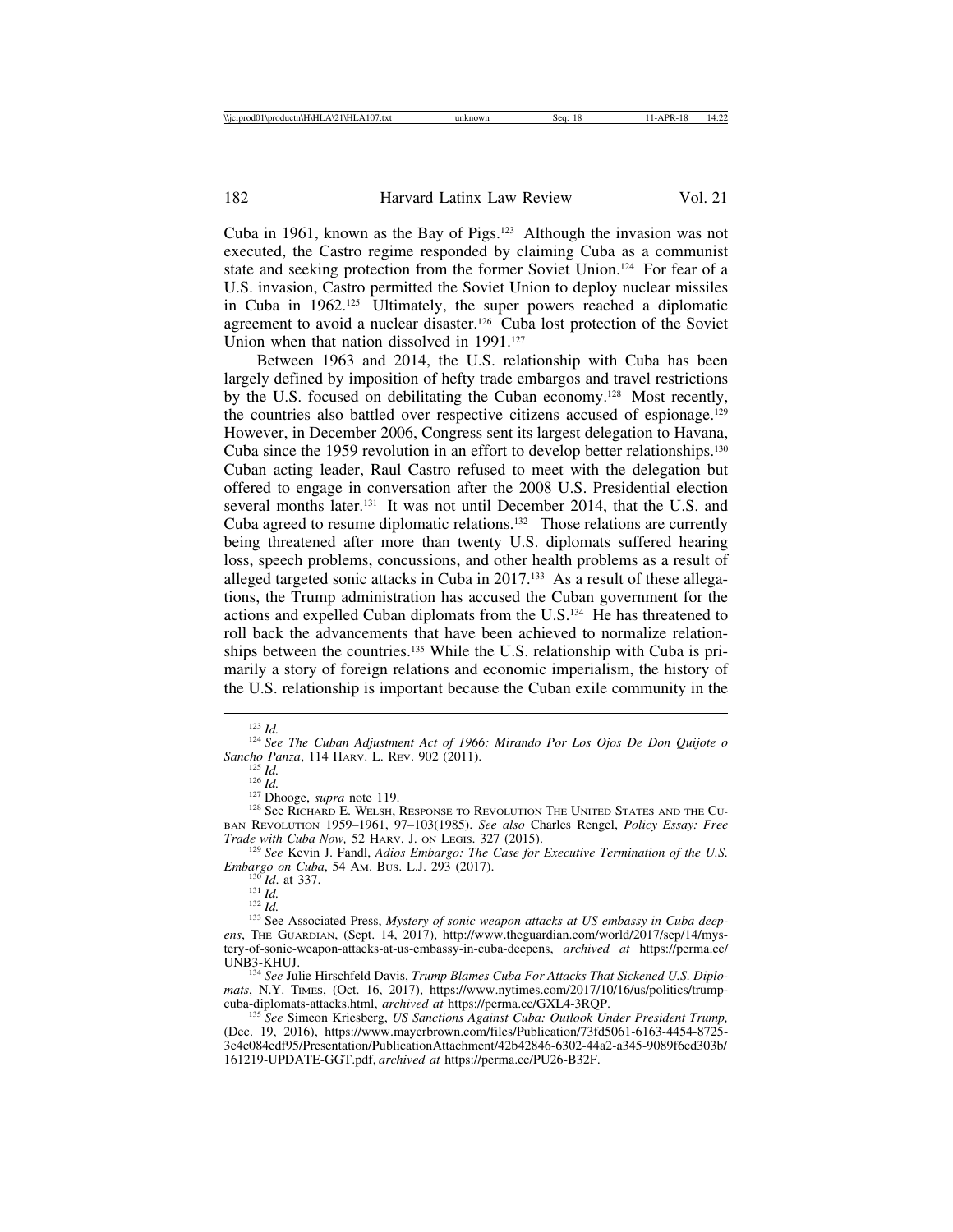Cuba in 1961, known as the Bay of Pigs.[123] Although the invasion was not executed, the Castro regime responded by claiming Cuba as a communist state and seeking protection from the former Soviet Union.[124] For fear of a U.S. invasion, Castro permitted the Soviet Union to deploy nuclear missiles in Cuba in 1962.[125] Ultimately, the super powers reached a diplomatic agreement to avoid a nuclear disaster.[126] Cuba lost protection of the Soviet Union when that nation dissolved in 1991.[127]

Between 1963 and 2014, the U.S. relationship with Cuba has been largely defined by imposition of hefty trade embargos and travel restrictions by the U.S. focused on debilitating the Cuban economy.[128] Most recently, the countries also battled over respective citizens accused of espionage.[129] However, in December 2006, Congress sent its largest delegation to Havana, Cuba since the 1959 revolution in an effort to develop better relationships.[130] Cuban acting leader, Raul Castro refused to meet with the delegation but offered to engage in conversation after the 2008 U.S. Presidential election several months later.[131] It was not until December 2014, that the U.S. and Cuba agreed to resume diplomatic relations.[132] Those relations are currently being threatened after more than twenty U.S. diplomats suffered hearing loss, speech problems, concussions, and other health problems as a result of alleged targeted sonic attacks in Cuba in 2017.[133] As a result of these allegations, the Trump administration has accused the Cuban government for the actions and expelled Cuban diplomats from the U.S.[134] He has threatened to roll back the advancements that have been achieved to normalize relationships between the countries.[135] While the U.S. relationship with Cuba is primarily a story of foreign relations and economic imperialism, the history of the U.S. relationship is important because the Cuban exile community in the

---

[123] *Id.*

[124] *See The Cuban Adjustment Act of 1966: Mirando Por Los Ojos De Don Quijote o Sancho Panza*, 114 Harv. L. Rev. 902 (2011).

[125] *Id.*

[126] *Id.*

[127] Dhooge, *supra* note 119.

[128] See Richard E. Welsh, Response to Revolution The United States and the Cuban Revolution 1959–1961, 97–103(1985). *See also* Charles Rengel, *Policy Essay: Free Trade with Cuba Now,* 52 Harv. J. on Legis. 327 (2015).

[129] *See* Kevin J. Fandl, *Adios Embargo: The Case for Executive Termination of the U.S. Embargo on Cuba*, 54 Am. Bus. L.J. 293 (2017).

[130] *Id.* at 337.

[131] *Id.*

[132] *Id.*

[133] See Associated Press, *Mystery of sonic weapon attacks at US embassy in Cuba deepens*, The Guardian, (Sept. 14, 2017), http://www.theguardian.com/world/2017/sep/14/mystery-of-sonic-weapon-attacks-at-us-embassy-in-cuba-deepens, *archived at* https://perma.cc/UNB3-KHUJ.

[134] *See* Julie Hirschfeld Davis, *Trump Blames Cuba For Attacks That Sickened U.S. Diplomats*, N.Y. Times, (Oct. 16, 2017), https://www.nytimes.com/2017/10/16/us/politics/trump-cuba-diplomats-attacks.html, *archived at* https://perma.cc/GXL4-3RQP.

[135] *See* Simeon Kriesberg, *US Sanctions Against Cuba: Outlook Under President Trump,* (Dec. 19, 2016), https://www.mayerbrown.com/files/Publication/73fd5061-6163-4454-8725-3c4c084edf95/Presentation/PublicationAttachment/42b42846-6302-44a2-a345-9089f6cd303b/161219-UPDATE-GGT.pdf, *archived at* https://perma.cc/PU26-B32F.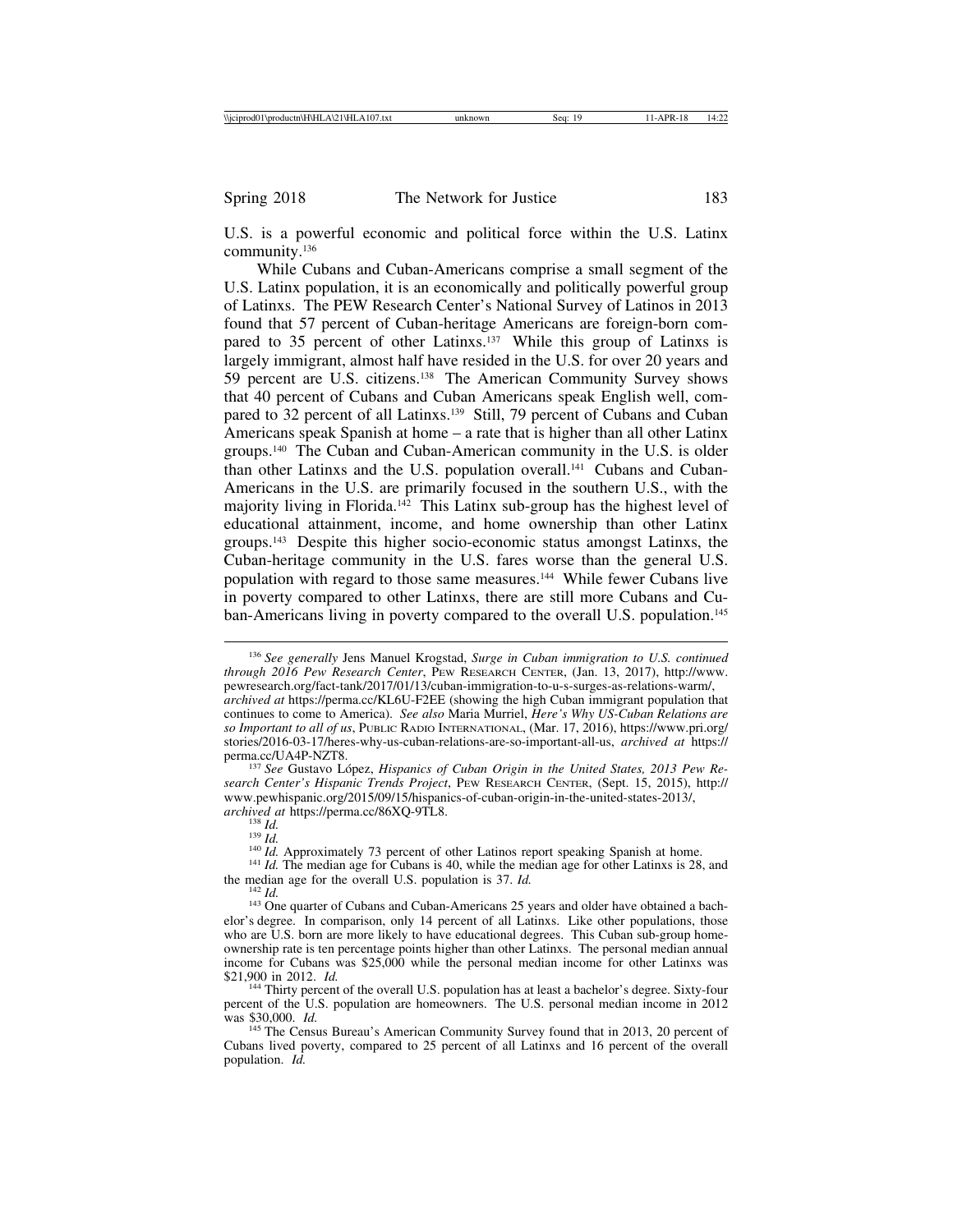U.S. is a powerful economic and political force within the U.S. Latinx community.[136]

While Cubans and Cuban-Americans comprise a small segment of the U.S. Latinx population, it is an economically and politically powerful group of Latinxs. The PEW Research Center's National Survey of Latinos in 2013 found that 57 percent of Cuban-heritage Americans are foreign-born compared to 35 percent of other Latinxs.[137] While this group of Latinxs is largely immigrant, almost half have resided in the U.S. for over 20 years and 59 percent are U.S. citizens.[138] The American Community Survey shows that 40 percent of Cubans and Cuban Americans speak English well, compared to 32 percent of all Latinxs.[139] Still, 79 percent of Cubans and Cuban Americans speak Spanish at home – a rate that is higher than all other Latinx groups.[140] The Cuban and Cuban-American community in the U.S. is older than other Latinxs and the U.S. population overall.[141] Cubans and Cuban-Americans in the U.S. are primarily focused in the southern U.S., with the majority living in Florida.[142] This Latinx sub-group has the highest level of educational attainment, income, and home ownership than other Latinx groups.[143] Despite this higher socio-economic status amongst Latinxs, the Cuban-heritage community in the U.S. fares worse than the general U.S. population with regard to those same measures.[144] While fewer Cubans live in poverty compared to other Latinxs, there are still more Cubans and Cuban-Americans living in poverty compared to the overall U.S. population.[145]

---

[136] *See generally* Jens Manuel Krogstad, *Surge in Cuban immigration to U.S. continued through 2016 Pew Research Center*, PEW RESEARCH CENTER, (Jan. 13, 2017), http://www.pewresearch.org/fact-tank/2017/01/13/cuban-immigration-to-u-s-surges-as-relations-warm/, *archived at* https://perma.cc/KL6U-F2EE (showing the high Cuban immigrant population that continues to come to America). *See also* Maria Murriel, *Here's Why US-Cuban Relations are so Important to all of us*, PUBLIC RADIO INTERNATIONAL, (Mar. 17, 2016), https://www.pri.org/stories/2016-03-17/heres-why-us-cuban-relations-are-so-important-all-us, *archived at* https://perma.cc/UA4P-NZT8.

[137] *See* Gustavo López, *Hispanics of Cuban Origin in the United States, 2013 Pew Research Center's Hispanic Trends Project*, PEW RESEARCH CENTER, (Sept. 15, 2015), http://www.pewhispanic.org/2015/09/15/hispanics-of-cuban-origin-in-the-united-states-2013/, *archived at* https://perma.cc/86XQ-9TL8.

[138] *Id.*

[139] *Id.*

[140] *Id.* Approximately 73 percent of other Latinos report speaking Spanish at home.

[141] *Id.* The median age for Cubans is 40, while the median age for other Latinxs is 28, and the median age for the overall U.S. population is 37. *Id.*

[142] *Id.*

[143] One quarter of Cubans and Cuban-Americans 25 years and older have obtained a bachelor's degree. In comparison, only 14 percent of all Latinxs. Like other populations, those who are U.S. born are more likely to have educational degrees. This Cuban sub-group homeownership rate is ten percentage points higher than other Latinxs. The personal median annual income for Cubans was $25,000 while the personal median income for other Latinxs was $21,900 in 2012. *Id.*

[144] Thirty percent of the overall U.S. population has at least a bachelor's degree. Sixty-four percent of the U.S. population are homeowners. The U.S. personal median income in 2012 was $30,000. *Id.*

[145] The Census Bureau's American Community Survey found that in 2013, 20 percent of Cubans lived poverty, compared to 25 percent of all Latinxs and 16 percent of the overall population. *Id.*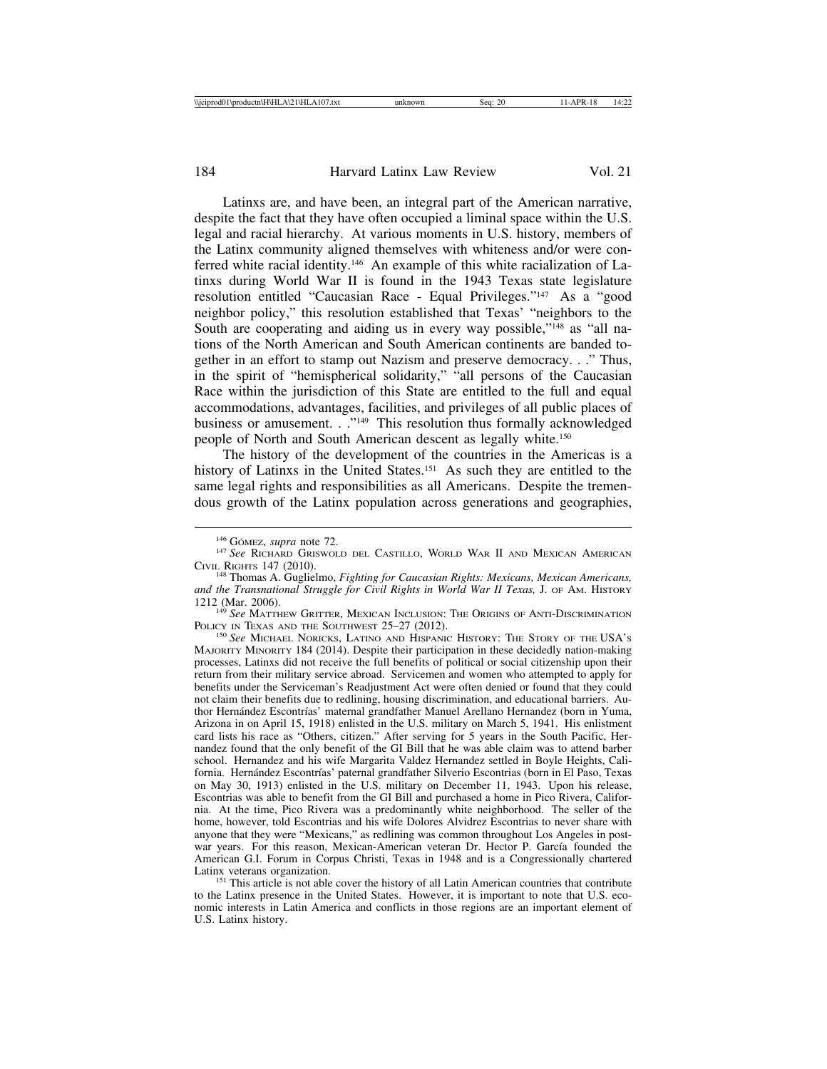Latinxs are, and have been, an integral part of the American narrative, despite the fact that they have often occupied a liminal space within the U.S. legal and racial hierarchy. At various moments in U.S. history, members of the Latinx community aligned themselves with whiteness and/or were conferred white racial identity.[146] An example of this white racialization of Latinxs during World War II is found in the 1943 Texas state legislature resolution entitled "Caucasian Race - Equal Privileges."[147] As a "good neighbor policy," this resolution established that Texas' "neighbors to the South are cooperating and aiding us in every way possible,"[148] as "all nations of the North American and South American continents are banded together in an effort to stamp out Nazism and preserve democracy. . ." Thus, in the spirit of "hemispherical solidarity," "all persons of the Caucasian Race within the jurisdiction of this State are entitled to the full and equal accommodations, advantages, facilities, and privileges of all public places of business or amusement. . ."[149] This resolution thus formally acknowledged people of North and South American descent as legally white.[150]

The history of the development of the countries in the Americas is a history of Latinxs in the United States.[151] As such they are entitled to the same legal rights and responsibilities as all Americans. Despite the tremendous growth of the Latinx population across generations and geographies,

---

[146] Gómez, *supra* note 72.

[147] *See* Richard Griswold del Castillo, World War II and Mexican American Civil Rights 147 (2010).

[148] Thomas A. Guglielmo, *Fighting for Caucasian Rights: Mexicans, Mexican Americans, and the Transnational Struggle for Civil Rights in World War II Texas,* J. of Am. History 1212 (Mar. 2006).

[149] *See* Matthew Gritter, Mexican Inclusion: The Origins of Anti-Discrimination Policy in Texas and the Southwest 25–27 (2012).

[150] *See* Michael Noricks, Latino and Hispanic History: The Story of the USA's Majority Minority 184 (2014). Despite their participation in these decidedly nation-making processes, Latinxs did not receive the full benefits of political or social citizenship upon their return from their military service abroad. Servicemen and women who attempted to apply for benefits under the Serviceman's Readjustment Act were often denied or found that they could not claim their benefits due to redlining, housing discrimination, and educational barriers. Author Hernández Escontrías' maternal grandfather Manuel Arellano Hernandez (born in Yuma, Arizona in on April 15, 1918) enlisted in the U.S. military on March 5, 1941. His enlistment card lists his race as "Others, citizen." After serving for 5 years in the South Pacific, Hernandez found that the only benefit of the GI Bill that he was able claim was to attend barber school. Hernandez and his wife Margarita Valdez Hernandez settled in Boyle Heights, California. Hernández Escontrías' paternal grandfather Silverio Escontrias (born in El Paso, Texas on May 30, 1913) enlisted in the U.S. military on December 11, 1943. Upon his release, Escontrias was able to benefit from the GI Bill and purchased a home in Pico Rivera, California. At the time, Pico Rivera was a predominantly white neighborhood. The seller of the home, however, told Escontrias and his wife Dolores Alvidrez Escontrias to never share with anyone that they were "Mexicans," as redlining was common throughout Los Angeles in postwar years. For this reason, Mexican-American veteran Dr. Hector P. García founded the American G.I. Forum in Corpus Christi, Texas in 1948 and is a Congressionally chartered Latinx veterans organization.

[151] This article is not able cover the history of all Latin American countries that contribute to the Latinx presence in the United States. However, it is important to note that U.S. economic interests in Latin America and conflicts in those regions are an important element of U.S. Latinx history.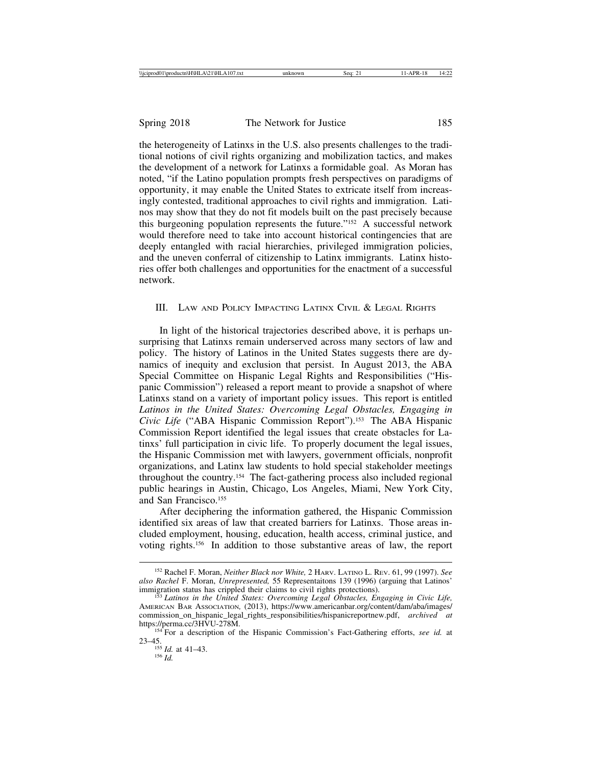the heterogeneity of Latinxs in the U.S. also presents challenges to the traditional notions of civil rights organizing and mobilization tactics, and makes the development of a network for Latinxs a formidable goal. As Moran has noted, "if the Latino population prompts fresh perspectives on paradigms of opportunity, it may enable the United States to extricate itself from increasingly contested, traditional approaches to civil rights and immigration. Latinos may show that they do not fit models built on the past precisely because this burgeoning population represents the future."[152] A successful network would therefore need to take into account historical contingencies that are deeply entangled with racial hierarchies, privileged immigration policies, and the uneven conferral of citizenship to Latinx immigrants. Latinx histories offer both challenges and opportunities for the enactment of a successful network.

## III. Law and Policy Impacting Latinx Civil & Legal Rights

In light of the historical trajectories described above, it is perhaps unsurprising that Latinxs remain underserved across many sectors of law and policy. The history of Latinos in the United States suggests there are dynamics of inequity and exclusion that persist. In August 2013, the ABA Special Committee on Hispanic Legal Rights and Responsibilities ("Hispanic Commission") released a report meant to provide a snapshot of where Latinxs stand on a variety of important policy issues. This report is entitled *Latinos in the United States: Overcoming Legal Obstacles, Engaging in Civic Life* ("ABA Hispanic Commission Report").[153] The ABA Hispanic Commission Report identified the legal issues that create obstacles for Latinxs' full participation in civic life. To properly document the legal issues, the Hispanic Commission met with lawyers, government officials, nonprofit organizations, and Latinx law students to hold special stakeholder meetings throughout the country.[154] The fact-gathering process also included regional public hearings in Austin, Chicago, Los Angeles, Miami, New York City, and San Francisco.[155]

After deciphering the information gathered, the Hispanic Commission identified six areas of law that created barriers for Latinxs. Those areas included employment, housing, education, health access, criminal justice, and voting rights.[156] In addition to those substantive areas of law, the report

---

[152] Rachel F. Moran, *Neither Black nor White,* 2 Harv. Latino L. Rev. 61, 99 (1997). *See also Rachel* F. Moran, *Unrepresented,* 55 Representaitons 139 (1996) (arguing that Latinos' immigration status has crippled their claims to civil rights protections).

[153] *Latinos in the United States: Overcoming Legal Obstacles, Engaging in Civic Life,* American Bar Association, (2013), https://www.americanbar.org/content/dam/aba/images/commission_on_hispanic_legal_rights_responsibilities/hispanicreportnew.pdf, *archived at* https://perma.cc/3HVU-278M.

[154] For a description of the Hispanic Commission's Fact-Gathering efforts, *see id.* at 23–45.

[155] *Id.* at 41–43.

[156] *Id.*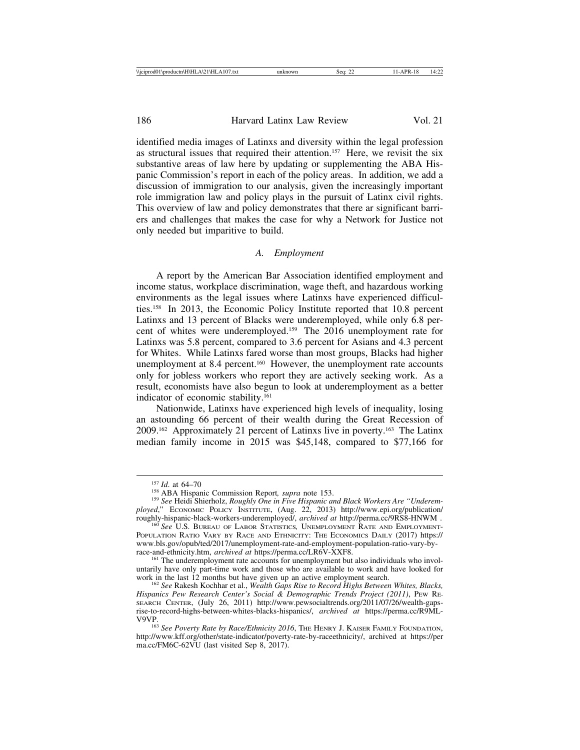identified media images of Latinxs and diversity within the legal profession as structural issues that required their attention.[157] Here, we revisit the six substantive areas of law here by updating or supplementing the ABA Hispanic Commission's report in each of the policy areas. In addition, we add a discussion of immigration to our analysis, given the increasingly important role immigration law and policy plays in the pursuit of Latinx civil rights. This overview of law and policy demonstrates that there ar significant barriers and challenges that makes the case for why a Network for Justice not only needed but imparitive to build.

### *A. Employment*

A report by the American Bar Association identified employment and income status, workplace discrimination, wage theft, and hazardous working environments as the legal issues where Latinxs have experienced difficulties.[158] In 2013, the Economic Policy Institute reported that 10.8 percent Latinxs and 13 percent of Blacks were underemployed, while only 6.8 percent of whites were underemployed.[159] The 2016 unemployment rate for Latinxs was 5.8 percent, compared to 3.6 percent for Asians and 4.3 percent for Whites. While Latinxs fared worse than most groups, Blacks had higher unemployment at 8.4 percent.[160] However, the unemployment rate accounts only for jobless workers who report they are actively seeking work. As a result, economists have also begun to look at underemployment as a better indicator of economic stability.[161]

Nationwide, Latinxs have experienced high levels of inequality, losing an astounding 66 percent of their wealth during the Great Recession of 2009.[162] Approximately 21 percent of Latinxs live in poverty.[163] The Latinx median family income in 2015 was $45,148, compared to $77,166 for

---

[157] *Id*. at 64–70

[158] ABA Hispanic Commission Report*, supra* note 153.

[159] *See* Heidi Shierholz, *Roughly One in Five Hispanic and Black Workers Are "Underemployed*," Economic Policy Institute, (Aug. 22, 2013) http://www.epi.org/publication/roughly-hispanic-black-workers-underemployed/, *archived at* http://perma.cc/9RS8-HNWM .

[160] *See* U.S. Bureau of Labor Statistics*,* Unemployment Rate and Employment-Population Ratio Vary by Race and Ethnicity: The Economics Daily (2017) https://www.bls.gov/opub/ted/2017/unemployment-rate-and-employment-population-ratio-vary-by-race-and-ethnicity.htm, *archived at* https://perma.cc/LR6V-XXF8.

[161] The underemployment rate accounts for unemployment but also individuals who involuntarily have only part-time work and those who are available to work and have looked for work in the last 12 months but have given up an active employment search.

[162] *See* Rakesh Kochhar et al., *Wealth Gaps Rise to Record Highs Between Whites, Blacks, Hispanics Pew Research Center's Social & Demographic Trends Project (2011)*, Pew Research Center, (July 26, 2011) http://www.pewsocialtrends.org/2011/07/26/wealth-gaps-rise-to-record-highs-between-whites-blacks-hispanics/, *archived at* https://perma.cc/R9ML-V9VP.

[163] *See Poverty Rate by Race/Ethnicity 2016*, The Henry J. Kaiser Family Foundation, http://www.kff.org/other/state-indicator/poverty-rate-by-raceethnicity/, archived at https://perma.cc/FM6C-62VU (last visited Sep 8, 2017).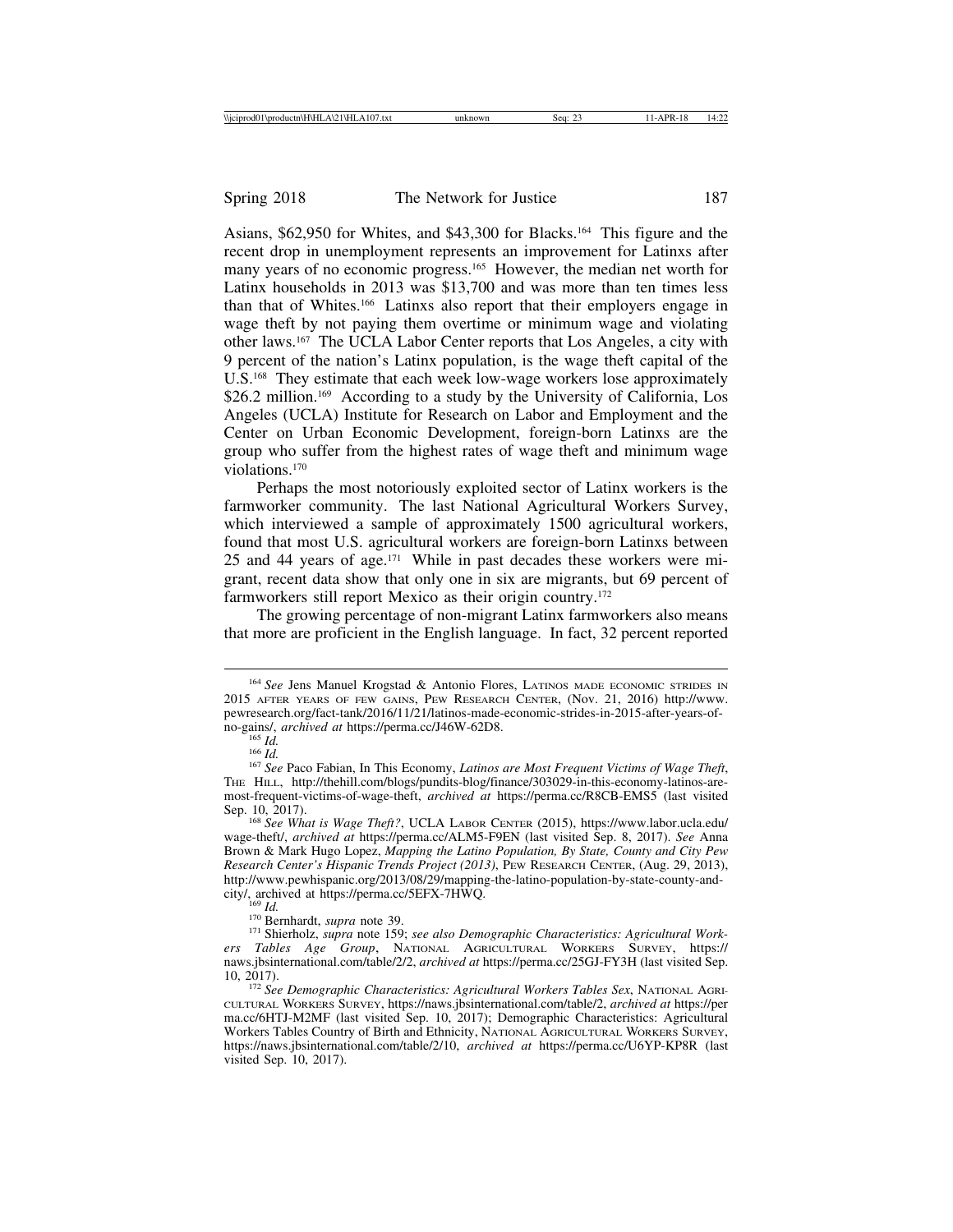Asians, $62,950 for Whites, and $43,300 for Blacks.[164] This figure and the recent drop in unemployment represents an improvement for Latinxs after many years of no economic progress.[165] However, the median net worth for Latinx households in 2013 was $13,700 and was more than ten times less than that of Whites.[166] Latinxs also report that their employers engage in wage theft by not paying them overtime or minimum wage and violating other laws.[167] The UCLA Labor Center reports that Los Angeles, a city with 9 percent of the nation's Latinx population, is the wage theft capital of the U.S.[168] They estimate that each week low-wage workers lose approximately $26.2 million.[169] According to a study by the University of California, Los Angeles (UCLA) Institute for Research on Labor and Employment and the Center on Urban Economic Development, foreign-born Latinxs are the group who suffer from the highest rates of wage theft and minimum wage violations.[170]

Perhaps the most notoriously exploited sector of Latinx workers is the farmworker community. The last National Agricultural Workers Survey, which interviewed a sample of approximately 1500 agricultural workers, found that most U.S. agricultural workers are foreign-born Latinxs between 25 and 44 years of age.[171] While in past decades these workers were migrant, recent data show that only one in six are migrants, but 69 percent of farmworkers still report Mexico as their origin country.[172]

The growing percentage of non-migrant Latinx farmworkers also means that more are proficient in the English language. In fact, 32 percent reported

---

[164] *See* Jens Manuel Krogstad & Antonio Flores, Latinos made economic strides in 2015 after years of few gains, Pew Research Center, (Nov. 21, 2016) http://www.pewresearch.org/fact-tank/2016/11/21/latinos-made-economic-strides-in-2015-after-years-of-no-gains/, *archived at* https://perma.cc/J46W-62D8.

[165] *Id.*

[166] *Id.*

[167] *See* Paco Fabian, In This Economy, *Latinos are Most Frequent Victims of Wage Theft*, The Hill, http://thehill.com/blogs/pundits-blog/finance/303029-in-this-economy-latinos-are-most-frequent-victims-of-wage-theft, *archived at* https://perma.cc/R8CB-EMS5 (last visited Sep. 10, 2017).

[168] *See What is Wage Theft?*, UCLA Labor Center (2015), https://www.labor.ucla.edu/wage-theft/, *archived at* https://perma.cc/ALM5-F9EN (last visited Sep. 8, 2017). *See* Anna Brown & Mark Hugo Lopez, *Mapping the Latino Population, By State, County and City Pew Research Center's Hispanic Trends Project (2013)*, Pew Research Center, (Aug. 29, 2013), http://www.pewhispanic.org/2013/08/29/mapping-the-latino-population-by-state-county-and-city/, archived at https://perma.cc/5EFX-7HWQ.

[169] *Id.*

[170] Bernhardt, *supra* note 39.

[171] Shierholz, *supra* note 159; *see also Demographic Characteristics: Agricultural Workers Tables Age Group*, National Agricultural Workers Survey, https://naws.jbsinternational.com/table/2/2, *archived at* https://perma.cc/25GJ-FY3H (last visited Sep. 10, 2017).

[172] *See Demographic Characteristics: Agricultural Workers Tables Sex*, National Agricultural Workers Survey, https://naws.jbsinternational.com/table/2, *archived at* https://perma.cc/6HTJ-M2MF (last visited Sep. 10, 2017); Demographic Characteristics: Agricultural Workers Tables Country of Birth and Ethnicity, National Agricultural Workers Survey, https://naws.jbsinternational.com/table/2/10, *archived at* https://perma.cc/U6YP-KP8R (last visited Sep. 10, 2017).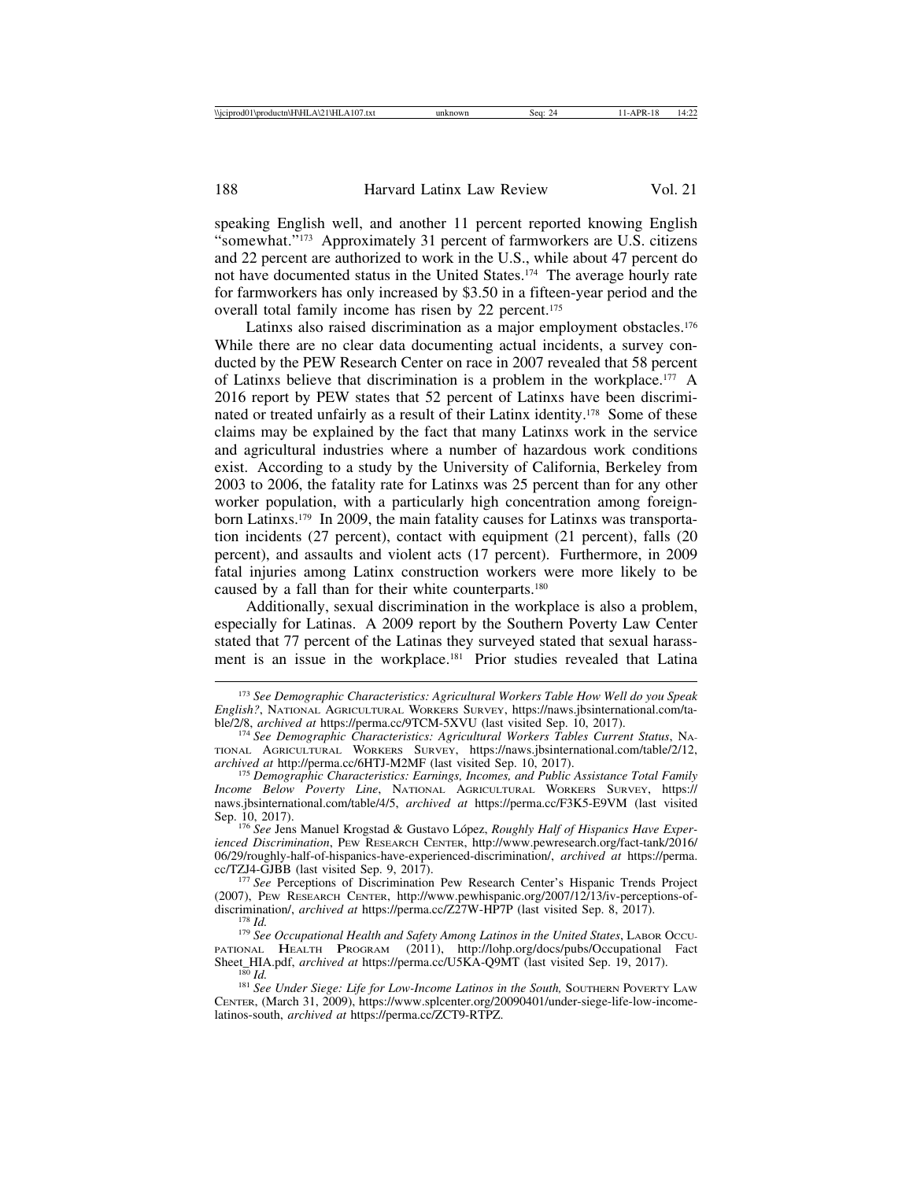speaking English well, and another 11 percent reported knowing English "somewhat."[173] Approximately 31 percent of farmworkers are U.S. citizens and 22 percent are authorized to work in the U.S., while about 47 percent do not have documented status in the United States.[174] The average hourly rate for farmworkers has only increased by $3.50 in a fifteen-year period and the overall total family income has risen by 22 percent.[175]

Latinxs also raised discrimination as a major employment obstacles.[176] While there are no clear data documenting actual incidents, a survey conducted by the PEW Research Center on race in 2007 revealed that 58 percent of Latinxs believe that discrimination is a problem in the workplace.[177] A 2016 report by PEW states that 52 percent of Latinxs have been discriminated or treated unfairly as a result of their Latinx identity.[178] Some of these claims may be explained by the fact that many Latinxs work in the service and agricultural industries where a number of hazardous work conditions exist. According to a study by the University of California, Berkeley from 2003 to 2006, the fatality rate for Latinxs was 25 percent than for any other worker population, with a particularly high concentration among foreign-born Latinxs.[179] In 2009, the main fatality causes for Latinxs was transportation incidents (27 percent), contact with equipment (21 percent), falls (20 percent), and assaults and violent acts (17 percent). Furthermore, in 2009 fatal injuries among Latinx construction workers were more likely to be caused by a fall than for their white counterparts.[180]

Additionally, sexual discrimination in the workplace is also a problem, especially for Latinas. A 2009 report by the Southern Poverty Law Center stated that 77 percent of the Latinas they surveyed stated that sexual harassment is an issue in the workplace.[181] Prior studies revealed that Latina

---

[173] *See Demographic Characteristics: Agricultural Workers Table How Well do you Speak English?*, National Agricultural Workers Survey, https://naws.jbsinternational.com/table/2/8, *archived at* https://perma.cc/9TCM-5XVU (last visited Sep. 10, 2017).

[174] *See Demographic Characteristics: Agricultural Workers Tables Current Status*, National Agricultural Workers Survey, https://naws.jbsinternational.com/table/2/12, *archived at* http://perma.cc/6HTJ-M2MF (last visited Sep. 10, 2017).

[175] *Demographic Characteristics: Earnings, Incomes, and Public Assistance Total Family Income Below Poverty Line*, National Agricultural Workers Survey, https://naws.jbsinternational.com/table/4/5, *archived at* https://perma.cc/F3K5-E9VM (last visited Sep. 10, 2017).

[176] *See* Jens Manuel Krogstad & Gustavo López, *Roughly Half of Hispanics Have Experienced Discrimination*, Pew Research Center, http://www.pewresearch.org/fact-tank/2016/06/29/roughly-half-of-hispanics-have-experienced-discrimination/, *archived at* https://perma.cc/TZJ4-GJBB (last visited Sep. 9, 2017).

[177] *See* Perceptions of Discrimination Pew Research Center's Hispanic Trends Project (2007), Pew Research Center, http://www.pewhispanic.org/2007/12/13/iv-perceptions-of-discrimination/, *archived at* https://perma.cc/Z27W-HP7P (last visited Sep. 8, 2017).

[178] *Id.*

[179] *See Occupational Health and Safety Among Latinos in the United States*, Labor Occupational Health Program (2011), http://lohp.org/docs/pubs/Occupational Fact Sheet_HIA.pdf, *archived at* https://perma.cc/U5KA-Q9MT (last visited Sep. 19, 2017).

[180] *Id.*

[181] *See Under Siege: Life for Low-Income Latinos in the South*, Southern Poverty Law Center, (March 31, 2009), https://www.splcenter.org/20090401/under-siege-life-low-income-latinos-south, *archived at* https://perma.cc/ZCT9-RTPZ.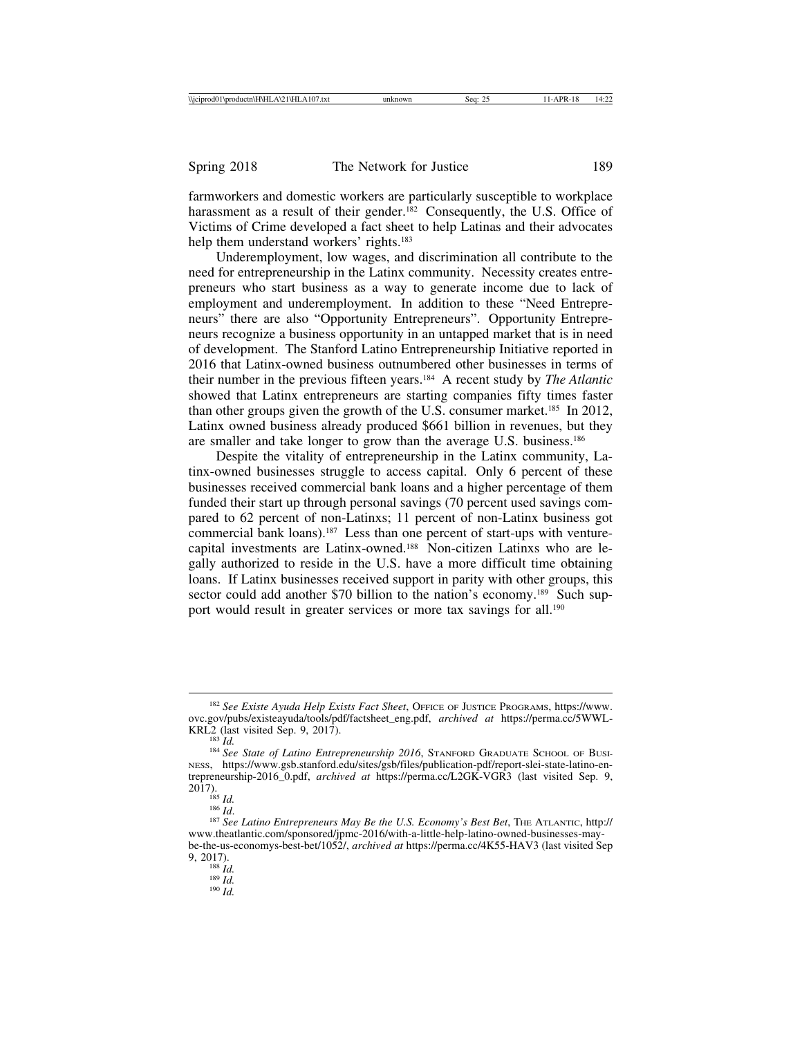farmworkers and domestic workers are particularly susceptible to workplace harassment as a result of their gender.[182] Consequently, the U.S. Office of Victims of Crime developed a fact sheet to help Latinas and their advocates help them understand workers' rights.[183]

Underemployment, low wages, and discrimination all contribute to the need for entrepreneurship in the Latinx community. Necessity creates entrepreneurs who start business as a way to generate income due to lack of employment and underemployment. In addition to these "Need Entrepreneurs" there are also "Opportunity Entrepreneurs". Opportunity Entrepreneurs recognize a business opportunity in an untapped market that is in need of development. The Stanford Latino Entrepreneurship Initiative reported in 2016 that Latinx-owned business outnumbered other businesses in terms of their number in the previous fifteen years.[184] A recent study by *The Atlantic* showed that Latinx entrepreneurs are starting companies fifty times faster than other groups given the growth of the U.S. consumer market.[185] In 2012, Latinx owned business already produced $661 billion in revenues, but they are smaller and take longer to grow than the average U.S. business.[186]

Despite the vitality of entrepreneurship in the Latinx community, Latinx-owned businesses struggle to access capital. Only 6 percent of these businesses received commercial bank loans and a higher percentage of them funded their start up through personal savings (70 percent used savings compared to 62 percent of non-Latinxs; 11 percent of non-Latinx business got commercial bank loans).[187] Less than one percent of start-ups with venture-capital investments are Latinx-owned.[188] Non-citizen Latinxs who are legally authorized to reside in the U.S. have a more difficult time obtaining loans. If Latinx businesses received support in parity with other groups, this sector could add another $70 billion to the nation's economy.[189] Such support would result in greater services or more tax savings for all.[190]

---

[182] *See Existe Ayuda Help Exists Fact Sheet*, Office of Justice Programs, https://www.ovc.gov/pubs/existeayuda/tools/pdf/factsheet_eng.pdf, *archived at* https://perma.cc/5WWL-KRL2 (last visited Sep. 9, 2017).

[183] *Id.*

[184] *See State of Latino Entrepreneurship 2016*, Stanford Graduate School of Business, https://www.gsb.stanford.edu/sites/gsb/files/publication-pdf/report-slei-state-latino-entrepreneurship-2016_0.pdf, *archived at* https://perma.cc/L2GK-VGR3 (last visited Sep. 9, 2017).

[185] *Id.*

[186] *Id.*

[187] *See Latino Entrepreneurs May Be the U.S. Economy's Best Bet*, The Atlantic, http://www.theatlantic.com/sponsored/jpmc-2016/with-a-little-help-latino-owned-businesses-may-be-the-us-economys-best-bet/1052/, *archived at* https://perma.cc/4K55-HAV3 (last visited Sep 9, 2017).

[188] *Id.*

[189] *Id.*

[190] *Id.*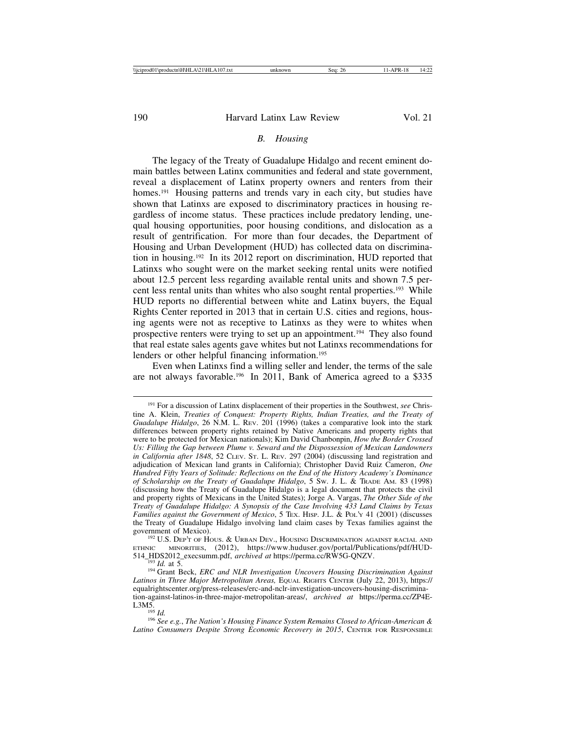### *B. Housing*

The legacy of the Treaty of Guadalupe Hidalgo and recent eminent domain battles between Latinx communities and federal and state government, reveal a displacement of Latinx property owners and renters from their homes.[191] Housing patterns and trends vary in each city, but studies have shown that Latinxs are exposed to discriminatory practices in housing regardless of income status. These practices include predatory lending, unequal housing opportunities, poor housing conditions, and dislocation as a result of gentrification. For more than four decades, the Department of Housing and Urban Development (HUD) has collected data on discrimination in housing.[192] In its 2012 report on discrimination, HUD reported that Latinxs who sought were on the market seeking rental units were notified about 12.5 percent less regarding available rental units and shown 7.5 percent less rental units than whites who also sought rental properties.[193] While HUD reports no differential between white and Latinx buyers, the Equal Rights Center reported in 2013 that in certain U.S. cities and regions, housing agents were not as receptive to Latinxs as they were to whites when prospective renters were trying to set up an appointment.[194] They also found that real estate sales agents gave whites but not Latinxs recommendations for lenders or other helpful financing information.[195]

Even when Latinxs find a willing seller and lender, the terms of the sale are not always favorable.[196] In 2011, Bank of America agreed to a $335

---

[191] For a discussion of Latinx displacement of their properties in the Southwest, *see* Christine A. Klein, *Treaties of Conquest: Property Rights, Indian Treaties, and the Treaty of Guadalupe Hidalgo*, 26 N.M. L. REV. 201 (1996) (takes a comparative look into the stark differences between property rights retained by Native Americans and property rights that were to be protected for Mexican nationals); Kim David Chanbonpin, *How the Border Crossed Us: Filling the Gap between Plume v. Seward and the Dispossession of Mexican Landowners in California after 1848*, 52 CLEV. ST. L. REV. 297 (2004) (discussing land registration and adjudication of Mexican land grants in California); Christopher David Ruiz Cameron, *One Hundred Fifty Years of Solitude: Reflections on the End of the History Academy's Dominance of Scholarship on the Treaty of Guadalupe Hidalgo*, 5 SW. J. L. & TRADE AM. 83 (1998) (discussing how the Treaty of Guadalupe Hidalgo is a legal document that protects the civil and property rights of Mexicans in the United States); Jorge A. Vargas, *The Other Side of the Treaty of Guadalupe Hidalgo: A Synopsis of the Case Involving 433 Land Claims by Texas Families against the Government of Mexico*, 5 TEX. HISP. J.L. & POL'Y 41 (2001) (discusses the Treaty of Guadalupe Hidalgo involving land claim cases by Texas families against the government of Mexico).

[192] U.S. DEP'T OF HOUS. & URBAN DEV., HOUSING DISCRIMINATION AGAINST RACIAL AND ETHNIC MINORITIES, (2012), https://www.huduser.gov/portal/Publications/pdf/HUD-514_HDS2012_execsumm.pdf, *archived at* https://perma.cc/RW5G-QNZV.

[193] *Id.* at 5.

[194] Grant Beck, *ERC and NLR Investigation Uncovers Housing Discrimination Against Latinos in Three Major Metropolitan Areas,* EQUAL RIGHTS CENTER (July 22, 2013), https://equalrightscenter.org/press-releases/erc-and-nclr-investigation-uncovers-housing-discrimination-against-latinos-in-three-major-metropolitan-areas/, *archived at* https://perma.cc/ZP4E-L3M5.

[195] *Id.*

[196] *See e.g.*, *The Nation's Housing Finance System Remains Closed to African-American & Latino Consumers Despite Strong Economic Recovery in 2015*, CENTER FOR RESPONSIBLE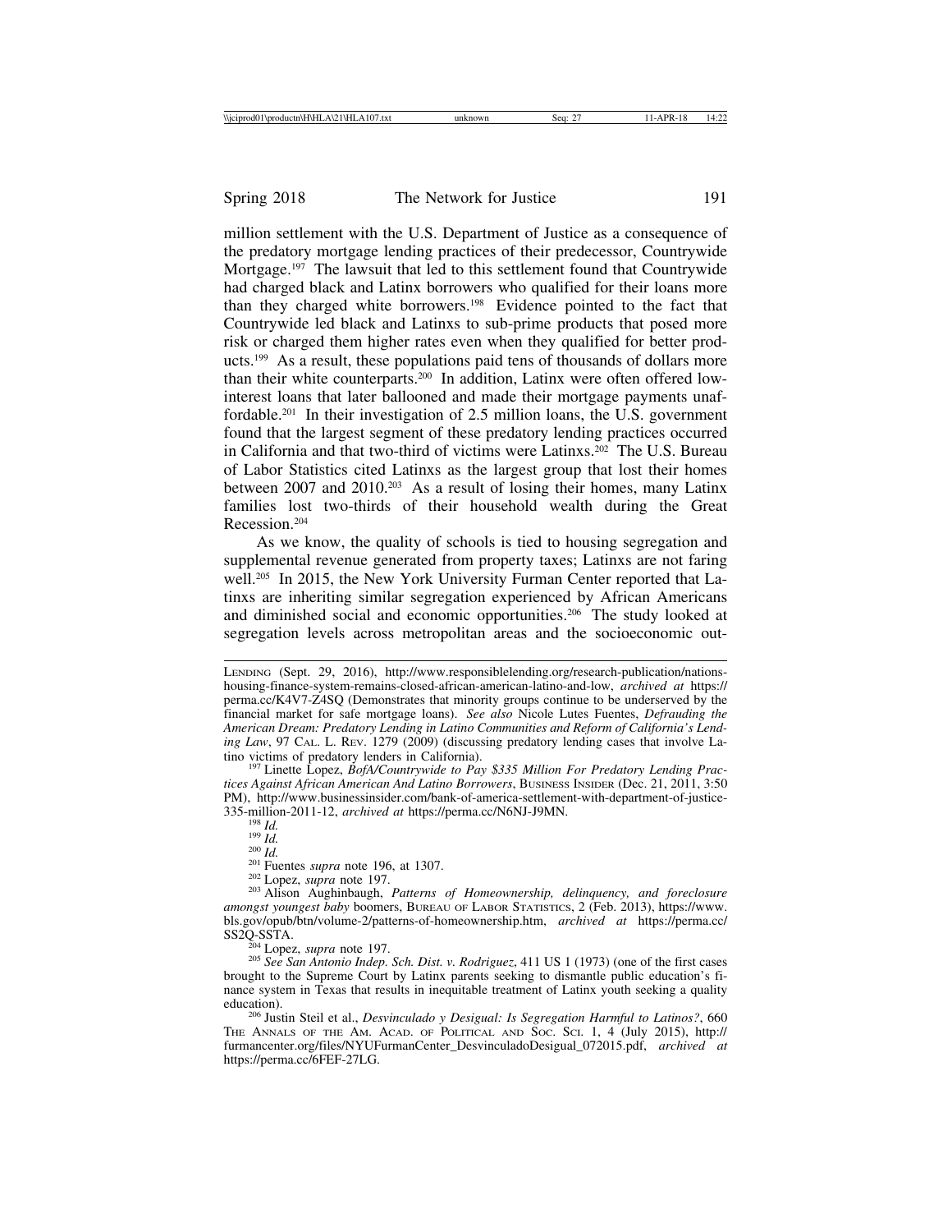million settlement with the U.S. Department of Justice as a consequence of the predatory mortgage lending practices of their predecessor, Countrywide Mortgage.[197] The lawsuit that led to this settlement found that Countrywide had charged black and Latinx borrowers who qualified for their loans more than they charged white borrowers.[198] Evidence pointed to the fact that Countrywide led black and Latinxs to sub-prime products that posed more risk or charged them higher rates even when they qualified for better products.[199] As a result, these populations paid tens of thousands of dollars more than their white counterparts.[200] In addition, Latinx were often offered low-interest loans that later ballooned and made their mortgage payments unaffordable.[201] In their investigation of 2.5 million loans, the U.S. government found that the largest segment of these predatory lending practices occurred in California and that two-third of victims were Latinxs.[202] The U.S. Bureau of Labor Statistics cited Latinxs as the largest group that lost their homes between 2007 and 2010.[203] As a result of losing their homes, many Latinx families lost two-thirds of their household wealth during the Great Recession.[204]

As we know, the quality of schools is tied to housing segregation and supplemental revenue generated from property taxes; Latinxs are not faring well.[205] In 2015, the New York University Furman Center reported that Latinxs are inheriting similar segregation experienced by African Americans and diminished social and economic opportunities.[206] The study looked at segregation levels across metropolitan areas and the socioeconomic out-

---

LENDING (Sept. 29, 2016), http://www.responsiblelending.org/research-publication/nations-housing-finance-system-remains-closed-african-american-latino-and-low, *archived at* https://perma.cc/K4V7-Z4SQ (Demonstrates that minority groups continue to be underserved by the financial market for safe mortgage loans). *See also* Nicole Lutes Fuentes, *Defrauding the American Dream: Predatory Lending in Latino Communities and Reform of California's Lending Law*, 97 CAL. L. REV. 1279 (2009) (discussing predatory lending cases that involve Latino victims of predatory lenders in California).

[197] Linette Lopez, *BofA/Countrywide to Pay $335 Million For Predatory Lending Practices Against African American And Latino Borrowers*, BUSINESS INSIDER (Dec. 21, 2011, 3:50 PM), http://www.businessinsider.com/bank-of-america-settlement-with-department-of-justice-335-million-2011-12, *archived at* https://perma.cc/N6NJ-J9MN.

[198] *Id.*

[199] *Id.*

[200] *Id.*

[201] Fuentes *supra* note 196, at 1307.

[202] Lopez, *supra* note 197.

[203] Alison Aughinbaugh, *Patterns of Homeownership, delinquency, and foreclosure amongst youngest baby* boomers, BUREAU OF LABOR STATISTICS, 2 (Feb. 2013), https://www.bls.gov/opub/btn/volume-2/patterns-of-homeownership.htm, *archived at* https://perma.cc/SS2Q-SSTA.

[204] Lopez, *supra* note 197.

[205] *See San Antonio Indep. Sch. Dist. v. Rodriguez*, 411 US 1 (1973) (one of the first cases brought to the Supreme Court by Latinx parents seeking to dismantle public education's finance system in Texas that results in inequitable treatment of Latinx youth seeking a quality education).

[206] Justin Steil et al., *Desvinculado y Desigual: Is Segregation Harmful to Latinos?*, 660 THE ANNALS OF THE AM. ACAD. OF POLITICAL AND SOC. SCI. 1, 4 (July 2015), http://furmancenter.org/files/NYUFurmanCenter_DesvinculadoDesigual_072015.pdf, *archived at* https://perma.cc/6FEF-27LG.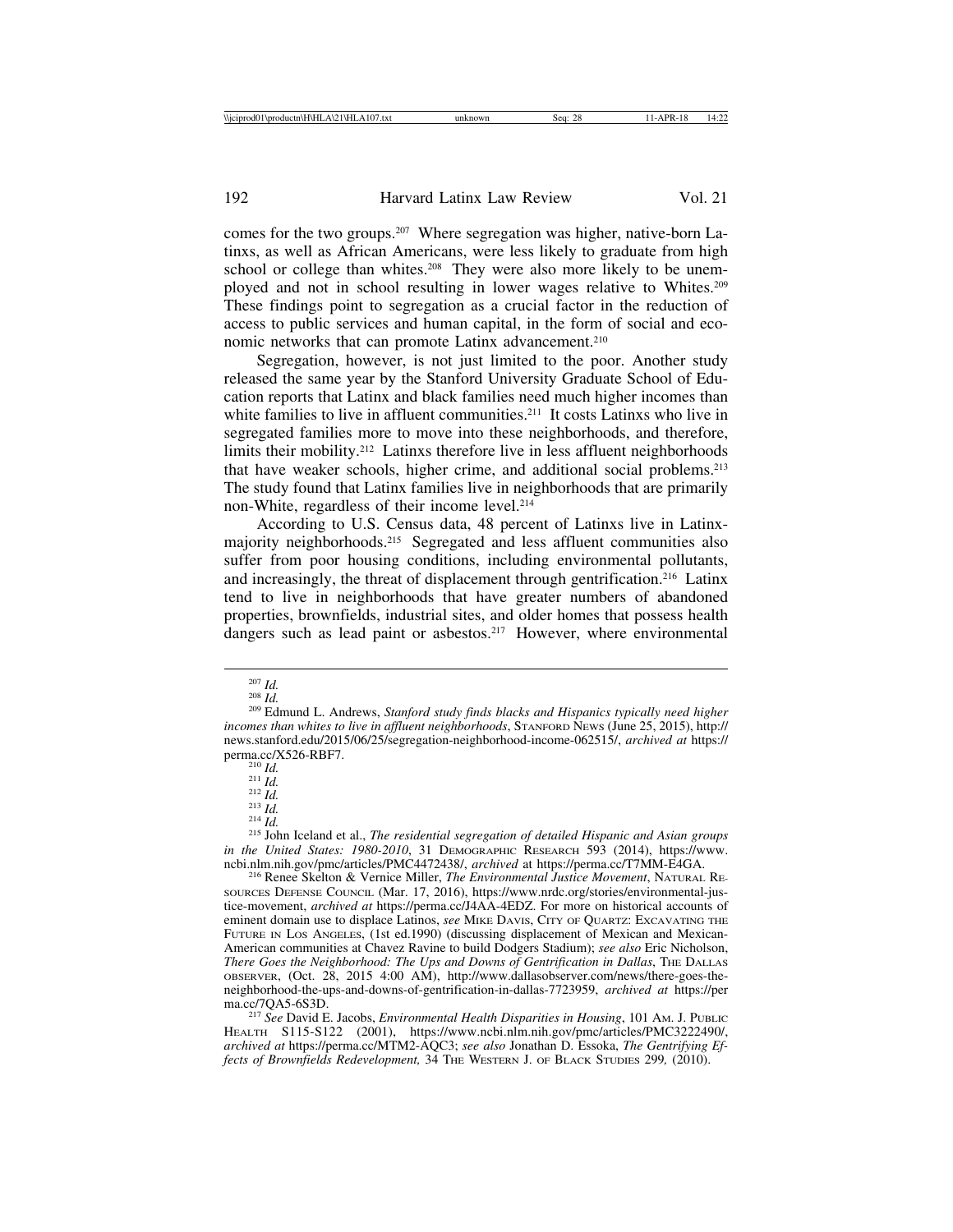comes for the two groups.[207] Where segregation was higher, native-born Latinxs, as well as African Americans, were less likely to graduate from high school or college than whites.[208] They were also more likely to be unemployed and not in school resulting in lower wages relative to Whites.[209] These findings point to segregation as a crucial factor in the reduction of access to public services and human capital, in the form of social and economic networks that can promote Latinx advancement.[210]

Segregation, however, is not just limited to the poor. Another study released the same year by the Stanford University Graduate School of Education reports that Latinx and black families need much higher incomes than white families to live in affluent communities.[211] It costs Latinxs who live in segregated families more to move into these neighborhoods, and therefore, limits their mobility.[212] Latinxs therefore live in less affluent neighborhoods that have weaker schools, higher crime, and additional social problems.[213] The study found that Latinx families live in neighborhoods that are primarily non-White, regardless of their income level.[214]

According to U.S. Census data, 48 percent of Latinxs live in Latinx-majority neighborhoods.[215] Segregated and less affluent communities also suffer from poor housing conditions, including environmental pollutants, and increasingly, the threat of displacement through gentrification.[216] Latinx tend to live in neighborhoods that have greater numbers of abandoned properties, brownfields, industrial sites, and older homes that possess health dangers such as lead paint or asbestos.[217] However, where environmental

---

[207] *Id.*

[208] *Id.*

[209] Edmund L. Andrews, *Stanford study finds blacks and Hispanics typically need higher incomes than whites to live in affluent neighborhoods*, STANFORD NEWS (June 25, 2015), http://news.stanford.edu/2015/06/25/segregation-neighborhood-income-062515/, *archived at* https://perma.cc/X526-RBF7.

[210] *Id.*

[211] *Id.*

[212] *Id.*

[213] *Id.*

[214] *Id.*

[215] John Iceland et al., *The residential segregation of detailed Hispanic and Asian groups in the United States: 1980-2010*, 31 DEMOGRAPHIC RESEARCH 593 (2014), https://www.ncbi.nlm.nih.gov/pmc/articles/PMC4472438/, *archived* at https://perma.cc/T7MM-E4GA.

[216] Renee Skelton & Vernice Miller, *The Environmental Justice Movement*, NATURAL RESOURCES DEFENSE COUNCIL (Mar. 17, 2016), https://www.nrdc.org/stories/environmental-justice-movement, *archived at* https://perma.cc/J4AA-4EDZ. For more on historical accounts of eminent domain use to displace Latinos, *see* MIKE DAVIS, CITY OF QUARTZ: EXCAVATING THE FUTURE IN LOS ANGELES, (1st ed.1990) (discussing displacement of Mexican and Mexican-American communities at Chavez Ravine to build Dodgers Stadium); *see also* Eric Nicholson, *There Goes the Neighborhood: The Ups and Downs of Gentrification in Dallas*, THE DALLAS OBSERVER, (Oct. 28, 2015 4:00 AM), http://www.dallasobserver.com/news/there-goes-the-neighborhood-the-ups-and-downs-of-gentrification-in-dallas-7723959, *archived at* https://perma.cc/7QA5-6S3D.

[217] *See* David E. Jacobs, *Environmental Health Disparities in Housing*, 101 AM. J. PUBLIC HEALTH S115-S122 (2001), https://www.ncbi.nlm.nih.gov/pmc/articles/PMC3222490/, *archived at* https://perma.cc/MTM2-AQC3; *see also* Jonathan D. Essoka, *The Gentrifying Effects of Brownfields Redevelopment,* 34 THE WESTERN J. OF BLACK STUDIES 299*,* (2010).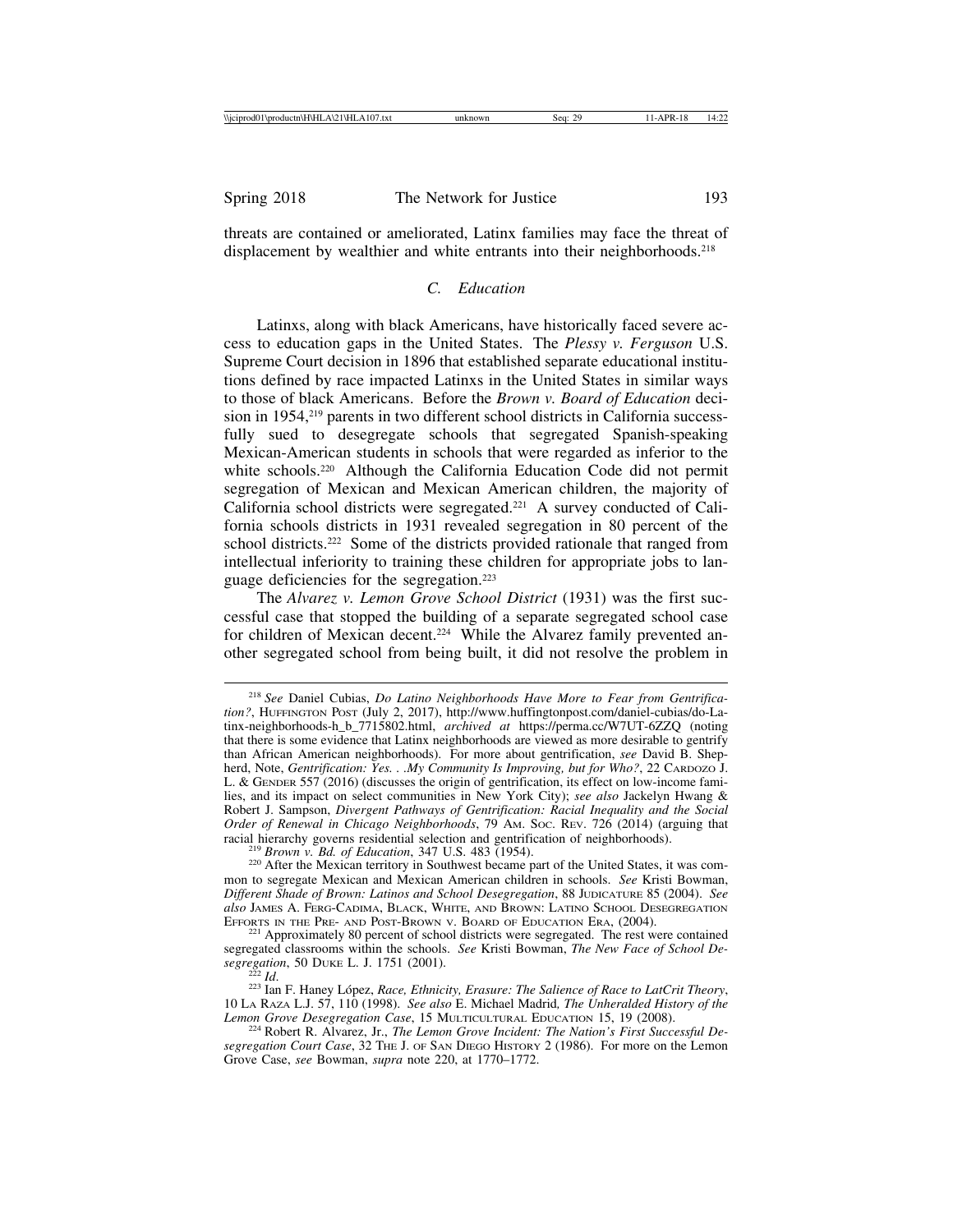threats are contained or ameliorated, Latinx families may face the threat of displacement by wealthier and white entrants into their neighborhoods.[218]

### *C. Education*

Latinxs, along with black Americans, have historically faced severe access to education gaps in the United States. The *Plessy v. Ferguson* U.S. Supreme Court decision in 1896 that established separate educational institutions defined by race impacted Latinxs in the United States in similar ways to those of black Americans. Before the *Brown v. Board of Education* decision in 1954,[219] parents in two different school districts in California successfully sued to desegregate schools that segregated Spanish-speaking Mexican-American students in schools that were regarded as inferior to the white schools.[220] Although the California Education Code did not permit segregation of Mexican and Mexican American children, the majority of California school districts were segregated.[221] A survey conducted of California schools districts in 1931 revealed segregation in 80 percent of the school districts.[222] Some of the districts provided rationale that ranged from intellectual inferiority to training these children for appropriate jobs to language deficiencies for the segregation.[223]

The *Alvarez v. Lemon Grove School District* (1931) was the first successful case that stopped the building of a separate segregated school case for children of Mexican decent.[224] While the Alvarez family prevented another segregated school from being built, it did not resolve the problem in

---

[218] *See* Daniel Cubias, *Do Latino Neighborhoods Have More to Fear from Gentrification?*, HUFFINGTON POST (July 2, 2017), http://www.huffingtonpost.com/daniel-cubias/do-Latinx-neighborhoods-h_b_7715802.html, *archived at* https://perma.cc/W7UT-6ZZQ (noting that there is some evidence that Latinx neighborhoods are viewed as more desirable to gentrify than African American neighborhoods). For more about gentrification, *see* David B. Shepherd, Note, *Gentrification: Yes. . .My Community Is Improving, but for Who?*, 22 CARDOZO J. L. & GENDER 557 (2016) (discusses the origin of gentrification, its effect on low-income families, and its impact on select communities in New York City); *see also* Jackelyn Hwang & Robert J. Sampson, *Divergent Pathways of Gentrification: Racial Inequality and the Social Order of Renewal in Chicago Neighborhoods*, 79 AM. SOC. REV. 726 (2014) (arguing that racial hierarchy governs residential selection and gentrification of neighborhoods).

[219] *Brown v. Bd. of Education*, 347 U.S. 483 (1954).

[220] After the Mexican territory in Southwest became part of the United States, it was common to segregate Mexican and Mexican American children in schools. *See* Kristi Bowman, *Different Shade of Brown: Latinos and School Desegregation*, 88 JUDICATURE 85 (2004). *See also* JAMES A. FERG-CADIMA, BLACK, WHITE, AND BROWN: LATINO SCHOOL DESEGREGATION EFFORTS IN THE PRE- AND POST-BROWN V. BOARD OF EDUCATION ERA, (2004).

[221] Approximately 80 percent of school districts were segregated. The rest were contained segregated classrooms within the schools. *See* Kristi Bowman, *The New Face of School Desegregation*, 50 DUKE L. J. 1751 (2001).

[222] *Id.*

[223] Ian F. Haney López, *Race, Ethnicity, Erasure: The Salience of Race to LatCrit Theory*, 10 LA RAZA L.J. 57, 110 (1998). *See also* E. Michael Madrid*, The Unheralded History of the Lemon Grove Desegregation Case*, 15 MULTICULTURAL EDUCATION 15, 19 (2008).

[224] Robert R. Alvarez, Jr., *The Lemon Grove Incident: The Nation's First Successful Desegregation Court Case*, 32 THE J. OF SAN DIEGO HISTORY 2 (1986). For more on the Lemon Grove Case, *see* Bowman, *supra* note 220, at 1770–1772.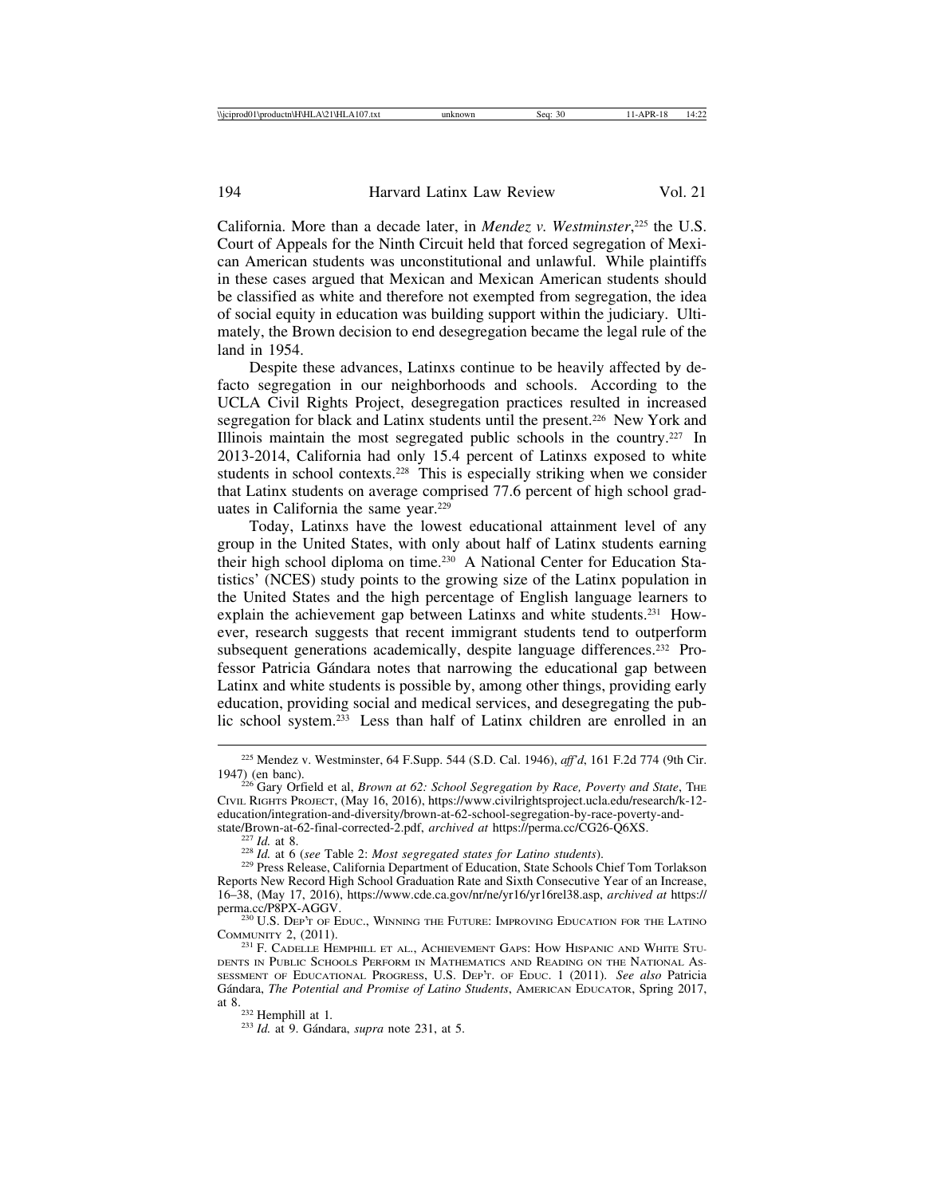California. More than a decade later, in *Mendez v. Westminster*,[225] the U.S. Court of Appeals for the Ninth Circuit held that forced segregation of Mexican American students was unconstitutional and unlawful. While plaintiffs in these cases argued that Mexican and Mexican American students should be classified as white and therefore not exempted from segregation, the idea of social equity in education was building support within the judiciary. Ultimately, the Brown decision to end desegregation became the legal rule of the land in 1954.

Despite these advances, Latinxs continue to be heavily affected by de-facto segregation in our neighborhoods and schools. According to the UCLA Civil Rights Project, desegregation practices resulted in increased segregation for black and Latinx students until the present.[226] New York and Illinois maintain the most segregated public schools in the country.[227] In 2013-2014, California had only 15.4 percent of Latinxs exposed to white students in school contexts.[228] This is especially striking when we consider that Latinx students on average comprised 77.6 percent of high school graduates in California the same year.[229]

Today, Latinxs have the lowest educational attainment level of any group in the United States, with only about half of Latinx students earning their high school diploma on time.[230] A National Center for Education Statistics' (NCES) study points to the growing size of the Latinx population in the United States and the high percentage of English language learners to explain the achievement gap between Latinxs and white students.[231] However, research suggests that recent immigrant students tend to outperform subsequent generations academically, despite language differences.[232] Professor Patricia Gándara notes that narrowing the educational gap between Latinx and white students is possible by, among other things, providing early education, providing social and medical services, and desegregating the public school system.[233] Less than half of Latinx children are enrolled in an

---

[225] Mendez v. Westminster, 64 F.Supp. 544 (S.D. Cal. 1946), *aff'd*, 161 F.2d 774 (9th Cir. 1947) (en banc).

[226] Gary Orfield et al, *Brown at 62: School Segregation by Race, Poverty and State*, THE CIVIL RIGHTS PROJECT, (May 16, 2016), https://www.civilrightsproject.ucla.edu/research/k-12-education/integration-and-diversity/brown-at-62-school-segregation-by-race-poverty-and-state/Brown-at-62-final-corrected-2.pdf, *archived at* https://perma.cc/CG26-Q6XS.

[227] *Id.* at 8.

[228] *Id.* at 6 (*see* Table 2: *Most segregated states for Latino students*).

[229] Press Release, California Department of Education, State Schools Chief Tom Torlakson Reports New Record High School Graduation Rate and Sixth Consecutive Year of an Increase, 16–38, (May 17, 2016), https://www.cde.ca.gov/nr/ne/yr16/yr16rel38.asp, *archived at* https://perma.cc/P8PX-AGGV.

[230] U.S. DEP'T OF EDUC., WINNING THE FUTURE: IMPROVING EDUCATION FOR THE LATINO COMMUNITY 2, (2011).

[231] F. CADELLE HEMPHILL ET AL., ACHIEVEMENT GAPS: HOW HISPANIC AND WHITE STUDENTS IN PUBLIC SCHOOLS PERFORM IN MATHEMATICS AND READING ON THE NATIONAL ASSESSMENT OF EDUCATIONAL PROGRESS, U.S. DEP'T. OF EDUC. 1 (2011). *See also* Patricia Gándara, *The Potential and Promise of Latino Students*, AMERICAN EDUCATOR, Spring 2017, at 8.

[232] Hemphill at 1.

[233] *Id.* at 9. Gándara, *supra* note 231, at 5.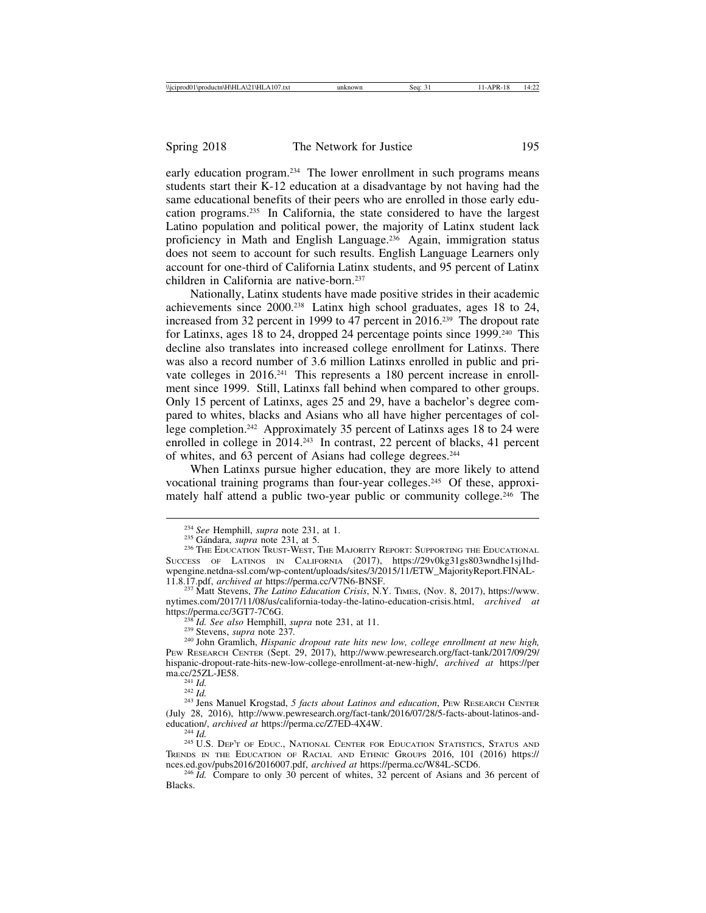early education program.[234] The lower enrollment in such programs means students start their K-12 education at a disadvantage by not having had the same educational benefits of their peers who are enrolled in those early education programs.[235] In California, the state considered to have the largest Latino population and political power, the majority of Latinx student lack proficiency in Math and English Language.[236] Again, immigration status does not seem to account for such results. English Language Learners only account for one-third of California Latinx students, and 95 percent of Latinx children in California are native-born.[237]

Nationally, Latinx students have made positive strides in their academic achievements since 2000.[238] Latinx high school graduates, ages 18 to 24, increased from 32 percent in 1999 to 47 percent in 2016.[239] The dropout rate for Latinxs, ages 18 to 24, dropped 24 percentage points since 1999.[240] This decline also translates into increased college enrollment for Latinxs. There was also a record number of 3.6 million Latinxs enrolled in public and private colleges in 2016.[241] This represents a 180 percent increase in enrollment since 1999. Still, Latinxs fall behind when compared to other groups. Only 15 percent of Latinxs, ages 25 and 29, have a bachelor's degree compared to whites, blacks and Asians who all have higher percentages of college completion.[242] Approximately 35 percent of Latinxs ages 18 to 24 were enrolled in college in 2014.[243] In contrast, 22 percent of blacks, 41 percent of whites, and 63 percent of Asians had college degrees.[244]

When Latinxs pursue higher education, they are more likely to attend vocational training programs than four-year colleges.[245] Of these, approximately half attend a public two-year public or community college.[246] The

---

[234] *See* Hemphill, *supra* note 231, at 1.

[235] Gándara, *supra* note 231, at 5.

[236] The Education Trust-West, The Majority Report: Supporting the Educational Success of Latinos in California (2017), https://29v0kg31gs803wndhe1sj1hd-wpengine.netdna-ssl.com/wp-content/uploads/sites/3/2015/11/ETW_MajorityReport.FINAL-11.8.17.pdf, *archived at* https://perma.cc/V7N6-BNSF.

[237] Matt Stevens, *The Latino Education Crisis*, N.Y. Times, (Nov. 8, 2017), https://www.nytimes.com/2017/11/08/us/california-today-the-latino-education-crisis.html, *archived at* https://perma.cc/3GT7-7C6G.

[238] *Id. See also* Hemphill, *supra* note 231, at 11.

[239] Stevens, *supra* note 237.

[240] John Gramlich, *Hispanic dropout rate hits new low, college enrollment at new high,* Pew Research Center (Sept. 29, 2017), http://www.pewresearch.org/fact-tank/2017/09/29/hispanic-dropout-rate-hits-new-low-college-enrollment-at-new-high/, *archived at* https://perma.cc/25ZL-JE58.

[241] *Id.*

[242] *Id.*

[243] Jens Manuel Krogstad, *5 facts about Latinos and education*, Pew Research Center (July 28, 2016), http://www.pewresearch.org/fact-tank/2016/07/28/5-facts-about-latinos-and-education/, *archived at* https://perma.cc/Z7ED-4X4W.

[244] *Id.*

[245] U.S. Dep't of Educ., National Center for Education Statistics, Status and Trends in the Education of Racial and Ethnic Groups 2016, 101 (2016) https://nces.ed.gov/pubs2016/2016007.pdf, *archived at* https://perma.cc/W84L-SCD6.

[246] *Id.* Compare to only 30 percent of whites, 32 percent of Asians and 36 percent of Blacks.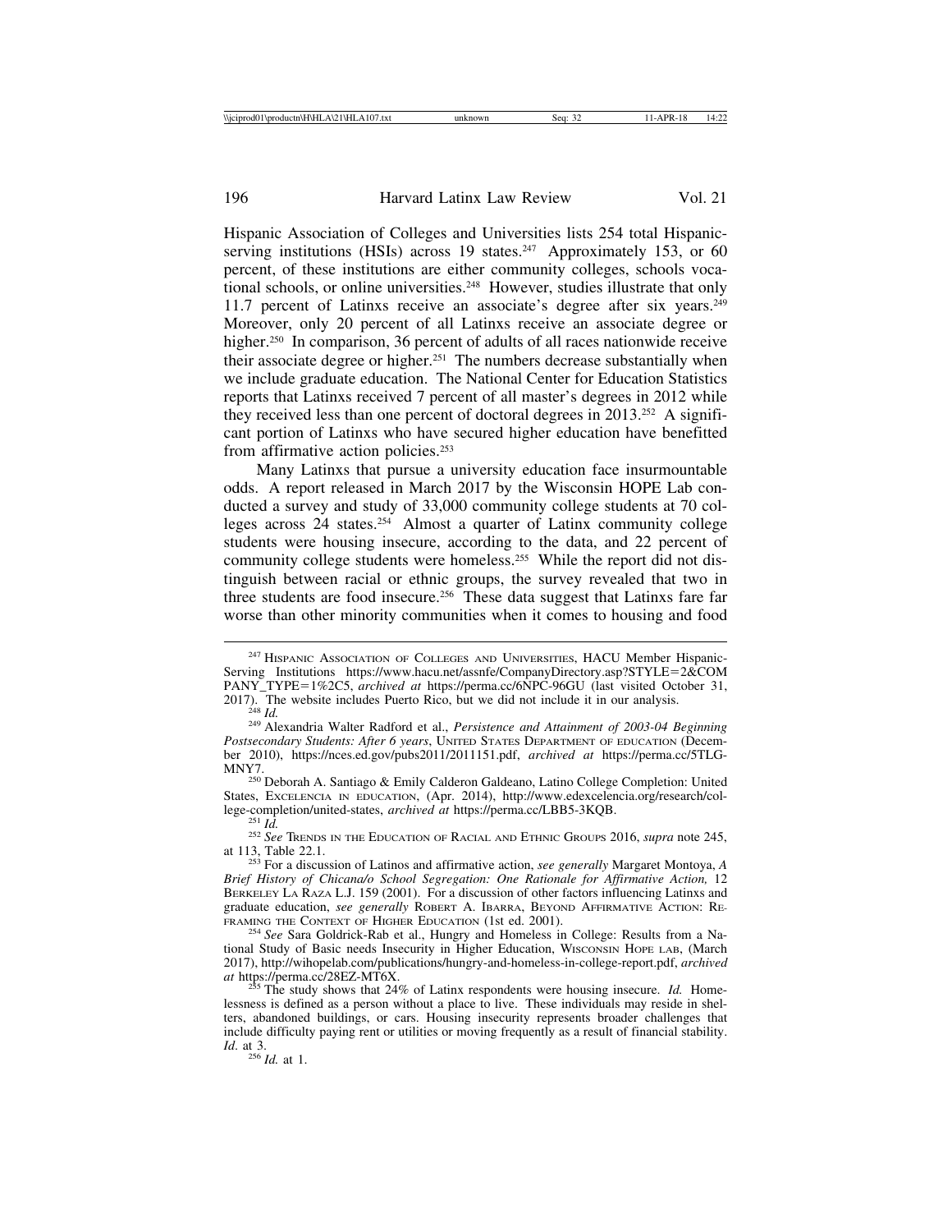Hispanic Association of Colleges and Universities lists 254 total Hispanic-serving institutions (HSIs) across 19 states.[247] Approximately 153, or 60 percent, of these institutions are either community colleges, schools vocational schools, or online universities.[248] However, studies illustrate that only 11.7 percent of Latinxs receive an associate's degree after six years.[249] Moreover, only 20 percent of all Latinxs receive an associate degree or higher.[250] In comparison, 36 percent of adults of all races nationwide receive their associate degree or higher.[251] The numbers decrease substantially when we include graduate education. The National Center for Education Statistics reports that Latinxs received 7 percent of all master's degrees in 2012 while they received less than one percent of doctoral degrees in 2013.[252] A significant portion of Latinxs who have secured higher education have benefitted from affirmative action policies.[253]

Many Latinxs that pursue a university education face insurmountable odds. A report released in March 2017 by the Wisconsin HOPE Lab conducted a survey and study of 33,000 community college students at 70 colleges across 24 states.[254] Almost a quarter of Latinx community college students were housing insecure, according to the data, and 22 percent of community college students were homeless.[255] While the report did not distinguish between racial or ethnic groups, the survey revealed that two in three students are food insecure.[256] These data suggest that Latinxs fare far worse than other minority communities when it comes to housing and food

---

[247] Hispanic Association of Colleges and Universities, HACU Member Hispanic-Serving Institutions https://www.hacu.net/assnfe/CompanyDirectory.asp?STYLE=2&COMPANY_TYPE=1%2C5, *archived at* https://perma.cc/6NPC-96GU (last visited October 31, 2017). The website includes Puerto Rico, but we did not include it in our analysis.

[248] *Id.*

[249] Alexandria Walter Radford et al., *Persistence and Attainment of 2003-04 Beginning Postsecondary Students: After 6 years*, United States Department of education (December 2010), https://nces.ed.gov/pubs2011/2011151.pdf, *archived at* https://perma.cc/5TLG-MNY7.

[250] Deborah A. Santiago & Emily Calderon Galdeano, Latino College Completion: United States, Excelencia in education, (Apr. 2014), http://www.edexcelencia.org/research/college-completion/united-states, *archived at* https://perma.cc/LBB5-3KQB.

[251] *Id.*

[252] *See* Trends in the Education of Racial and Ethnic Groups 2016, *supra* note 245, at 113, Table 22.1.

[253] For a discussion of Latinos and affirmative action, *see generally* Margaret Montoya, *A Brief History of Chicana/o School Segregation: One Rationale for Affirmative Action,* 12 Berkeley La Raza L.J. 159 (2001). For a discussion of other factors influencing Latinxs and graduate education, *see generally* Robert A. Ibarra, Beyond Affirmative Action: Reframing the Context of Higher Education (1st ed. 2001).

[254] *See* Sara Goldrick-Rab et al., Hungry and Homeless in College: Results from a National Study of Basic needs Insecurity in Higher Education, Wisconsin Hope lab, (March 2017), http://wihopelab.com/publications/hungry-and-homeless-in-college-report.pdf, *archived at* https://perma.cc/28EZ-MT6X.

[255] The study shows that 24% of Latinx respondents were housing insecure. *Id.* Homelessness is defined as a person without a place to live. These individuals may reside in shelters, abandoned buildings, or cars. Housing insecurity represents broader challenges that include difficulty paying rent or utilities or moving frequently as a result of financial stability. *Id*. at 3.

[256] *Id.* at 1.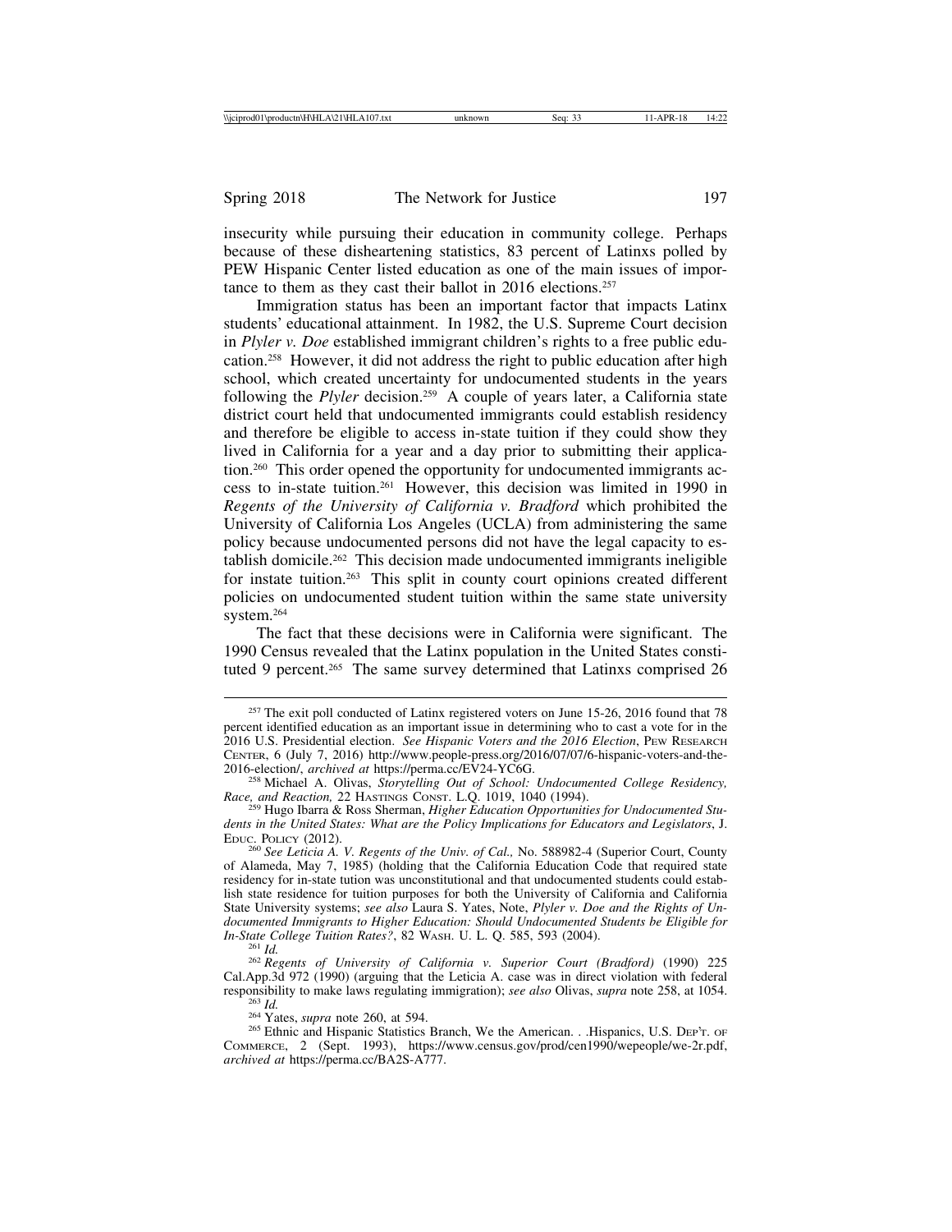insecurity while pursuing their education in community college. Perhaps because of these disheartening statistics, 83 percent of Latinxs polled by PEW Hispanic Center listed education as one of the main issues of importance to them as they cast their ballot in 2016 elections.[257]

Immigration status has been an important factor that impacts Latinx students' educational attainment. In 1982, the U.S. Supreme Court decision in *Plyler v. Doe* established immigrant children's rights to a free public education.[258] However, it did not address the right to public education after high school, which created uncertainty for undocumented students in the years following the *Plyler* decision.[259] A couple of years later, a California state district court held that undocumented immigrants could establish residency and therefore be eligible to access in-state tuition if they could show they lived in California for a year and a day prior to submitting their application.[260] This order opened the opportunity for undocumented immigrants access to in-state tuition.[261] However, this decision was limited in 1990 in *Regents of the University of California v. Bradford* which prohibited the University of California Los Angeles (UCLA) from administering the same policy because undocumented persons did not have the legal capacity to establish domicile.[262] This decision made undocumented immigrants ineligible for instate tuition.[263] This split in county court opinions created different policies on undocumented student tuition within the same state university system.[264]

The fact that these decisions were in California were significant. The 1990 Census revealed that the Latinx population in the United States constituted 9 percent.[265] The same survey determined that Latinxs comprised 26

---

[257] The exit poll conducted of Latinx registered voters on June 15-26, 2016 found that 78 percent identified education as an important issue in determining who to cast a vote for in the 2016 U.S. Presidential election. *See Hispanic Voters and the 2016 Election*, PEW RESEARCH CENTER, 6 (July 7, 2016) http://www.people-press.org/2016/07/07/6-hispanic-voters-and-the-2016-election/, *archived at* https://perma.cc/EV24-YC6G.

[258] Michael A. Olivas, *Storytelling Out of School: Undocumented College Residency, Race, and Reaction,* 22 HASTINGS CONST. L.Q. 1019, 1040 (1994).

[259] Hugo Ibarra & Ross Sherman, *Higher Education Opportunities for Undocumented Students in the United States: What are the Policy Implications for Educators and Legislators*, J. EDUC. POLICY (2012).

[260] *See Leticia A. V. Regents of the Univ. of Cal.,* No. 588982-4 (Superior Court, County of Alameda, May 7, 1985) (holding that the California Education Code that required state residency for in-state tution was unconstitutional and that undocumented students could establish state residence for tuition purposes for both the University of California and California State University systems; *see also* Laura S. Yates, Note, *Plyler v. Doe and the Rights of Undocumented Immigrants to Higher Education: Should Undocumented Students be Eligible for In-State College Tuition Rates?*, 82 WASH. U. L. Q. 585, 593 (2004).

[261] *Id.*

[262] *Regents of University of California v. Superior Court (Bradford)* (1990) 225 Cal.App.3d 972 (1990) (arguing that the Leticia A. case was in direct violation with federal responsibility to make laws regulating immigration); *see also* Olivas, *supra* note 258, at 1054.

[263] *Id.*

[264] Yates, *supra* note 260, at 594.

[265] Ethnic and Hispanic Statistics Branch, We the American. . .Hispanics, U.S. DEP'T. OF COMMERCE, 2 (Sept. 1993), https://www.census.gov/prod/cen1990/wepeople/we-2r.pdf, *archived at* https://perma.cc/BA2S-A777.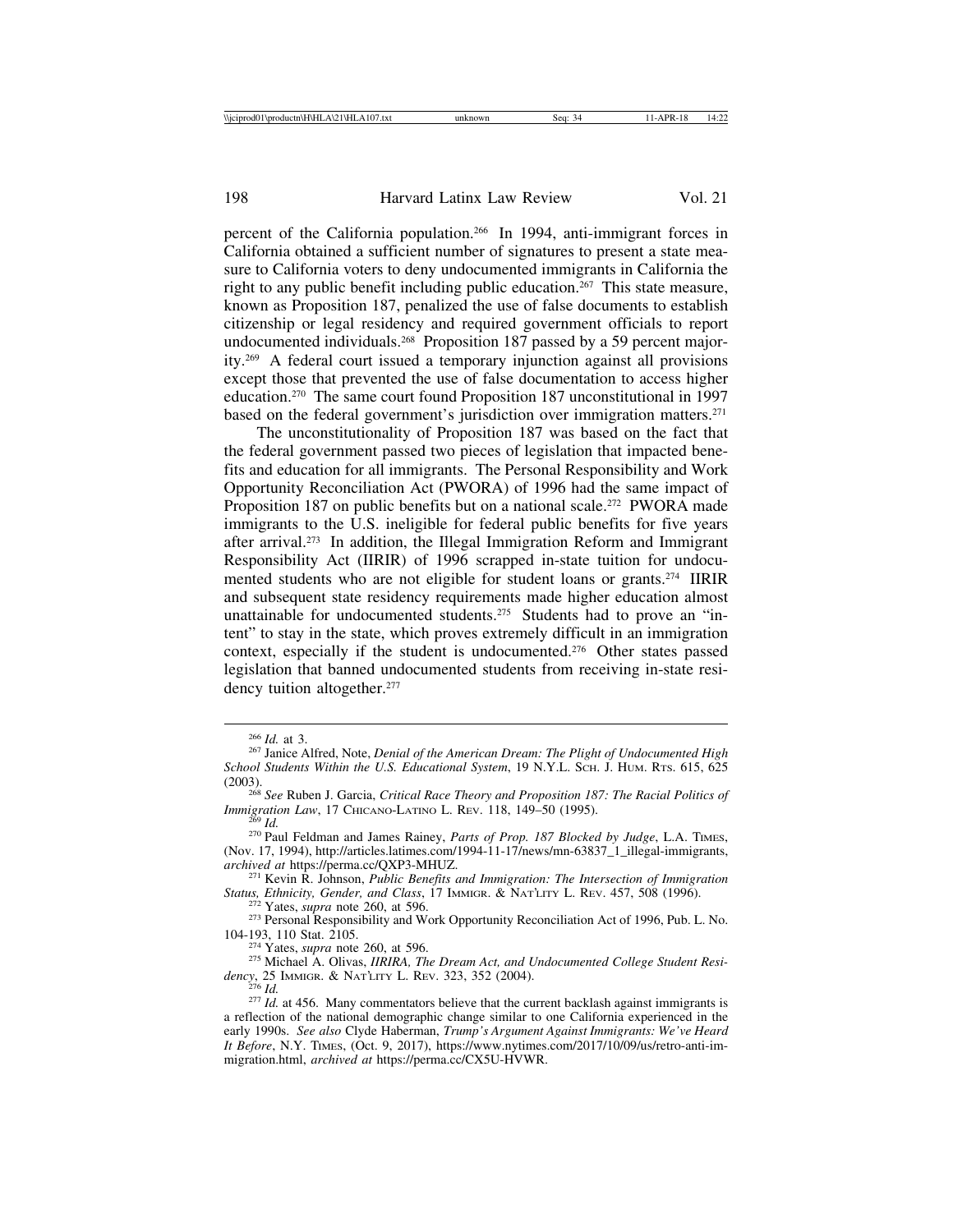percent of the California population.[266] In 1994, anti-immigrant forces in California obtained a sufficient number of signatures to present a state measure to California voters to deny undocumented immigrants in California the right to any public benefit including public education.[267] This state measure, known as Proposition 187, penalized the use of false documents to establish citizenship or legal residency and required government officials to report undocumented individuals.[268] Proposition 187 passed by a 59 percent majority.[269] A federal court issued a temporary injunction against all provisions except those that prevented the use of false documentation to access higher education.[270] The same court found Proposition 187 unconstitutional in 1997 based on the federal government's jurisdiction over immigration matters.[271]

The unconstitutionality of Proposition 187 was based on the fact that the federal government passed two pieces of legislation that impacted benefits and education for all immigrants. The Personal Responsibility and Work Opportunity Reconciliation Act (PWORA) of 1996 had the same impact of Proposition 187 on public benefits but on a national scale.[272] PWORA made immigrants to the U.S. ineligible for federal public benefits for five years after arrival.[273] In addition, the Illegal Immigration Reform and Immigrant Responsibility Act (IIRIR) of 1996 scrapped in-state tuition for undocumented students who are not eligible for student loans or grants.[274] IIRIR and subsequent state residency requirements made higher education almost unattainable for undocumented students.[275] Students had to prove an "intent" to stay in the state, which proves extremely difficult in an immigration context, especially if the student is undocumented.[276] Other states passed legislation that banned undocumented students from receiving in-state residency tuition altogether.[277]

---

[266] *Id.* at 3.

[267] Janice Alfred, Note, *Denial of the American Dream: The Plight of Undocumented High School Students Within the U.S. Educational System*, 19 N.Y.L. Sch. J. Hum. Rts. 615, 625 (2003).

[268] *See* Ruben J. Garcia, *Critical Race Theory and Proposition 187: The Racial Politics of Immigration Law*, 17 Chicano-Latino L. Rev. 118, 149–50 (1995).

[269] *Id.*

[270] Paul Feldman and James Rainey, *Parts of Prop. 187 Blocked by Judge*, L.A. Times, (Nov. 17, 1994), http://articles.latimes.com/1994-11-17/news/mn-63837_1_illegal-immigrants, *archived at* https://perma.cc/QXP3-MHUZ.

[271] Kevin R. Johnson, *Public Benefits and Immigration: The Intersection of Immigration Status, Ethnicity, Gender, and Class*, 17 Immigr. & Nat'lity L. Rev. 457, 508 (1996).

[272] Yates, *supra* note 260, at 596.

[273] Personal Responsibility and Work Opportunity Reconciliation Act of 1996, Pub. L. No. 104-193, 110 Stat. 2105.

[274] Yates, *supra* note 260, at 596.

[275] Michael A. Olivas, *IIRIRA, The Dream Act, and Undocumented College Student Residency*, 25 Immigr. & Nat'lity L. Rev. 323, 352 (2004).

[276] *Id.*

[277] *Id.* at 456. Many commentators believe that the current backlash against immigrants is a reflection of the national demographic change similar to one California experienced in the early 1990s. *See also* Clyde Haberman, *Trump's Argument Against Immigrants: We've Heard It Before*, N.Y. Times, (Oct. 9, 2017), https://www.nytimes.com/2017/10/09/us/retro-anti-immigration.html, *archived at* https://perma.cc/CX5U-HVWR.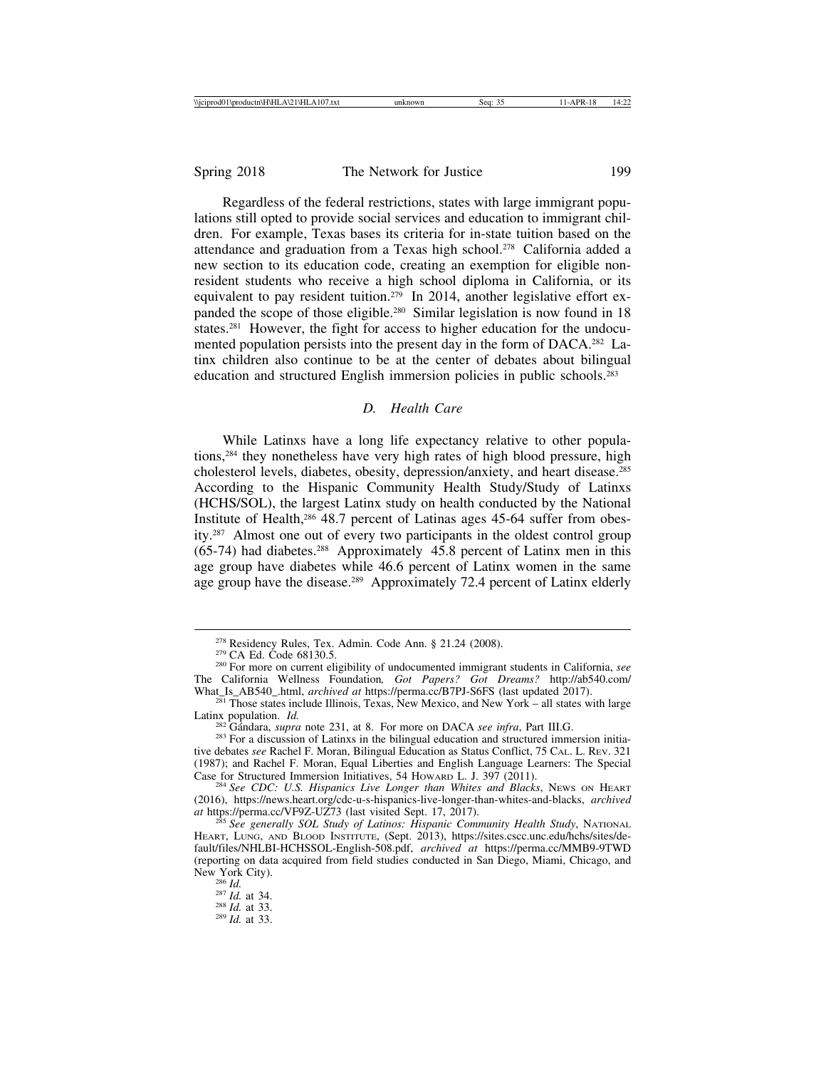Regardless of the federal restrictions, states with large immigrant populations still opted to provide social services and education to immigrant children. For example, Texas bases its criteria for in-state tuition based on the attendance and graduation from a Texas high school.[278] California added a new section to its education code, creating an exemption for eligible non-resident students who receive a high school diploma in California, or its equivalent to pay resident tuition.[279] In 2014, another legislative effort expanded the scope of those eligible.[280] Similar legislation is now found in 18 states.[281] However, the fight for access to higher education for the undocumented population persists into the present day in the form of DACA.[282] Latinx children also continue to be at the center of debates about bilingual education and structured English immersion policies in public schools.[283]

### *D. Health Care*

While Latinxs have a long life expectancy relative to other populations,[284] they nonetheless have very high rates of high blood pressure, high cholesterol levels, diabetes, obesity, depression/anxiety, and heart disease.[285] According to the Hispanic Community Health Study/Study of Latinxs (HCHS/SOL), the largest Latinx study on health conducted by the National Institute of Health,[286] 48.7 percent of Latinas ages 45-64 suffer from obesity.[287] Almost one out of every two participants in the oldest control group (65-74) had diabetes.[288] Approximately 45.8 percent of Latinx men in this age group have diabetes while 46.6 percent of Latinx women in the same age group have the disease.[289] Approximately 72.4 percent of Latinx elderly

---

[278] Residency Rules, Tex. Admin. Code Ann. § 21.24 (2008).

[279] CA Ed. Code 68130.5.

[280] For more on current eligibility of undocumented immigrant students in California, *see* The California Wellness Foundation*, Got Papers? Got Dreams?* http://ab540.com/What_Is_AB540_.html, *archived at* https://perma.cc/B7PJ-S6FS (last updated 2017).

[281] Those states include Illinois, Texas, New Mexico, and New York – all states with large Latinx population. *Id.*

[282] Gándara, *supra* note 231, at 8. For more on DACA *see infra*, Part III.G.

[283] For a discussion of Latinxs in the bilingual education and structured immersion initiative debates *see* Rachel F. Moran, Bilingual Education as Status Conflict, 75 CAL. L. REV. 321 (1987); and Rachel F. Moran, Equal Liberties and English Language Learners: The Special Case for Structured Immersion Initiatives, 54 HOWARD L. J. 397 (2011).

[284] *See CDC: U.S. Hispanics Live Longer than Whites and Blacks*, NEWS ON HEART (2016), https://news.heart.org/cdc-u-s-hispanics-live-longer-than-whites-and-blacks, *archived at* https://perma.cc/VF9Z-UZ73 (last visited Sept. 17, 2017).

[285] *See generally SOL Study of Latinos: Hispanic Community Health Study*, NATIONAL HEART, LUNG, AND BLOOD INSTITUTE, (Sept. 2013), https://sites.cscc.unc.edu/hchs/sites/default/files/NHLBI-HCHSSOL-English-508.pdf, *archived at* https://perma.cc/MMB9-9TWD (reporting on data acquired from field studies conducted in San Diego, Miami, Chicago, and New York City).

[286] *Id.*

[287] *Id.* at 34.

[288] *Id.* at 33.

[289] *Id.* at 33.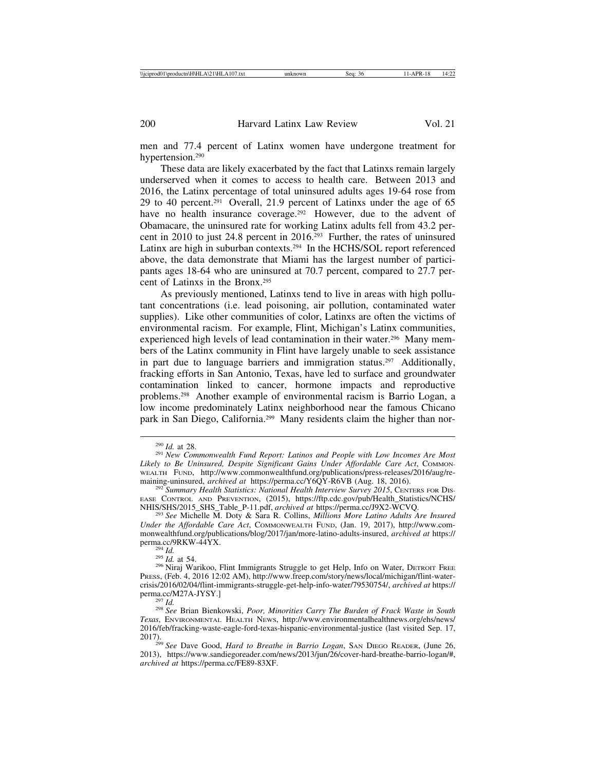men and 77.4 percent of Latinx women have undergone treatment for hypertension.[290]

These data are likely exacerbated by the fact that Latinxs remain largely underserved when it comes to access to health care. Between 2013 and 2016, the Latinx percentage of total uninsured adults ages 19-64 rose from 29 to 40 percent.[291] Overall, 21.9 percent of Latinxs under the age of 65 have no health insurance coverage.[292] However, due to the advent of Obamacare, the uninsured rate for working Latinx adults fell from 43.2 percent in 2010 to just 24.8 percent in 2016.[293] Further, the rates of uninsured Latinx are high in suburban contexts.[294] In the HCHS/SOL report referenced above, the data demonstrate that Miami has the largest number of participants ages 18-64 who are uninsured at 70.7 percent, compared to 27.7 percent of Latinxs in the Bronx.[295]

As previously mentioned, Latinxs tend to live in areas with high pollutant concentrations (i.e. lead poisoning, air pollution, contaminated water supplies). Like other communities of color, Latinxs are often the victims of environmental racism. For example, Flint, Michigan's Latinx communities, experienced high levels of lead contamination in their water.[296] Many members of the Latinx community in Flint have largely unable to seek assistance in part due to language barriers and immigration status.[297] Additionally, fracking efforts in San Antonio, Texas, have led to surface and groundwater contamination linked to cancer, hormone impacts and reproductive problems.[298] Another example of environmental racism is Barrio Logan, a low income predominately Latinx neighborhood near the famous Chicano park in San Diego, California.[299] Many residents claim the higher than nor-

---

[290] *Id.* at 28.

[291] *New Commonwealth Fund Report: Latinos and People with Low Incomes Are Most Likely to Be Uninsured, Despite Significant Gains Under Affordable Care Act*, COMMONWEALTH FUND, http://www.commonwealthfund.org/publications/press-releases/2016/aug/remaining-uninsured, *archived at* https://perma.cc/Y6QY-R6VB (Aug. 18, 2016).

[292] *Summary Health Statistics: National Health Interview Survey 2015*, CENTERS FOR DISEASE CONTROL AND PREVENTION, (2015), https://ftp.cdc.gov/pub/Health_Statistics/NCHS/NHIS/SHS/2015_SHS_Table_P-11.pdf, *archived at* https://perma.cc/J9X2-WCVQ.

[293] *See* Michelle M. Doty & Sara R. Collins, *Millions More Latino Adults Are Insured Under the Affordable Care Act*, COMMONWEALTH FUND, (Jan. 19, 2017), http://www.commonwealthfund.org/publications/blog/2017/jan/more-latino-adults-insured, *archived at* https://perma.cc/9RKW-44YX.

[294] *Id.*

[295] *Id.* at 54.

[296] Niraj Warikoo, Flint Immigrants Struggle to get Help, Info on Water, DETROIT FREE PRESS, (Feb. 4, 2016 12:02 AM), http://www.freep.com/story/news/local/michigan/flint-water-crisis/2016/02/04/flint-immigrants-struggle-get-help-info-water/79530754/, *archived at* https://perma.cc/M27A-JYSY.]

[297] *Id.*

[298] *See* Brian Bienkowski, *Poor, Minorities Carry The Burden of Frack Waste in South Texas*, ENVIRONMENTAL HEALTH NEWS, http://www.environmentalhealthnews.org/ehs/news/2016/feb/fracking-waste-eagle-ford-texas-hispanic-environmental-justice (last visited Sep. 17, 2017).

[299] *See* Dave Good, *Hard to Breathe in Barrio Logan*, SAN DIEGO READER, (June 26, 2013), https://www.sandiegoreader.com/news/2013/jun/26/cover-hard-breathe-barrio-logan/#, *archived at* https://perma.cc/FE89-83XF.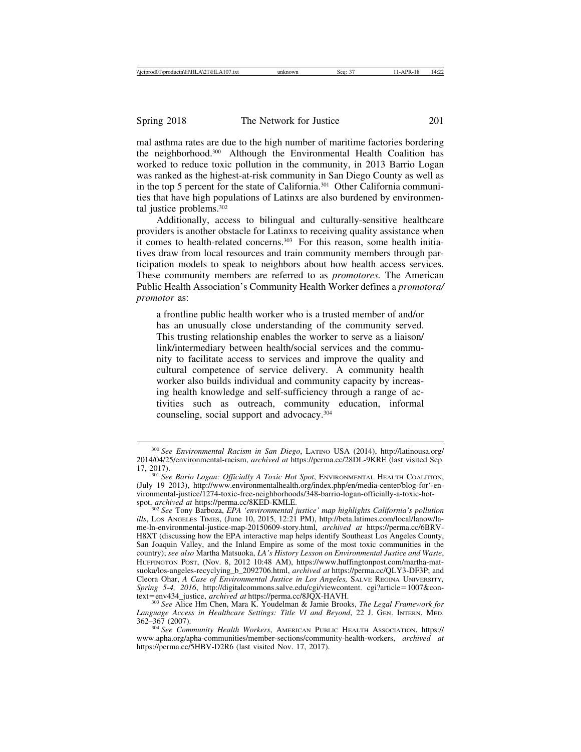mal asthma rates are due to the high number of maritime factories bordering the neighborhood.[300] Although the Environmental Health Coalition has worked to reduce toxic pollution in the community, in 2013 Barrio Logan was ranked as the highest-at-risk community in San Diego County as well as in the top 5 percent for the state of California.[301] Other California communities that have high populations of Latinxs are also burdened by environmental justice problems.[302]

Additionally, access to bilingual and culturally-sensitive healthcare providers is another obstacle for Latinxs to receiving quality assistance when it comes to health-related concerns.[303] For this reason, some health initiatives draw from local resources and train community members through participation models to speak to neighbors about how health access services. These community members are referred to as *promotores.* The American Public Health Association's Community Health Worker defines a *promotora/ promotor* as:

> a frontline public health worker who is a trusted member of and/or has an unusually close understanding of the community served. This trusting relationship enables the worker to serve as a liaison/ link/intermediary between health/social services and the community to facilitate access to services and improve the quality and cultural competence of service delivery. A community health worker also builds individual and community capacity by increasing health knowledge and self-sufficiency through a range of activities such as outreach, community education, informal counseling, social support and advocacy.[304]

---

[300] *See Environmental Racism in San Diego*, LATINO USA (2014), http://latinousa.org/2014/04/25/environmental-racism, *archived at* https://perma.cc/28DL-9KRE (last visited Sep. 17, 2017).

[301] *See Bario Logan: Officially A Toxic Hot Spot*, ENVIRONMENTAL HEALTH COALITION, (July 19 2013), http://www.environmentalhealth.org/index.php/en/media-center/blog-for'-environmental-justice/1274-toxic-free-neighborhoods/348-barrio-logan-officially-a-toxic-hot-spot, *archived at* https://perma.cc/8KED-KMLE.

[302] *See* Tony Barboza, *EPA 'environmental justice' map highlights California's pollution ills*, LOS ANGELES TIMES, (June 10, 2015, 12:21 PM), http://beta.latimes.com/local/lanow/la-me-ln-environmental-justice-map-20150609-story.html, *archived at* https://perma.cc/6BRV-H8XT (discussing how the EPA interactive map helps identify Southeast Los Angeles County, San Joaquin Valley, and the Inland Empire as some of the most toxic communities in the country); *see also* Martha Matsuoka, *LA's History Lesson on Environmental Justice and Waste*, HUFFINGTON POST, (Nov. 8, 2012 10:48 AM), https://www.huffingtonpost.com/martha-matsuoka/los-angeles-recyclying_b_2092706.html, *archived at* https://perma.cc/QLY3-DF3P; and Cleora Ohar, *A Case of Environmental Justice in Los Angeles,* SALVE REGINA UNIVERSITY, *Spring 5-4, 2016*, http://digitalcommons.salve.edu/cgi/viewcontent. cgi?article=1007&context=env434_justice, *archived at* https://perma.cc/8JQX-HAVH.

[303] *See* Alice Hm Chen, Mara K. Youdelman & Jamie Brooks, *The Legal Framework for Language Access in Healthcare Settings: Title VI and Beyond*, 22 J. GEN. INTERN. MED. 362–367 (2007).

[304] *See Community Health Workers*, AMERICAN PUBLIC HEALTH ASSOCIATION, https://www.apha.org/apha-communities/member-sections/community-health-workers, *archived at* https://perma.cc/5HBV-D2R6 (last visited Nov. 17, 2017).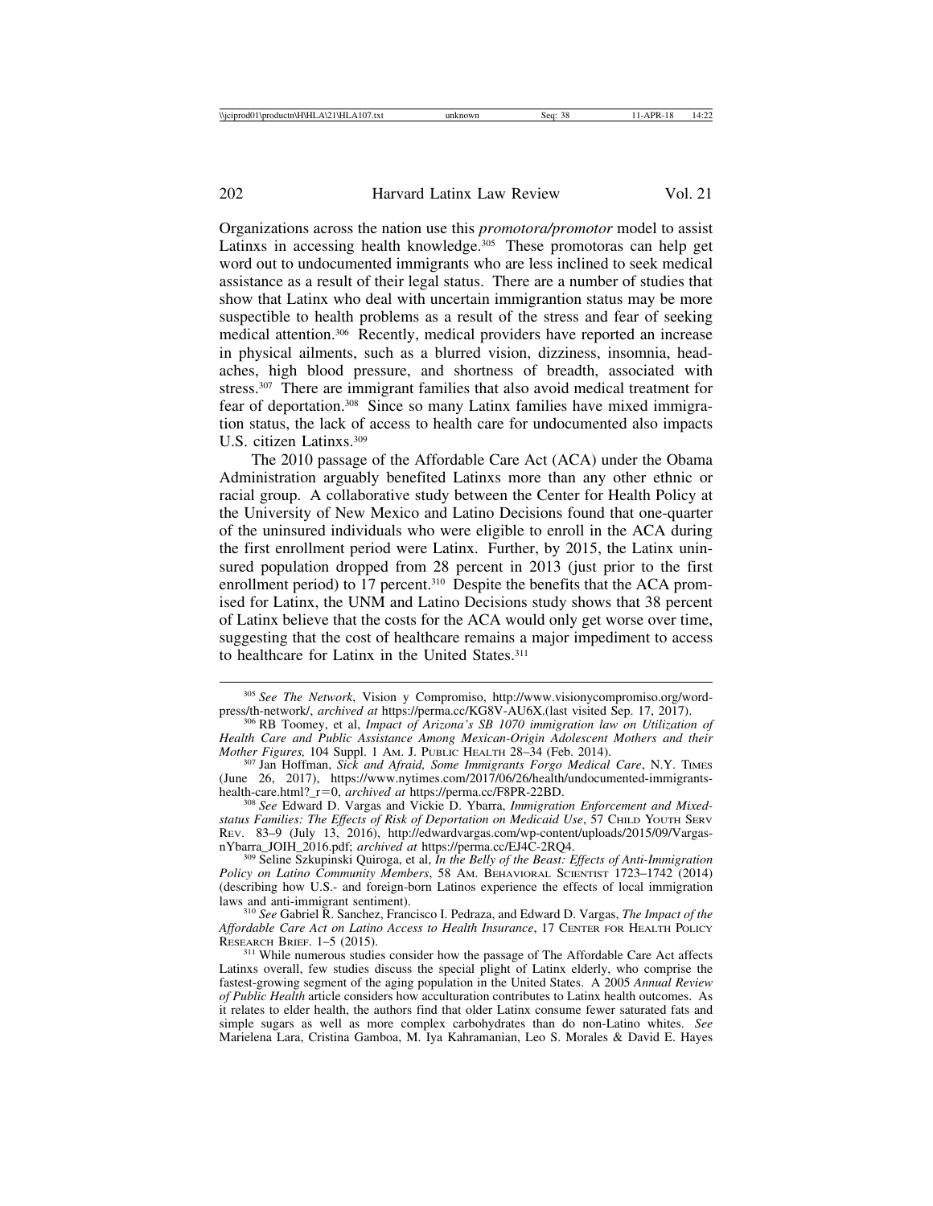Organizations across the nation use this *promotora/promotor* model to assist Latinxs in accessing health knowledge.[305] These promotoras can help get word out to undocumented immigrants who are less inclined to seek medical assistance as a result of their legal status. There are a number of studies that show that Latinx who deal with uncertain immigrantion status may be more suspectible to health problems as a result of the stress and fear of seeking medical attention.[306] Recently, medical providers have reported an increase in physical ailments, such as a blurred vision, dizziness, insomnia, headaches, high blood pressure, and shortness of breadth, associated with stress.[307] There are immigrant families that also avoid medical treatment for fear of deportation.[308] Since so many Latinx families have mixed immigration status, the lack of access to health care for undocumented also impacts U.S. citizen Latinxs.[309]

The 2010 passage of the Affordable Care Act (ACA) under the Obama Administration arguably benefited Latinxs more than any other ethnic or racial group. A collaborative study between the Center for Health Policy at the University of New Mexico and Latino Decisions found that one-quarter of the uninsured individuals who were eligible to enroll in the ACA during the first enrollment period were Latinx. Further, by 2015, the Latinx uninsured population dropped from 28 percent in 2013 (just prior to the first enrollment period) to 17 percent.[310] Despite the benefits that the ACA promised for Latinx, the UNM and Latino Decisions study shows that 38 percent of Latinx believe that the costs for the ACA would only get worse over time, suggesting that the cost of healthcare remains a major impediment to access to healthcare for Latinx in the United States.[311]

---

[305] *See The Network*, Vision y Compromiso, http://www.visioncompromiso.org/wordpress/th-network/, *archived at* https://perma.cc/KG8V-AU6X.(last visited Sep. 17, 2017).

[306] RB Toomey, et al, *Impact of Arizona's SB 1070 immigration law on Utilization of Health Care and Public Assistance Among Mexican-Origin Adolescent Mothers and their Mother Figures,* 104 Suppl. 1 Am. J. Public Health 28–34 (Feb. 2014).

[307] Jan Hoffman, *Sick and Afraid, Some Immigrants Forgo Medical Care*, N.Y. Times (June 26, 2017), https://www.nytimes.com/2017/06/26/health/undocumented-immigrants-health-care.html?_r=0, *archived at* https://perma.cc/F8PR-22BD.

[308] *See* Edward D. Vargas and Vickie D. Ybarra, *Immigration Enforcement and Mixed-status Families: The Effects of Risk of Deportation on Medicaid Use*, 57 Child Youth Serv Rev. 83–9 (July 13, 2016), http://edwardvargas.com/wp-content/uploads/2015/09/Vargas-nYbarra_JOIH_2016.pdf; *archived at* https://perma.cc/EJ4C-2RQ4.

[309] Seline Szkupinski Quiroga, et al, *In the Belly of the Beast: Effects of Anti-Immigration Policy on Latino Community Members*, 58 Am. Behavioral Scientist 1723–1742 (2014) (describing how U.S.- and foreign-born Latinos experience the effects of local immigration laws and anti-immigrant sentiment).

[310] *See* Gabriel R. Sanchez, Francisco I. Pedraza, and Edward D. Vargas, *The Impact of the Affordable Care Act on Latino Access to Health Insurance*, 17 Center for Health Policy Research Brief. 1–5 (2015).

[311] While numerous studies consider how the passage of The Affordable Care Act affects Latinxs overall, few studies discuss the special plight of Latinx elderly, who comprise the fastest-growing segment of the aging population in the United States. A 2005 *Annual Review of Public Health* article considers how acculturation contributes to Latinx health outcomes. As it relates to elder health, the authors find that older Latinx consume fewer saturated fats and simple sugars as well as more complex carbohydrates than do non-Latino whites. *See* Marielena Lara, Cristina Gamboa, M. Iya Kahramanian, Leo S. Morales & David E. Hayes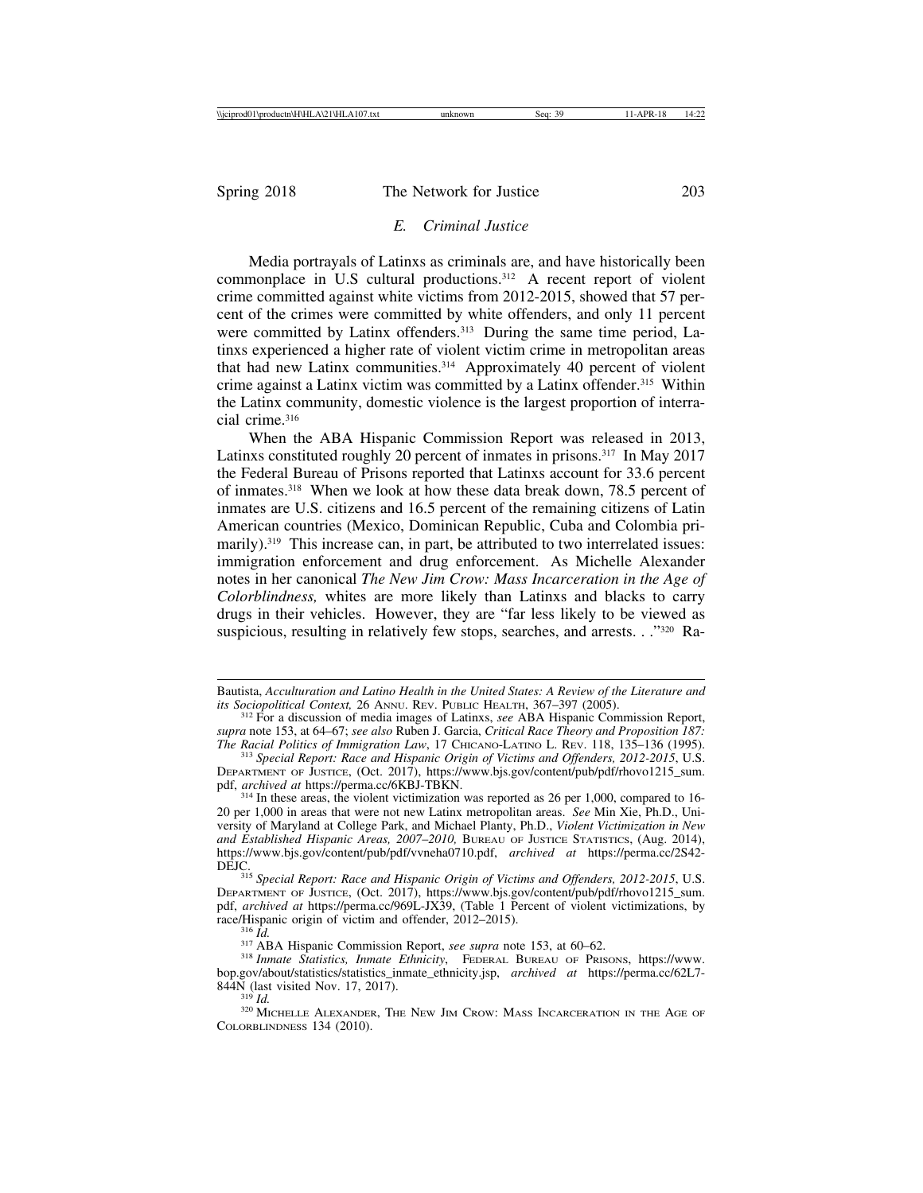### *E. Criminal Justice*

Media portrayals of Latinxs as criminals are, and have historically been commonplace in U.S cultural productions.[312] A recent report of violent crime committed against white victims from 2012-2015, showed that 57 percent of the crimes were committed by white offenders, and only 11 percent were committed by Latinx offenders.[313] During the same time period, Latinxs experienced a higher rate of violent victim crime in metropolitan areas that had new Latinx communities.[314] Approximately 40 percent of violent crime against a Latinx victim was committed by a Latinx offender.[315] Within the Latinx community, domestic violence is the largest proportion of interracial crime.[316]

When the ABA Hispanic Commission Report was released in 2013, Latinxs constituted roughly 20 percent of inmates in prisons.[317] In May 2017 the Federal Bureau of Prisons reported that Latinxs account for 33.6 percent of inmates.[318] When we look at how these data break down, 78.5 percent of inmates are U.S. citizens and 16.5 percent of the remaining citizens of Latin American countries (Mexico, Dominican Republic, Cuba and Colombia primarily).[319] This increase can, in part, be attributed to two interrelated issues: immigration enforcement and drug enforcement. As Michelle Alexander notes in her canonical *The New Jim Crow: Mass Incarceration in the Age of Colorblindness,* whites are more likely than Latinxs and blacks to carry drugs in their vehicles. However, they are "far less likely to be viewed as suspicious, resulting in relatively few stops, searches, and arrests. . ."[320] Ra-

---

Bautista, *Acculturation and Latino Health in the United States: A Review of the Literature and its Sociopolitical Context,* 26 ANNU. REV. PUBLIC HEALTH, 367–397 (2005).

[312] For a discussion of media images of Latinxs, *see* ABA Hispanic Commission Report, *supra* note 153, at 64–67; *see also* Ruben J. Garcia, *Critical Race Theory and Proposition 187: The Racial Politics of Immigration Law*, 17 CHICANO-LATINO L. REV. 118, 135–136 (1995).

[313] *Special Report: Race and Hispanic Origin of Victims and Offenders, 2012-2015*, U.S. DEPARTMENT OF JUSTICE, (Oct. 2017), https://www.bjs.gov/content/pub/pdf/rhovo1215_sum.pdf, *archived at* https://perma.cc/6KBJ-TBKN.

[314] In these areas, the violent victimization was reported as 26 per 1,000, compared to 16-20 per 1,000 in areas that were not new Latinx metropolitan areas. *See* Min Xie, Ph.D., University of Maryland at College Park, and Michael Planty, Ph.D., *Violent Victimization in New and Established Hispanic Areas, 2007–2010,* BUREAU OF JUSTICE STATISTICS, (Aug. 2014), https://www.bjs.gov/content/pub/pdf/vvneha0710.pdf, *archived at* https://perma.cc/2S42-DEJC.

[315] *Special Report: Race and Hispanic Origin of Victims and Offenders, 2012-2015*, U.S. DEPARTMENT OF JUSTICE, (Oct. 2017), https://www.bjs.gov/content/pub/pdf/rhovo1215_sum.pdf, *archived at* https://perma.cc/969L-JX39, (Table 1 Percent of violent victimizations, by race/Hispanic origin of victim and offender, 2012–2015).

[316] *Id.*

[317] ABA Hispanic Commission Report, *see supra* note 153, at 60–62.

[318] *Inmate Statistics, Inmate Ethnicity*, FEDERAL BUREAU OF PRISONS, https://www.bop.gov/about/statistics/statistics_inmate_ethnicity.jsp, *archived at* https://perma.cc/62L7-844N (last visited Nov. 17, 2017).

[319] *Id.*

[320] MICHELLE ALEXANDER, THE NEW JIM CROW: MASS INCARCERATION IN THE AGE OF COLORBLINDNESS 134 (2010).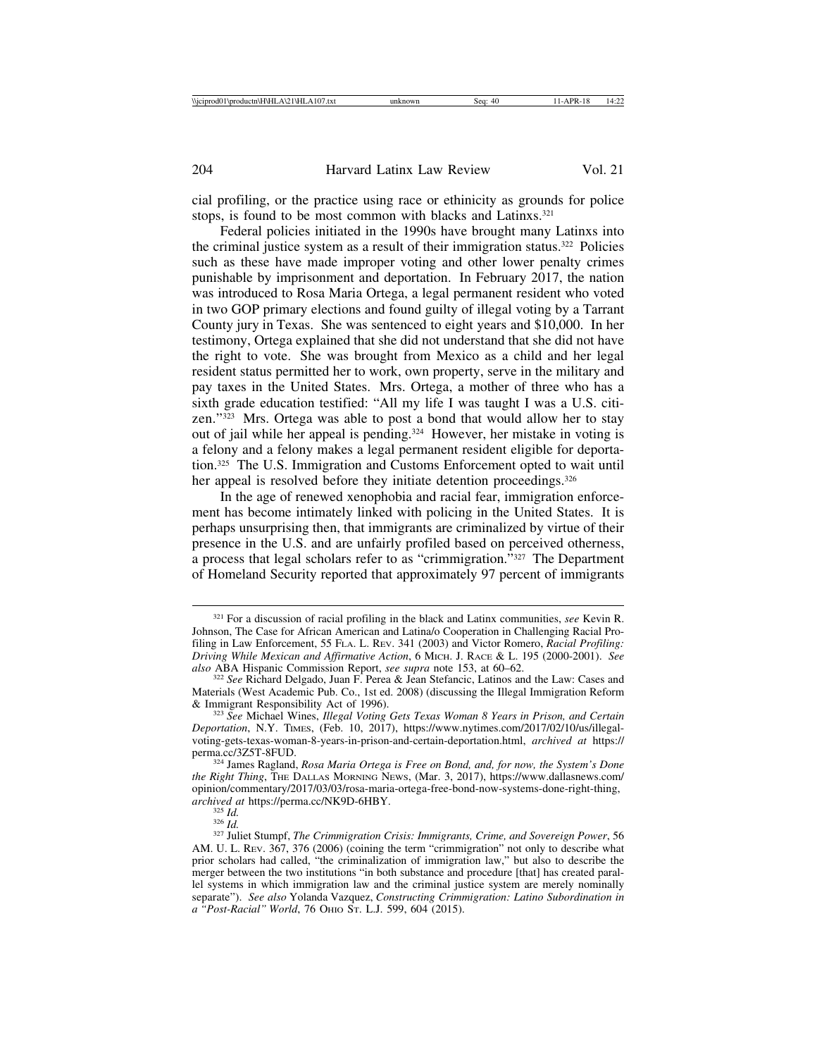cial profiling, or the practice using race or ethinicity as grounds for police stops, is found to be most common with blacks and Latinxs.[321]

Federal policies initiated in the 1990s have brought many Latinxs into the criminal justice system as a result of their immigration status.[322] Policies such as these have made improper voting and other lower penalty crimes punishable by imprisonment and deportation. In February 2017, the nation was introduced to Rosa Maria Ortega, a legal permanent resident who voted in two GOP primary elections and found guilty of illegal voting by a Tarrant County jury in Texas. She was sentenced to eight years and $10,000. In her testimony, Ortega explained that she did not understand that she did not have the right to vote. She was brought from Mexico as a child and her legal resident status permitted her to work, own property, serve in the military and pay taxes in the United States. Mrs. Ortega, a mother of three who has a sixth grade education testified: "All my life I was taught I was a U.S. citizen."[323] Mrs. Ortega was able to post a bond that would allow her to stay out of jail while her appeal is pending.[324] However, her mistake in voting is a felony and a felony makes a legal permanent resident eligible for deportation.[325] The U.S. Immigration and Customs Enforcement opted to wait until her appeal is resolved before they initiate detention proceedings.[326]

In the age of renewed xenophobia and racial fear, immigration enforcement has become intimately linked with policing in the United States. It is perhaps unsurprising then, that immigrants are criminalized by virtue of their presence in the U.S. and are unfairly profiled based on perceived otherness, a process that legal scholars refer to as "crimmigration."[327] The Department of Homeland Security reported that approximately 97 percent of immigrants

---

[321] For a discussion of racial profiling in the black and Latinx communities, *see* Kevin R. Johnson, The Case for African American and Latina/o Cooperation in Challenging Racial Profiling in Law Enforcement, 55 FLA. L. REV. 341 (2003) and Victor Romero, *Racial Profiling: Driving While Mexican and Affirmative Action*, 6 MICH. J. RACE & L. 195 (2000-2001). *See also* ABA Hispanic Commission Report, *see supra* note 153, at 60–62.

[322] *See* Richard Delgado, Juan F. Perea & Jean Stefancic, Latinos and the Law: Cases and Materials (West Academic Pub. Co., 1st ed. 2008) (discussing the Illegal Immigration Reform & Immigrant Responsibility Act of 1996).

[323] *See* Michael Wines, *Illegal Voting Gets Texas Woman 8 Years in Prison, and Certain Deportation*, N.Y. TIMES, (Feb. 10, 2017), https://www.nytimes.com/2017/02/10/us/illegal-voting-gets-texas-woman-8-years-in-prison-and-certain-deportation.html, *archived at* https://perma.cc/3Z5T-8FUD.

[324] James Ragland, *Rosa Maria Ortega is Free on Bond, and, for now, the System's Done the Right Thing*, THE DALLAS MORNING NEWS, (Mar. 3, 2017), https://www.dallasnews.com/opinion/commentary/2017/03/03/rosa-maria-ortega-free-bond-now-systems-done-right-thing, *archived at* https://perma.cc/NK9D-6HBY.

[325] *Id.*

[326] *Id.*

[327] Juliet Stumpf, *The Crimmigration Crisis: Immigrants, Crime, and Sovereign Power*, 56 AM. U. L. REV. 367, 376 (2006) (coining the term "crimmigration" not only to describe what prior scholars had called, "the criminalization of immigration law," but also to describe the merger between the two institutions "in both substance and procedure [that] has created parallel systems in which immigration law and the criminal justice system are merely nominally separate"). *See also* Yolanda Vazquez, *Constructing Crimmigration: Latino Subordination in a "Post-Racial" World*, 76 OHIO ST. L.J. 599, 604 (2015).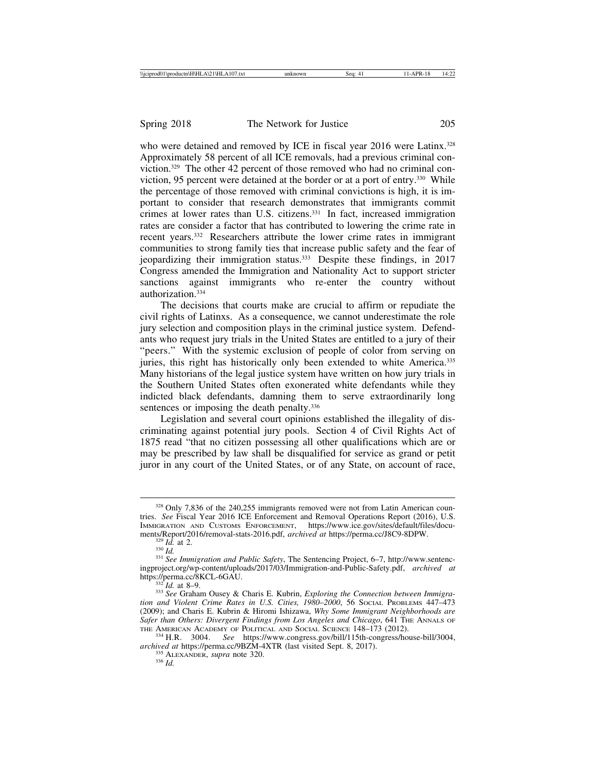who were detained and removed by ICE in fiscal year 2016 were Latinx.[328] Approximately 58 percent of all ICE removals, had a previous criminal conviction.[329] The other 42 percent of those removed who had no criminal conviction, 95 percent were detained at the border or at a port of entry.[330] While the percentage of those removed with criminal convictions is high, it is important to consider that research demonstrates that immigrants commit crimes at lower rates than U.S. citizens.[331] In fact, increased immigration rates are consider a factor that has contributed to lowering the crime rate in recent years.[332] Researchers attribute the lower crime rates in immigrant communities to strong family ties that increase public safety and the fear of jeopardizing their immigration status.[333] Despite these findings, in 2017 Congress amended the Immigration and Nationality Act to support stricter sanctions against immigrants who re-enter the country without authorization.[334]

The decisions that courts make are crucial to affirm or repudiate the civil rights of Latinxs. As a consequence, we cannot underestimate the role jury selection and composition plays in the criminal justice system. Defendants who request jury trials in the United States are entitled to a jury of their "peers." With the systemic exclusion of people of color from serving on juries, this right has historically only been extended to white America.[335] Many historians of the legal justice system have written on how jury trials in the Southern United States often exonerated white defendants while they indicted black defendants, damning them to serve extraordinarily long sentences or imposing the death penalty.[336]

Legislation and several court opinions established the illegality of discriminating against potential jury pools. Section 4 of Civil Rights Act of 1875 read "that no citizen possessing all other qualifications which are or may be prescribed by law shall be disqualified for service as grand or petit juror in any court of the United States, or of any State, on account of race,

---

[328] Only 7,836 of the 240,255 immigrants removed were not from Latin American countries. *See* Fiscal Year 2016 ICE Enforcement and Removal Operations Report (2016), U.S. Immigration and Customs Enforcement, https://www.ice.gov/sites/default/files/documents/Report/2016/removal-stats-2016.pdf, *archived at* https://perma.cc/J8C9-8DPW.

[329] *Id.* at 2.

[330] *Id.*

[331] *See Immigration and Public Safety*, The Sentencing Project, 6–7, http://www.sentencingproject.org/wp-content/uploads/2017/03/Immigration-and-Public-Safety.pdf, *archived at* https://perma.cc/8KCL-6GAU.

[332] *Id.* at 8–9.

[333] *See* Graham Ousey & Charis E. Kubrin, *Exploring the Connection between Immigration and Violent Crime Rates in U.S. Cities, 1980–2000*, 56 Social Problems 447–473 (2009); and Charis E. Kubrin & Hiromi Ishizawa, *Why Some Immigrant Neighborhoods are Safer than Others: Divergent Findings from Los Angeles and Chicago*, 641 The Annals of the American Academy of Political and Social Science 148–173 (2012).

[334] H.R. 3004. *See* https://www.congress.gov/bill/115th-congress/house-bill/3004, *archived at* https://perma.cc/9BZM-4XTR (last visited Sept. 8, 2017).

[335] Alexander, *supra* note 320.

[336] *Id.*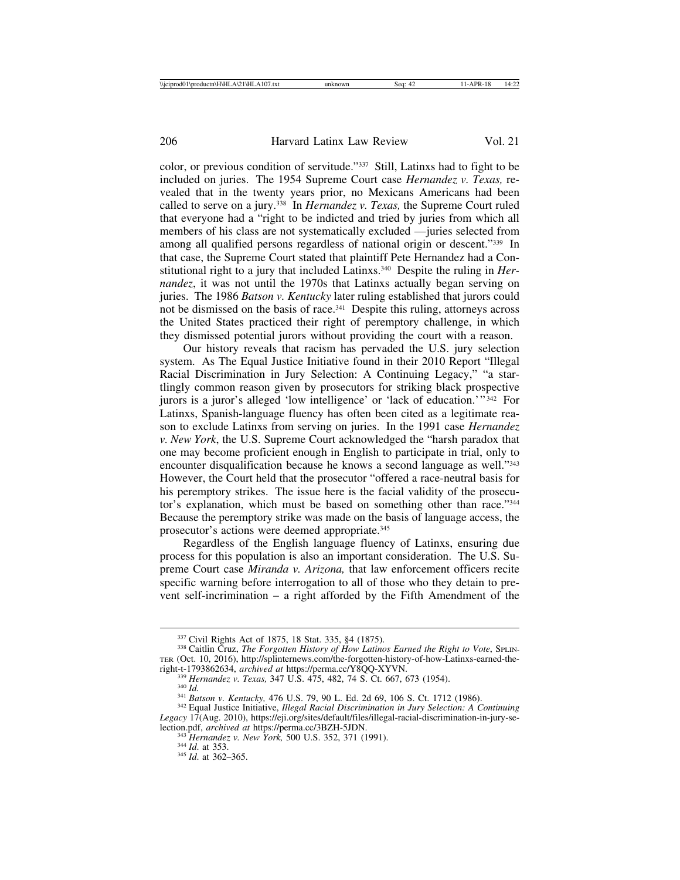color, or previous condition of servitude."[337] Still, Latinxs had to fight to be included on juries. The 1954 Supreme Court case *Hernandez v. Texas,* revealed that in the twenty years prior, no Mexicans Americans had been called to serve on a jury.[338] In *Hernandez v. Texas,* the Supreme Court ruled that everyone had a "right to be indicted and tried by juries from which all members of his class are not systematically excluded —juries selected from among all qualified persons regardless of national origin or descent."[339] In that case, the Supreme Court stated that plaintiff Pete Hernandez had a Constitutional right to a jury that included Latinxs.[340] Despite the ruling in *Hernandez*, it was not until the 1970s that Latinxs actually began serving on juries. The 1986 *Batson v. Kentucky* later ruling established that jurors could not be dismissed on the basis of race.[341] Despite this ruling, attorneys across the United States practiced their right of peremptory challenge, in which they dismissed potential jurors without providing the court with a reason.

Our history reveals that racism has pervaded the U.S. jury selection system. As The Equal Justice Initiative found in their 2010 Report "Illegal Racial Discrimination in Jury Selection: A Continuing Legacy," "a startlingly common reason given by prosecutors for striking black prospective jurors is a juror's alleged 'low intelligence' or 'lack of education.'"[342] For Latinxs, Spanish-language fluency has often been cited as a legitimate reason to exclude Latinxs from serving on juries. In the 1991 case *Hernandez v. New York*, the U.S. Supreme Court acknowledged the "harsh paradox that one may become proficient enough in English to participate in trial, only to encounter disqualification because he knows a second language as well."[343] However, the Court held that the prosecutor "offered a race-neutral basis for his peremptory strikes. The issue here is the facial validity of the prosecutor's explanation, which must be based on something other than race."[344] Because the peremptory strike was made on the basis of language access, the prosecutor's actions were deemed appropriate.[345]

Regardless of the English language fluency of Latinxs, ensuring due process for this population is also an important consideration. The U.S. Supreme Court case *Miranda v. Arizona,* that law enforcement officers recite specific warning before interrogation to all of those who they detain to prevent self-incrimination – a right afforded by the Fifth Amendment of the

---

[337] Civil Rights Act of 1875, 18 Stat. 335, §4 (1875).

[338] Caitlin Cruz, *The Forgotten History of How Latinos Earned the Right to Vote*, SPLINTER (Oct. 10, 2016), http://splinternews.com/the-forgotten-history-of-how-Latinxs-earned-the-right-t-1793862634, *archived at* https://perma.cc/Y8QQ-XYVN.

[339] *Hernandez v. Texas,* 347 U.S. 475, 482, 74 S. Ct. 667, 673 (1954).

[340] *Id.*

[341] *Batson v. Kentucky,* 476 U.S. 79, 90 L. Ed. 2d 69, 106 S. Ct. 1712 (1986).

[342] Equal Justice Initiative, *Illegal Racial Discrimination in Jury Selection: A Continuing Legacy* 17(Aug. 2010), https://eji.org/sites/default/files/illegal-racial-discrimination-in-jury-selection.pdf, *archived at* https://perma.cc/3BZH-5JDN.

[343] *Hernandez v. New York,* 500 U.S. 352, 371 (1991).

[344] *Id*. at 353.

[345] *Id*. at 362–365.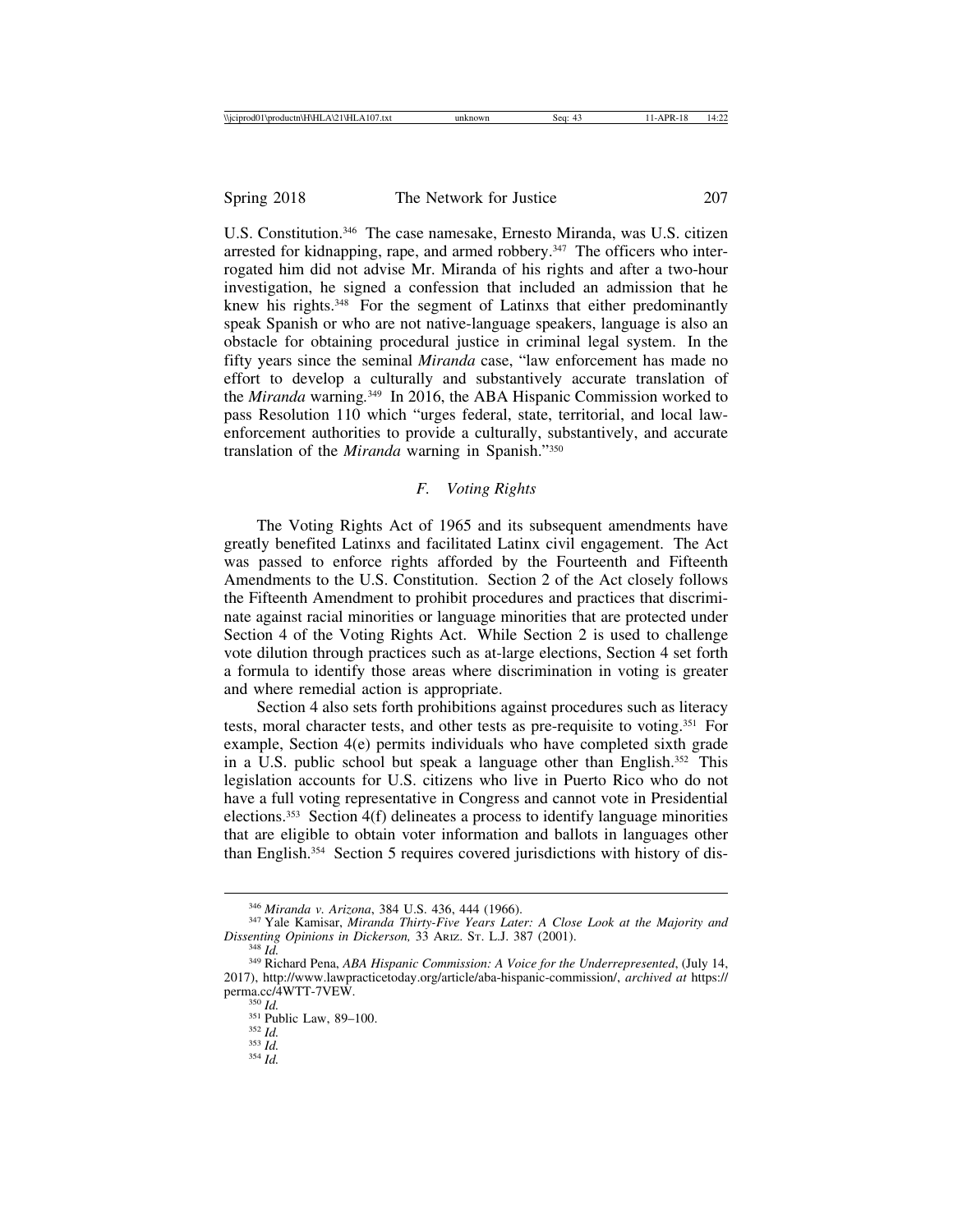U.S. Constitution.[346] The case namesake, Ernesto Miranda, was U.S. citizen arrested for kidnapping, rape, and armed robbery.[347] The officers who interrogated him did not advise Mr. Miranda of his rights and after a two-hour investigation, he signed a confession that included an admission that he knew his rights.[348] For the segment of Latinxs that either predominantly speak Spanish or who are not native-language speakers, language is also an obstacle for obtaining procedural justice in criminal legal system. In the fifty years since the seminal *Miranda* case, "law enforcement has made no effort to develop a culturally and substantively accurate translation of the *Miranda* warning.[349] In 2016, the ABA Hispanic Commission worked to pass Resolution 110 which "urges federal, state, territorial, and local law-enforcement authorities to provide a culturally, substantively, and accurate translation of the *Miranda* warning in Spanish."[350]

### *F. Voting Rights*

The Voting Rights Act of 1965 and its subsequent amendments have greatly benefited Latinxs and facilitated Latinx civil engagement. The Act was passed to enforce rights afforded by the Fourteenth and Fifteenth Amendments to the U.S. Constitution. Section 2 of the Act closely follows the Fifteenth Amendment to prohibit procedures and practices that discriminate against racial minorities or language minorities that are protected under Section 4 of the Voting Rights Act. While Section 2 is used to challenge vote dilution through practices such as at-large elections, Section 4 set forth a formula to identify those areas where discrimination in voting is greater and where remedial action is appropriate.

Section 4 also sets forth prohibitions against procedures such as literacy tests, moral character tests, and other tests as pre-requisite to voting.[351] For example, Section 4(e) permits individuals who have completed sixth grade in a U.S. public school but speak a language other than English.[352] This legislation accounts for U.S. citizens who live in Puerto Rico who do not have a full voting representative in Congress and cannot vote in Presidential elections.[353] Section 4(f) delineates a process to identify language minorities that are eligible to obtain voter information and ballots in languages other than English.[354] Section 5 requires covered jurisdictions with history of dis-

---

[346] *Miranda v. Arizona*, 384 U.S. 436, 444 (1966).

[347] Yale Kamisar, *Miranda Thirty-Five Years Later: A Close Look at the Majority and Dissenting Opinions in Dickerson,* 33 Ariz. St. L.J. 387 (2001).

[348] *Id.*

[349] Richard Pena, *ABA Hispanic Commission: A Voice for the Underrepresented*, (July 14, 2017), http://www.lawpracticetoday.org/article/aba-hispanic-commission/, *archived at* https://perma.cc/4WTT-7VEW.

[350] *Id.*

[351] Public Law, 89–100.

[352] *Id.*

[353] *Id.*

[354] *Id.*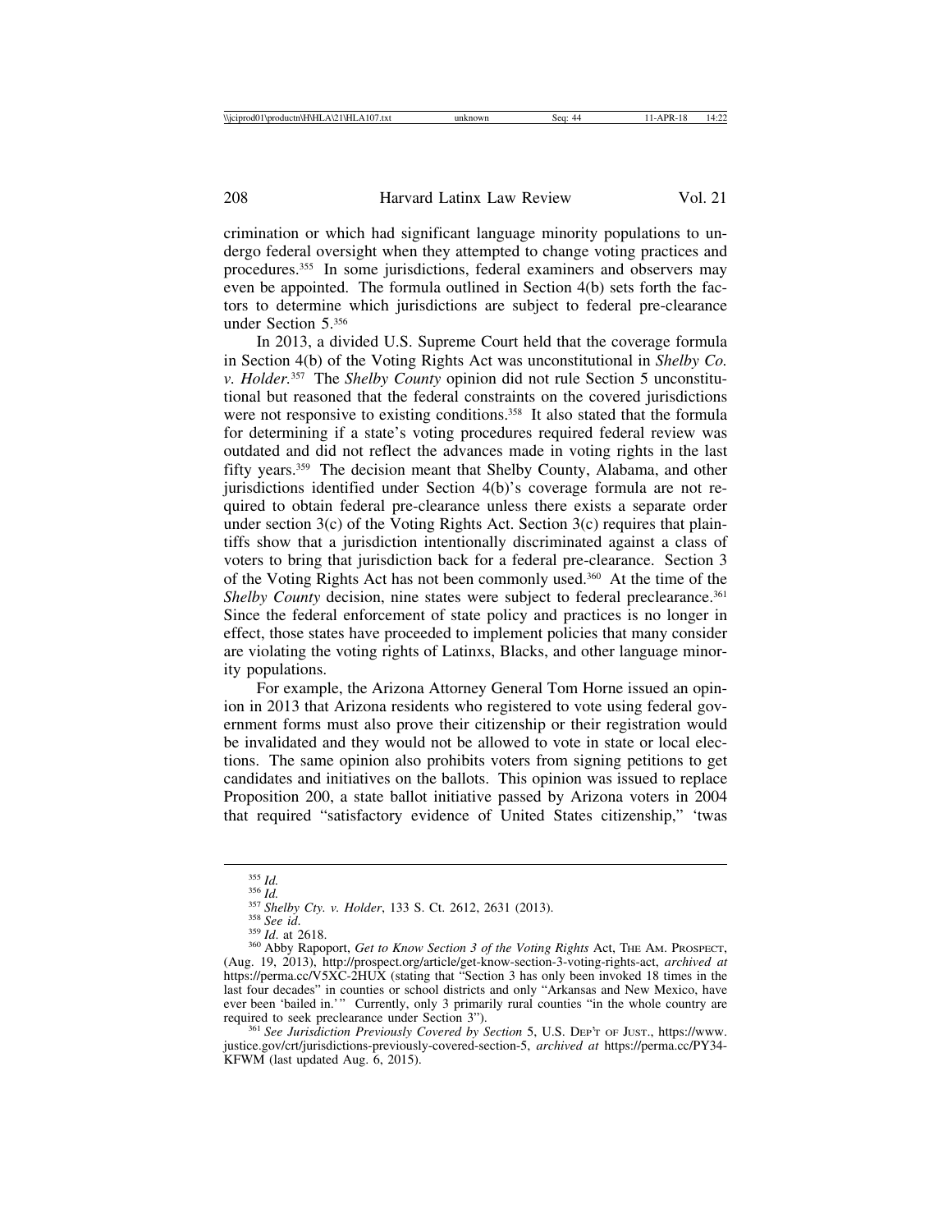crimination or which had significant language minority populations to undergo federal oversight when they attempted to change voting practices and procedures.[355] In some jurisdictions, federal examiners and observers may even be appointed. The formula outlined in Section 4(b) sets forth the factors to determine which jurisdictions are subject to federal pre-clearance under Section 5.[356]

In 2013, a divided U.S. Supreme Court held that the coverage formula in Section 4(b) of the Voting Rights Act was unconstitutional in *Shelby Co. v. Holder*.[357] The *Shelby County* opinion did not rule Section 5 unconstitutional but reasoned that the federal constraints on the covered jurisdictions were not responsive to existing conditions.[358] It also stated that the formula for determining if a state's voting procedures required federal review was outdated and did not reflect the advances made in voting rights in the last fifty years.[359] The decision meant that Shelby County, Alabama, and other jurisdictions identified under Section 4(b)'s coverage formula are not required to obtain federal pre-clearance unless there exists a separate order under section 3(c) of the Voting Rights Act. Section 3(c) requires that plaintiffs show that a jurisdiction intentionally discriminated against a class of voters to bring that jurisdiction back for a federal pre-clearance. Section 3 of the Voting Rights Act has not been commonly used.[360] At the time of the *Shelby County* decision, nine states were subject to federal preclearance.[361] Since the federal enforcement of state policy and practices is no longer in effect, those states have proceeded to implement policies that many consider are violating the voting rights of Latinxs, Blacks, and other language minority populations.

For example, the Arizona Attorney General Tom Horne issued an opinion in 2013 that Arizona residents who registered to vote using federal government forms must also prove their citizenship or their registration would be invalidated and they would not be allowed to vote in state or local elections. The same opinion also prohibits voters from signing petitions to get candidates and initiatives on the ballots. This opinion was issued to replace Proposition 200, a state ballot initiative passed by Arizona voters in 2004 that required "satisfactory evidence of United States citizenship," 'twas

---

[355] *Id.*

[356] *Id.*

[357] *Shelby Cty. v. Holder*, 133 S. Ct. 2612, 2631 (2013).

[358] *See id.*

[359] *Id*. at 2618.

[360] Abby Rapoport, *Get to Know Section 3 of the Voting Rights* Act, THE AM. PROSPECT, (Aug. 19, 2013), http://prospect.org/article/get-know-section-3-voting-rights-act, *archived at* https://perma.cc/V5XC-2HUX (stating that "Section 3 has only been invoked 18 times in the last four decades" in counties or school districts and only "Arkansas and New Mexico, have ever been 'bailed in.'" Currently, only 3 primarily rural counties "in the whole country are required to seek preclearance under Section 3").

[361] *See Jurisdiction Previously Covered by Section* 5, U.S. DEP'T OF JUST., https://www.justice.gov/crt/jurisdictions-previously-covered-section-5, *archived at* https://perma.cc/PY34-KFWM (last updated Aug. 6, 2015).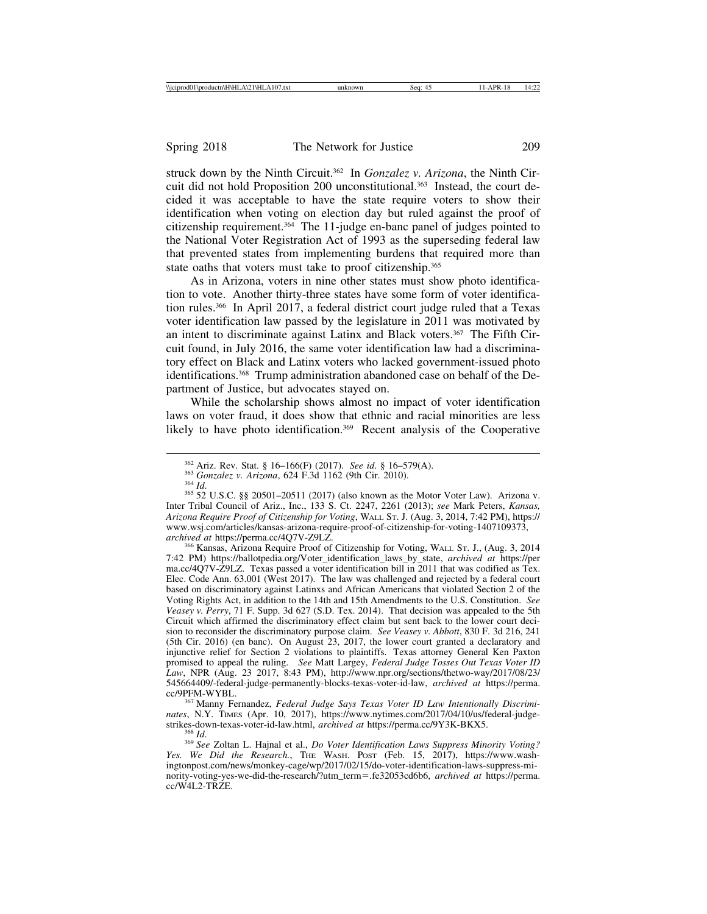struck down by the Ninth Circuit.[362] In *Gonzalez v. Arizona*, the Ninth Circuit did not hold Proposition 200 unconstitutional.[363] Instead, the court decided it was acceptable to have the state require voters to show their identification when voting on election day but ruled against the proof of citizenship requirement.[364] The 11-judge en-banc panel of judges pointed to the National Voter Registration Act of 1993 as the superseding federal law that prevented states from implementing burdens that required more than state oaths that voters must take to proof citizenship.[365]

As in Arizona, voters in nine other states must show photo identification to vote. Another thirty-three states have some form of voter identification rules.[366] In April 2017, a federal district court judge ruled that a Texas voter identification law passed by the legislature in 2011 was motivated by an intent to discriminate against Latinx and Black voters.[367] The Fifth Circuit found, in July 2016, the same voter identification law had a discriminatory effect on Black and Latinx voters who lacked government-issued photo identifications.[368] Trump administration abandoned case on behalf of the Department of Justice, but advocates stayed on.

While the scholarship shows almost no impact of voter identification laws on voter fraud, it does show that ethnic and racial minorities are less likely to have photo identification.[369] Recent analysis of the Cooperative

---

[362] Ariz. Rev. Stat. § 16–166(F) (2017). *See id.* § 16–579(A).

[363] *Gonzalez v. Arizona*, 624 F.3d 1162 (9th Cir. 2010).

[364] *Id.*

[365] 52 U.S.C. §§ 20501–20511 (2017) (also known as the Motor Voter Law). Arizona v. Inter Tribal Council of Ariz., Inc., 133 S. Ct. 2247, 2261 (2013); *see* Mark Peters, *Kansas, Arizona Require Proof of Citizenship for Voting*, WALL ST. J. (Aug. 3, 2014, 7:42 PM), https://www.wsj.com/articles/kansas-arizona-require-proof-of-citizenship-for-voting-1407109373, *archived at* https://perma.cc/4Q7V-Z9LZ.

[366] Kansas, Arizona Require Proof of Citizenship for Voting, WALL ST. J., (Aug. 3, 2014 7:42 PM) https://ballotpedia.org/Voter_identification_laws_by_state, *archived at* https://perma.cc/4Q7V-Z9LZ. Texas passed a voter identification bill in 2011 that was codified as Tex. Elec. Code Ann. 63.001 (West 2017). The law was challenged and rejected by a federal court based on discriminatory against Latinxs and African Americans that violated Section 2 of the Voting Rights Act, in addition to the 14th and 15th Amendments to the U.S. Constitution. *See Veasey v. Perry*, 71 F. Supp. 3d 627 (S.D. Tex. 2014). That decision was appealed to the 5th Circuit which affirmed the discriminatory effect claim but sent back to the lower court decision to reconsider the discriminatory purpose claim. *See Veasey v. Abbott*, 830 F. 3d 216, 241 (5th Cir. 2016) (en banc). On August 23, 2017, the lower court granted a declaratory and injunctive relief for Section 2 violations to plaintiffs. Texas attorney General Ken Paxton promised to appeal the ruling. *See* Matt Largey, *Federal Judge Tosses Out Texas Voter ID Law*, NPR (Aug. 23 2017, 8:43 PM), http://www.npr.org/sections/thetwo-way/2017/08/23/545664409/-federal-judge-permanently-blocks-texas-voter-id-law, *archived at* https://perma.cc/9PFM-WYBL.

[367] Manny Fernandez, *Federal Judge Says Texas Voter ID Law Intentionally Discriminates*, N.Y. TIMES (Apr. 10, 2017), https://www.nytimes.com/2017/04/10/us/federal-judge-strikes-down-texas-voter-id-law.html, *archived at* https://perma.cc/9Y3K-BKX5.

[368] *Id.*

[369] *See* Zoltan L. Hajnal et al., *Do Voter Identification Laws Suppress Minority Voting? Yes. We Did the Research.*, THE WASH. POST (Feb. 15, 2017), https://www.washingtonpost.com/news/monkey-cage/wp/2017/02/15/do-voter-identification-laws-suppress-minority-voting-yes-we-did-the-research/?utm_term=.fe32053cd6b6, *archived at* https://perma.cc/W4L2-TRZE.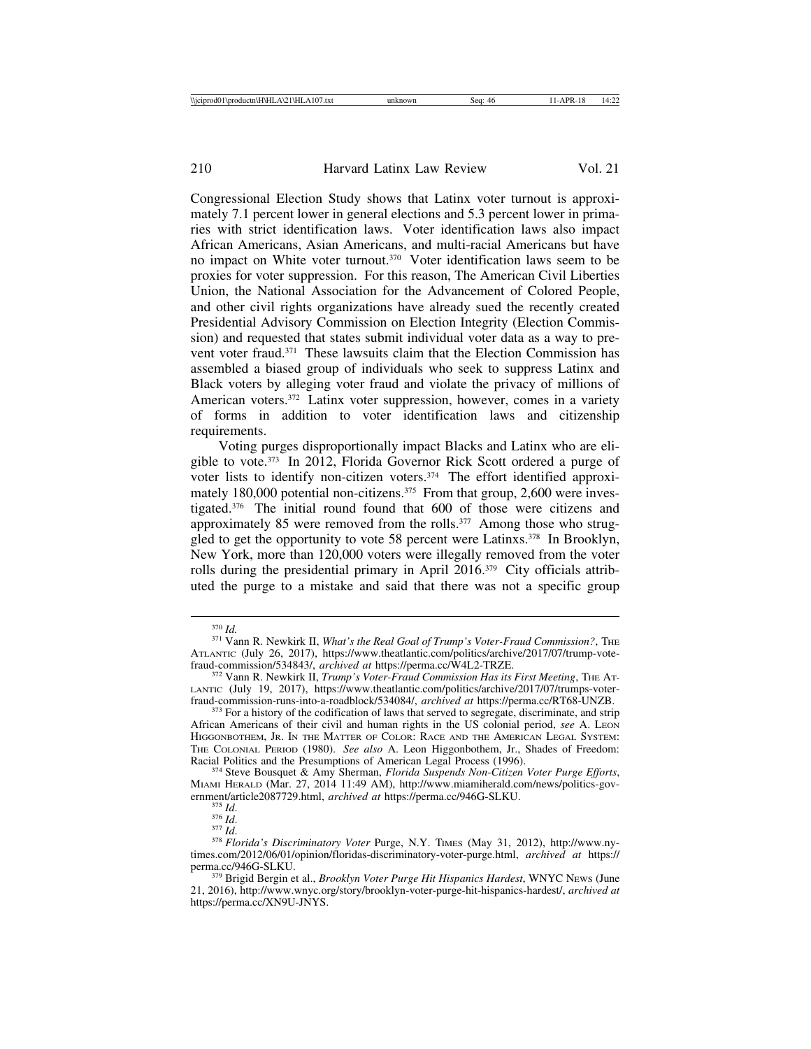Congressional Election Study shows that Latinx voter turnout is approximately 7.1 percent lower in general elections and 5.3 percent lower in primaries with strict identification laws. Voter identification laws also impact African Americans, Asian Americans, and multi-racial Americans but have no impact on White voter turnout.[370] Voter identification laws seem to be proxies for voter suppression. For this reason, The American Civil Liberties Union, the National Association for the Advancement of Colored People, and other civil rights organizations have already sued the recently created Presidential Advisory Commission on Election Integrity (Election Commission) and requested that states submit individual voter data as a way to prevent voter fraud.[371] These lawsuits claim that the Election Commission has assembled a biased group of individuals who seek to suppress Latinx and Black voters by alleging voter fraud and violate the privacy of millions of American voters.[372] Latinx voter suppression, however, comes in a variety of forms in addition to voter identification laws and citizenship requirements.

Voting purges disproportionally impact Blacks and Latinx who are eligible to vote.[373] In 2012, Florida Governor Rick Scott ordered a purge of voter lists to identify non-citizen voters.[374] The effort identified approximately 180,000 potential non-citizens.[375] From that group, 2,600 were investigated.[376] The initial round found that 600 of those were citizens and approximately 85 were removed from the rolls.[377] Among those who struggled to get the opportunity to vote 58 percent were Latinxs.[378] In Brooklyn, New York, more than 120,000 voters were illegally removed from the voter rolls during the presidential primary in April 2016.[379] City officials attributed the purge to a mistake and said that there was not a specific group

---

[370] *Id.*

[371] Vann R. Newkirk II, *What's the Real Goal of Trump's Voter-Fraud Commission?*, The Atlantic (July 26, 2017), https://www.theatlantic.com/politics/archive/2017/07/trump-vote-fraud-commission/534843/, *archived at* https://perma.cc/W4L2-TRZE.

[372] Vann R. Newkirk II, *Trump's Voter-Fraud Commission Has its First Meeting*, The Atlantic (July 19, 2017), https://www.theatlantic.com/politics/archive/2017/07/trumps-voter-fraud-commission-runs-into-a-roadblock/534084/, *archived at* https://perma.cc/RT68-UNZB.

[373] For a history of the codification of laws that served to segregate, discriminate, and strip African Americans of their civil and human rights in the US colonial period, *see* A. Leon Higgonbothem, Jr. In the Matter of Color: Race and the American Legal System: The Colonial Period (1980). *See also* A. Leon Higgonbothem, Jr., Shades of Freedom: Racial Politics and the Presumptions of American Legal Process (1996).

[374] Steve Bousquet & Amy Sherman, *Florida Suspends Non-Citizen Voter Purge Efforts*, Miami Herald (Mar. 27, 2014 11:49 AM), http://www.miamiherald.com/news/politics-government/article2087729.html, *archived at* https://perma.cc/946G-SLKU.

[375] *Id.*

[376] *Id.*

[377] *Id.*

[378] *Florida's Discriminatory Voter* Purge, N.Y. Times (May 31, 2012), http://www.nytimes.com/2012/06/01/opinion/floridas-discriminatory-voter-purge.html, *archived at* https://perma.cc/946G-SLKU.

[379] Brigid Bergin et al., *Brooklyn Voter Purge Hit Hispanics Hardest*, WNYC News (June 21, 2016), http://www.wnyc.org/story/brooklyn-voter-purge-hit-hispanics-hardest/, *archived at* https://perma.cc/XN9U-JNYS.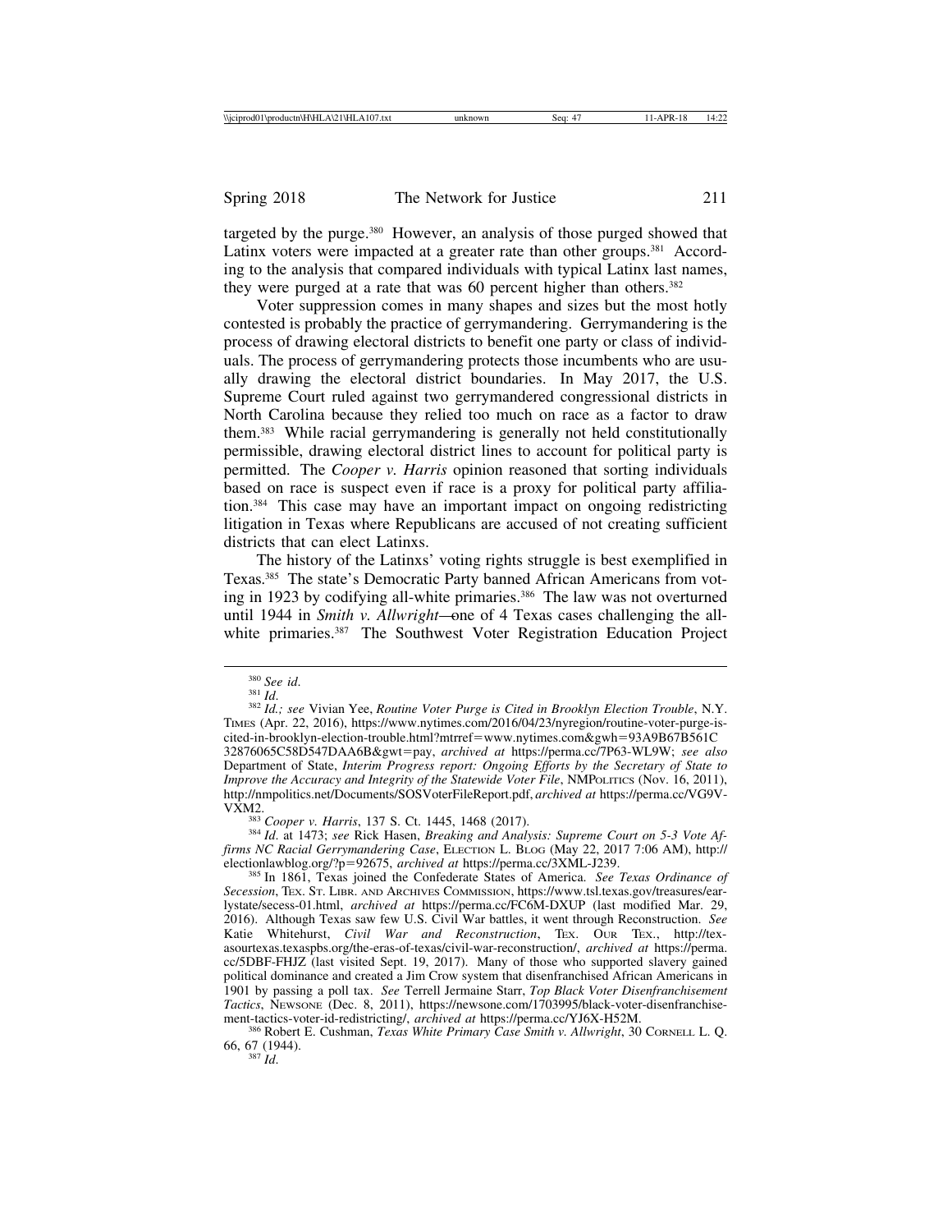targeted by the purge.[380] However, an analysis of those purged showed that Latinx voters were impacted at a greater rate than other groups.[381] According to the analysis that compared individuals with typical Latinx last names, they were purged at a rate that was 60 percent higher than others.[382]

Voter suppression comes in many shapes and sizes but the most hotly contested is probably the practice of gerrymandering. Gerrymandering is the process of drawing electoral districts to benefit one party or class of individuals. The process of gerrymandering protects those incumbents who are usually drawing the electoral district boundaries. In May 2017, the U.S. Supreme Court ruled against two gerrymandered congressional districts in North Carolina because they relied too much on race as a factor to draw them.[383] While racial gerrymandering is generally not held constitutionally permissible, drawing electoral district lines to account for political party is permitted. The *Cooper v. Harris* opinion reasoned that sorting individuals based on race is suspect even if race is a proxy for political party affiliation.[384] This case may have an important impact on ongoing redistricting litigation in Texas where Republicans are accused of not creating sufficient districts that can elect Latinxs.

The history of the Latinxs' voting rights struggle is best exemplified in Texas.[385] The state's Democratic Party banned African Americans from voting in 1923 by codifying all-white primaries.[386] The law was not overturned until 1944 in *Smith v. Allwright*—one of 4 Texas cases challenging the all-white primaries.[387] The Southwest Voter Registration Education Project

---

[380] *See id.*

[381] *Id.*

[382] *Id.; see* Vivian Yee, *Routine Voter Purge is Cited in Brooklyn Election Trouble*, N.Y. Times (Apr. 22, 2016), https://www.nytimes.com/2016/04/23/nyregion/routine-voter-purge-is-cited-in-brooklyn-election-trouble.html?mtrref=www.nytimes.com&gwh=93A9B67B561C32876065C58D547DAA6B&gwt=pay, *archived at* https://perma.cc/7P63-WL9W; *see also* Department of State, *Interim Progress report: Ongoing Efforts by the Secretary of State to Improve the Accuracy and Integrity of the Statewide Voter File*, NMPolitics (Nov. 16, 2011), http://nmpolitics.net/Documents/SOSVoterFileReport.pdf, *archived at* https://perma.cc/VG9V-VXM2.

[383] *Cooper v. Harris*, 137 S. Ct. 1445, 1468 (2017).

[384] *Id.* at 1473; *see* Rick Hasen, *Breaking and Analysis: Supreme Court on 5-3 Vote Affirms NC Racial Gerrymandering Case*, Election L. Blog (May 22, 2017 7:06 AM), http://electionlawblog.org/?p=92675, *archived at* https://perma.cc/3XML-J239.

[385] In 1861, Texas joined the Confederate States of America. *See Texas Ordinance of Secession*, Tex. St. Libr. and Archives Commission, https://www.tsl.texas.gov/treasures/earlystate/secess-01.html, *archived at* https://perma.cc/FC6M-DXUP (last modified Mar. 29, 2016). Although Texas saw few U.S. Civil War battles, it went through Reconstruction. *See* Katie Whitehurst, *Civil War and Reconstruction*, Tex. Our Tex., http://texasourtexas.texaspbs.org/the-eras-of-texas/civil-war-reconstruction/, *archived at* https://perma.cc/5DBF-FHJZ (last visited Sept. 19, 2017). Many of those who supported slavery gained political dominance and created a Jim Crow system that disenfranchised African Americans in 1901 by passing a poll tax. *See* Terrell Jermaine Starr, *Top Black Voter Disenfranchisement Tactics*, Newsone (Dec. 8, 2011), https://newsone.com/1703995/black-voter-disenfranchisement-tactics-voter-id-redistricting/, *archived at* https://perma.cc/YJ6X-H52M.

[386] Robert E. Cushman, *Texas White Primary Case Smith v. Allwright*, 30 Cornell L. Q. 66, 67 (1944).

[387] *Id.*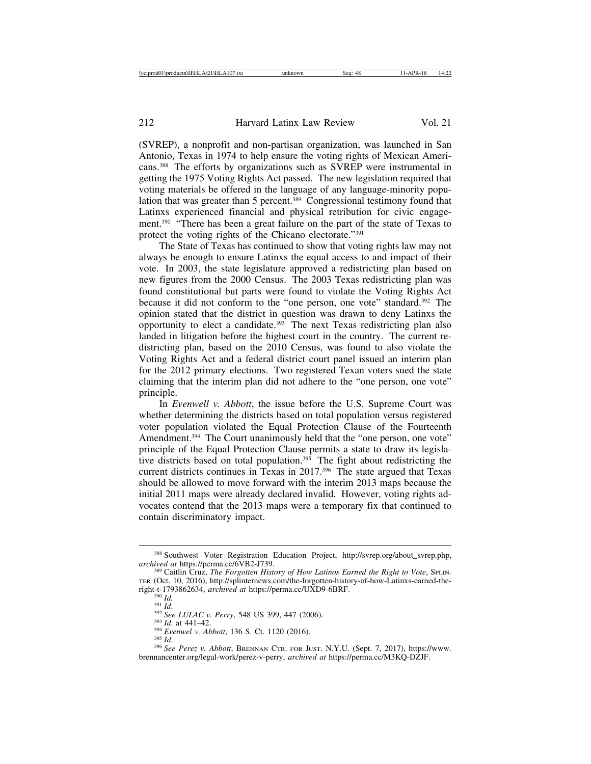(SVREP), a nonprofit and non-partisan organization, was launched in San Antonio, Texas in 1974 to help ensure the voting rights of Mexican Americans.[388] The efforts by organizations such as SVREP were instrumental in getting the 1975 Voting Rights Act passed. The new legislation required that voting materials be offered in the language of any language-minority population that was greater than 5 percent.[389] Congressional testimony found that Latinxs experienced financial and physical retribution for civic engagement.[390] "There has been a great failure on the part of the state of Texas to protect the voting rights of the Chicano electorate."[391]

The State of Texas has continued to show that voting rights law may not always be enough to ensure Latinxs the equal access to and impact of their vote. In 2003, the state legislature approved a redistricting plan based on new figures from the 2000 Census. The 2003 Texas redistricting plan was found constitutional but parts were found to violate the Voting Rights Act because it did not conform to the "one person, one vote" standard.[392] The opinion stated that the district in question was drawn to deny Latinxs the opportunity to elect a candidate.[393] The next Texas redistricting plan also landed in litigation before the highest court in the country. The current redistricting plan, based on the 2010 Census, was found to also violate the Voting Rights Act and a federal district court panel issued an interim plan for the 2012 primary elections. Two registered Texan voters sued the state claiming that the interim plan did not adhere to the "one person, one vote" principle.

In *Evenwell v. Abbott*, the issue before the U.S. Supreme Court was whether determining the districts based on total population versus registered voter population violated the Equal Protection Clause of the Fourteenth Amendment.[394] The Court unanimously held that the "one person, one vote" principle of the Equal Protection Clause permits a state to draw its legislative districts based on total population.[395] The fight about redistricting the current districts continues in Texas in 2017.[396] The state argued that Texas should be allowed to move forward with the interim 2013 maps because the initial 2011 maps were already declared invalid. However, voting rights advocates contend that the 2013 maps were a temporary fix that continued to contain discriminatory impact.

---

[388] Southwest Voter Registration Education Project, http://svrep.org/about_svrep.php, *archived at* https://perma.cc/6VB2-J739.

[389] Caitlin Cruz, *The Forgotten History of How Latinos Earned the Right to Vote*, SPLINTER (Oct. 10, 2016), http://splinternews.com/the-forgotten-history-of-how-Latinxs-earned-the-right-t-1793862634, *archived at* https://perma.cc/UXD9-6BRF.

[390] *Id.*

[391] *Id.*

[392] *See LULAC v. Perry*, 548 US 399, 447 (2006).

[393] *Id.* at 441–42.

[394] *Evenwel v. Abbott*, 136 S. Ct. 1120 (2016).

[395] *Id.*

[396] *See Perez v. Abbott*, BRENNAN CTR. FOR JUST. N.Y.U. (Sept. 7, 2017), https://www.brennancenter.org/legal-work/perez-v-perry, *archived at* https://perma.cc/M3KQ-DZJF.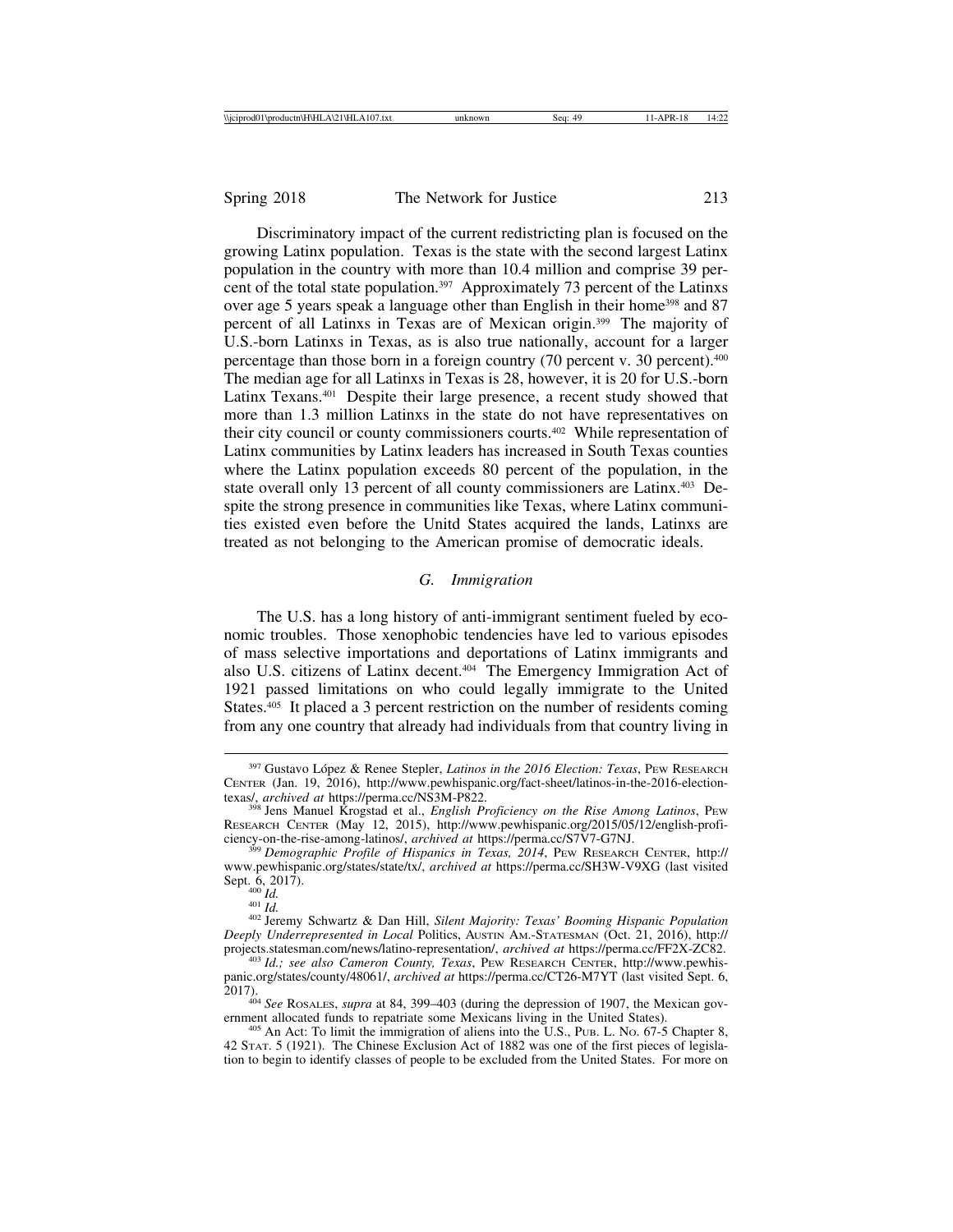Discriminatory impact of the current redistricting plan is focused on the growing Latinx population. Texas is the state with the second largest Latinx population in the country with more than 10.4 million and comprise 39 percent of the total state population.[397] Approximately 73 percent of the Latinxs over age 5 years speak a language other than English in their home[398] and 87 percent of all Latinxs in Texas are of Mexican origin.[399] The majority of U.S.-born Latinxs in Texas, as is also true nationally, account for a larger percentage than those born in a foreign country (70 percent v. 30 percent).[400] The median age for all Latinxs in Texas is 28, however, it is 20 for U.S.-born Latinx Texans.[401] Despite their large presence, a recent study showed that more than 1.3 million Latinxs in the state do not have representatives on their city council or county commissioners courts.[402] While representation of Latinx communities by Latinx leaders has increased in South Texas counties where the Latinx population exceeds 80 percent of the population, in the state overall only 13 percent of all county commissioners are Latinx.[403] Despite the strong presence in communities like Texas, where Latinx communities existed even before the Unitd States acquired the lands, Latinxs are treated as not belonging to the American promise of democratic ideals.

### *G. Immigration*

The U.S. has a long history of anti-immigrant sentiment fueled by economic troubles. Those xenophobic tendencies have led to various episodes of mass selective importations and deportations of Latinx immigrants and also U.S. citizens of Latinx decent.[404] The Emergency Immigration Act of 1921 passed limitations on who could legally immigrate to the United States.[405] It placed a 3 percent restriction on the number of residents coming from any one country that already had individuals from that country living in

---

[397] Gustavo López & Renee Stepler, *Latinos in the 2016 Election: Texas*, PEW RESEARCH CENTER (Jan. 19, 2016), http://www.pewhispanic.org/fact-sheet/latinos-in-the-2016-election-texas/, *archived at* https://perma.cc/NS3M-P822.

[398] Jens Manuel Krogstad et al., *English Proficiency on the Rise Among Latinos*, PEW RESEARCH CENTER (May 12, 2015), http://www.pewhispanic.org/2015/05/12/english-proficiency-on-the-rise-among-latinos/, *archived at* https://perma.cc/S7V7-G7NJ.

[399] *Demographic Profile of Hispanics in Texas, 2014*, PEW RESEARCH CENTER, http://www.pewhispanic.org/states/state/tx/, *archived at* https://perma.cc/SH3W-V9XG (last visited Sept. 6, 2017).

[400] *Id.*

[401] *Id.*

[402] Jeremy Schwartz & Dan Hill, *Silent Majority: Texas' Booming Hispanic Population Deeply Underrepresented in Local* Politics, AUSTIN AM.-STATESMAN (Oct. 21, 2016), http://projects.statesman.com/news/latino-representation/, *archived at* https://perma.cc/FF2X-ZC82.

[403] *Id.; see also Cameron County, Texas*, PEW RESEARCH CENTER, http://www.pewhispanic.org/states/county/48061/, *archived at* https://perma.cc/CT26-M7YT (last visited Sept. 6, 2017).

[404] *See* ROSALES, *supra* at 84, 399–403 (during the depression of 1907, the Mexican government allocated funds to repatriate some Mexicans living in the United States).

[405] An Act: To limit the immigration of aliens into the U.S., PUB. L. NO. 67-5 Chapter 8, 42 STAT. 5 (1921). The Chinese Exclusion Act of 1882 was one of the first pieces of legislation to begin to identify classes of people to be excluded from the United States. For more on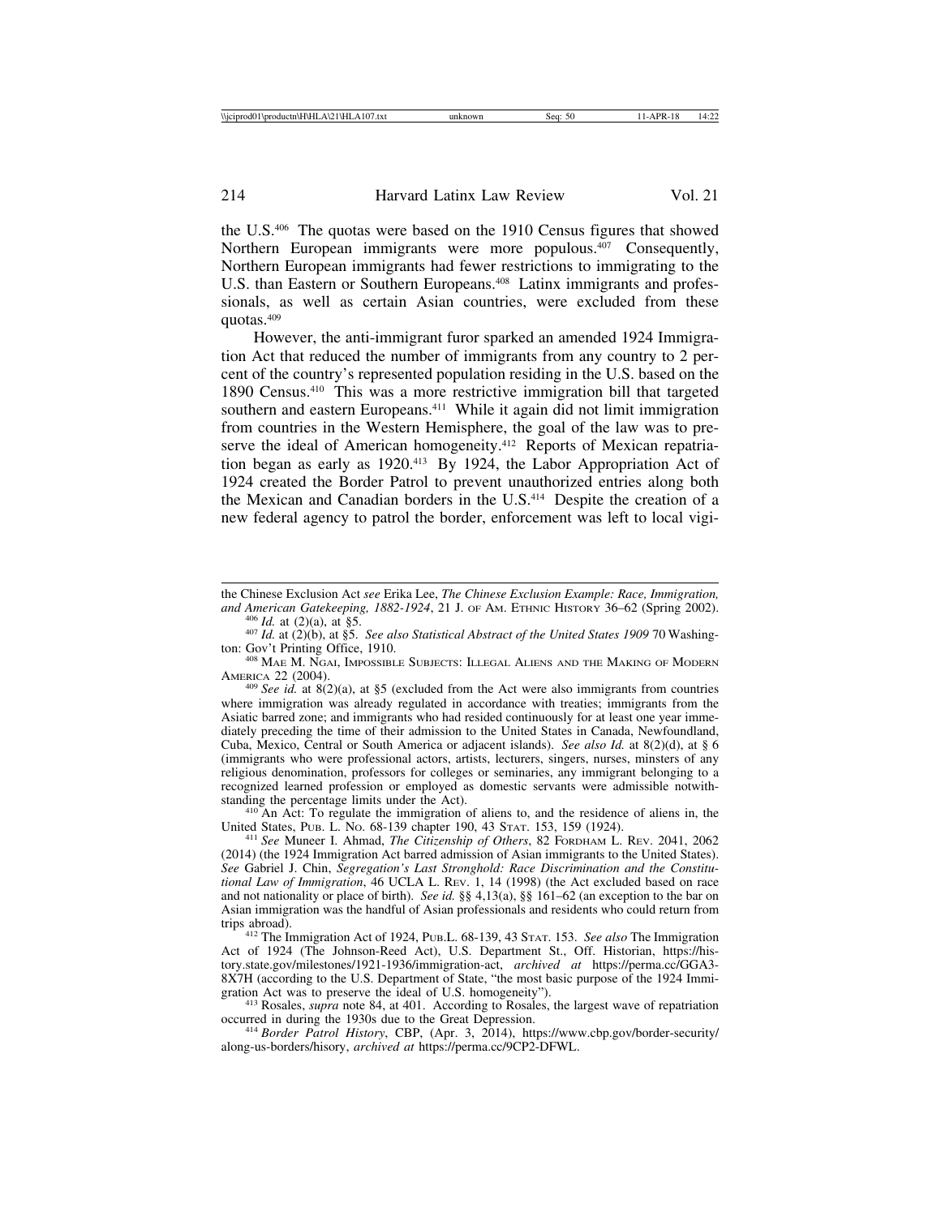the U.S.[406] The quotas were based on the 1910 Census figures that showed Northern European immigrants were more populous.[407] Consequently, Northern European immigrants had fewer restrictions to immigrating to the U.S. than Eastern or Southern Europeans.[408] Latinx immigrants and professionals, as well as certain Asian countries, were excluded from these quotas.[409]

However, the anti-immigrant furor sparked an amended 1924 Immigration Act that reduced the number of immigrants from any country to 2 percent of the country's represented population residing in the U.S. based on the 1890 Census.[410] This was a more restrictive immigration bill that targeted southern and eastern Europeans.[411] While it again did not limit immigration from countries in the Western Hemisphere, the goal of the law was to preserve the ideal of American homogeneity.[412] Reports of Mexican repatriation began as early as 1920.[413] By 1924, the Labor Appropriation Act of 1924 created the Border Patrol to prevent unauthorized entries along both the Mexican and Canadian borders in the U.S.[414] Despite the creation of a new federal agency to patrol the border, enforcement was left to local vigi-

---

the Chinese Exclusion Act *see* Erika Lee, *The Chinese Exclusion Example: Race, Immigration, and American Gatekeeping, 1882-1924*, 21 J. of Am. Ethnic History 36–62 (Spring 2002).

[406] *Id.* at (2)(a), at §5.

[407] *Id.* at (2)(b), at §5. *See also Statistical Abstract of the United States 1909* 70 Washington: Gov't Printing Office, 1910.

[408] Mae M. Ngai, Impossible Subjects: Illegal Aliens and the Making of Modern America 22 (2004).

[409] *See id.* at 8(2)(a), at §5 (excluded from the Act were also immigrants from countries where immigration was already regulated in accordance with treaties; immigrants from the Asiatic barred zone; and immigrants who had resided continuously for at least one year immediately preceding the time of their admission to the United States in Canada, Newfoundland, Cuba, Mexico, Central or South America or adjacent islands). *See also Id.* at 8(2)(d), at § 6 (immigrants who were professional actors, artists, lecturers, singers, nurses, minsters of any religious denomination, professors for colleges or seminaries, any immigrant belonging to a recognized learned profession or employed as domestic servants were admissible notwithstanding the percentage limits under the Act).

[410] An Act: To regulate the immigration of aliens to, and the residence of aliens in, the United States, Pub. L. No. 68-139 chapter 190, 43 Stat. 153, 159 (1924).

[411] *See* Muneer I. Ahmad, *The Citizenship of Others*, 82 Fordham L. Rev. 2041, 2062 (2014) (the 1924 Immigration Act barred admission of Asian immigrants to the United States). *See* Gabriel J. Chin, *Segregation's Last Stronghold: Race Discrimination and the Constitutional Law of Immigration*, 46 UCLA L. Rev. 1, 14 (1998) (the Act excluded based on race and not nationality or place of birth). *See id.* §§ 4,13(a), §§ 161–62 (an exception to the bar on Asian immigration was the handful of Asian professionals and residents who could return from trips abroad).

[412] The Immigration Act of 1924, Pub.L. 68-139, 43 Stat. 153. *See also* The Immigration Act of 1924 (The Johnson-Reed Act), U.S. Department St., Off. Historian, https://history.state.gov/milestones/1921-1936/immigration-act, *archived at* https://perma.cc/GGA3-8X7H (according to the U.S. Department of State, "the most basic purpose of the 1924 Immigration Act was to preserve the ideal of U.S. homogeneity").

[413] Rosales, *supra* note 84, at 401. According to Rosales, the largest wave of repatriation occurred in during the 1930s due to the Great Depression.

[414] *Border Patrol History*, CBP, (Apr. 3, 2014), https://www.cbp.gov/border-security/along-us-borders/hisory, *archived at* https://perma.cc/9CP2-DFWL.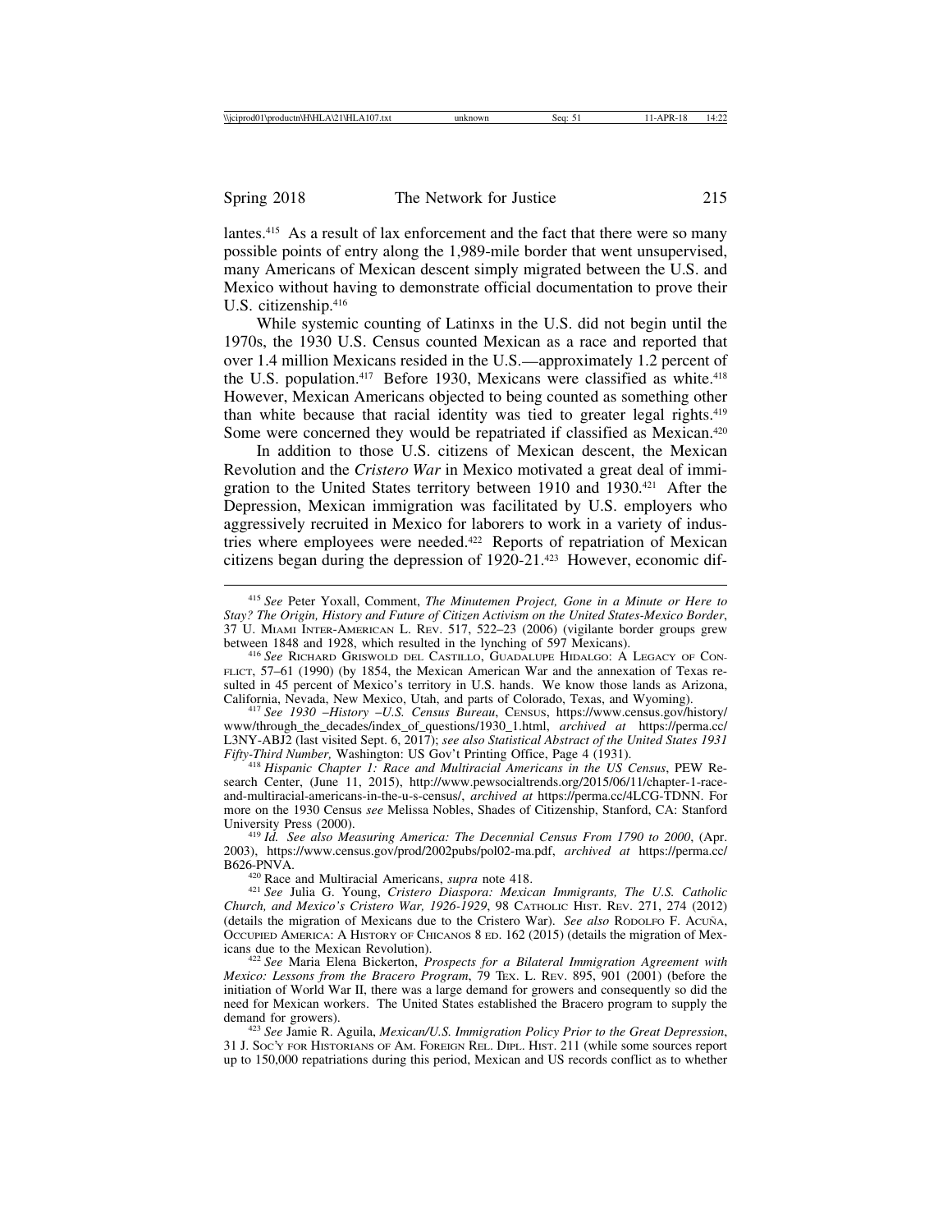lantes.[415] As a result of lax enforcement and the fact that there were so many possible points of entry along the 1,989-mile border that went unsupervised, many Americans of Mexican descent simply migrated between the U.S. and Mexico without having to demonstrate official documentation to prove their U.S. citizenship.[416]

While systemic counting of Latinxs in the U.S. did not begin until the 1970s, the 1930 U.S. Census counted Mexican as a race and reported that over 1.4 million Mexicans resided in the U.S.—approximately 1.2 percent of the U.S. population.[417] Before 1930, Mexicans were classified as white.[418] However, Mexican Americans objected to being counted as something other than white because that racial identity was tied to greater legal rights.[419] Some were concerned they would be repatriated if classified as Mexican.[420]

In addition to those U.S. citizens of Mexican descent, the Mexican Revolution and the *Cristero War* in Mexico motivated a great deal of immigration to the United States territory between 1910 and 1930.[421] After the Depression, Mexican immigration was facilitated by U.S. employers who aggressively recruited in Mexico for laborers to work in a variety of industries where employees were needed.[422] Reports of repatriation of Mexican citizens began during the depression of 1920-21.[423] However, economic dif-

---

[415] *See* Peter Yoxall, Comment, *The Minutemen Project, Gone in a Minute or Here to Stay? The Origin, History and Future of Citizen Activism on the United States-Mexico Border*, 37 U. Miami Inter-American L. Rev. 517, 522–23 (2006) (vigilante border groups grew between 1848 and 1928, which resulted in the lynching of 597 Mexicans).

[416] *See* Richard Griswold del Castillo, Guadalupe Hidalgo: A Legacy of Conflict, 57–61 (1990) (by 1854, the Mexican American War and the annexation of Texas resulted in 45 percent of Mexico's territory in U.S. hands. We know those lands as Arizona, California, Nevada, New Mexico, Utah, and parts of Colorado, Texas, and Wyoming).

[417] *See 1930 –History –U.S. Census Bureau*, Census, https://www.census.gov/history/www/through_the_decades/index_of_questions/1930_1.html, *archived at* https://perma.cc/L3NY-ABJ2 (last visited Sept. 6, 2017); *see also Statistical Abstract of the United States 1931 Fifty-Third Number,* Washington: US Gov't Printing Office, Page 4 (1931).

[418] *Hispanic Chapter 1: Race and Multiracial Americans in the US Census*, PEW Research Center, (June 11, 2015), http://www.pewsocialtrends.org/2015/06/11/chapter-1-race-and-multiracial-americans-in-the-u-s-census/, *archived at* https://perma.cc/4LCG-TDNN. For more on the 1930 Census *see* Melissa Nobles, Shades of Citizenship, Stanford, CA: Stanford University Press (2000).

[419] *Id. See also Measuring America: The Decennial Census From 1790 to 2000*, (Apr. 2003), https://www.census.gov/prod/2002pubs/pol02-ma.pdf, *archived at* https://perma.cc/B626-PNVA.

[420] Race and Multiracial Americans, *supra* note 418.

[421] *See* Julia G. Young, *Cristero Diaspora: Mexican Immigrants, The U.S. Catholic Church, and Mexico's Cristero War, 1926-1929*, 98 Catholic Hist. Rev. 271, 274 (2012) (details the migration of Mexicans due to the Cristero War). *See also* Rodolfo F. Acuña, Occupied America: A History of Chicanos 8 ed. 162 (2015) (details the migration of Mexicans due to the Mexican Revolution).

[422] *See* Maria Elena Bickerton, *Prospects for a Bilateral Immigration Agreement with Mexico: Lessons from the Bracero Program*, 79 Tex. L. Rev. 895, 901 (2001) (before the initiation of World War II, there was a large demand for growers and consequently so did the need for Mexican workers. The United States established the Bracero program to supply the demand for growers).

[423] *See* Jamie R. Aguila, *Mexican/U.S. Immigration Policy Prior to the Great Depression*, 31 J. Soc'y for Historians of Am. Foreign Rel. Dipl. Hist. 211 (while some sources report up to 150,000 repatriations during this period, Mexican and US records conflict as to whether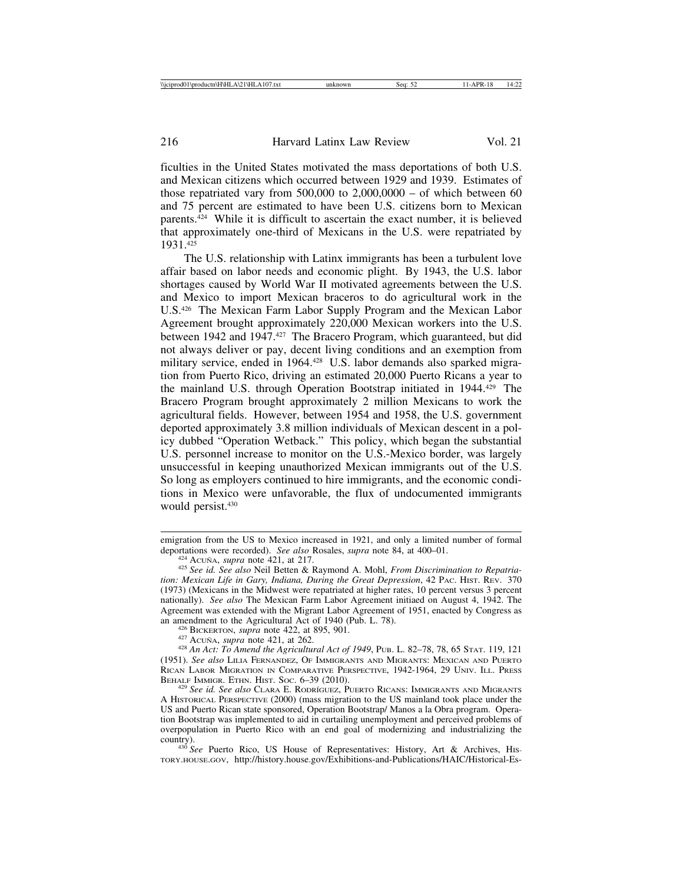ficulties in the United States motivated the mass deportations of both U.S. and Mexican citizens which occurred between 1929 and 1939. Estimates of those repatriated vary from 500,000 to 2,000,0000 – of which between 60 and 75 percent are estimated to have been U.S. citizens born to Mexican parents.[424] While it is difficult to ascertain the exact number, it is believed that approximately one-third of Mexicans in the U.S. were repatriated by 1931.[425]

The U.S. relationship with Latinx immigrants has been a turbulent love affair based on labor needs and economic plight. By 1943, the U.S. labor shortages caused by World War II motivated agreements between the U.S. and Mexico to import Mexican braceros to do agricultural work in the U.S.[426] The Mexican Farm Labor Supply Program and the Mexican Labor Agreement brought approximately 220,000 Mexican workers into the U.S. between 1942 and 1947.[427] The Bracero Program, which guaranteed, but did not always deliver or pay, decent living conditions and an exemption from military service, ended in 1964.[428] U.S. labor demands also sparked migration from Puerto Rico, driving an estimated 20,000 Puerto Ricans a year to the mainland U.S. through Operation Bootstrap initiated in 1944.[429] The Bracero Program brought approximately 2 million Mexicans to work the agricultural fields. However, between 1954 and 1958, the U.S. government deported approximately 3.8 million individuals of Mexican descent in a policy dubbed "Operation Wetback." This policy, which began the substantial U.S. personnel increase to monitor on the U.S.-Mexico border, was largely unsuccessful in keeping unauthorized Mexican immigrants out of the U.S. So long as employers continued to hire immigrants, and the economic conditions in Mexico were unfavorable, the flux of undocumented immigrants would persist.[430]

---

emigration from the US to Mexico increased in 1921, and only a limited number of formal deportations were recorded). *See also* Rosales, *supra* note 84, at 400–01.

[424] ACUÑA, *supra* note 421, at 217.

[425] *See id. See also* Neil Betten & Raymond A. Mohl, *From Discrimination to Repatriation: Mexican Life in Gary, Indiana, During the Great Depression*, 42 PAC. HIST. REV. 370 (1973) (Mexicans in the Midwest were repatriated at higher rates, 10 percent versus 3 percent nationally). *See also* The Mexican Farm Labor Agreement initiaed on August 4, 1942. The Agreement was extended with the Migrant Labor Agreement of 1951, enacted by Congress as an amendment to the Agricultural Act of 1940 (Pub. L. 78).

[426] BICKERTON, *supra* note 422, at 895, 901.

[427] ACUÑA, *supra* note 421, at 262.

[428] *An Act: To Amend the Agricultural Act of 1949*, PUB. L. 82–78, 78, 65 STAT. 119, 121 (1951). *See also* LILIA FERNANDEZ, OF IMMIGRANTS AND MIGRANTS: MEXICAN AND PUERTO RICAN LABOR MIGRATION IN COMPARATIVE PERSPECTIVE, 1942-1964, 29 UNIV. ILL. PRESS BEHALF IMMIGR. ETHN. HIST. SOC. 6–39 (2010).

[429] *See id. See also* CLARA E. RODRÍGUEZ, PUERTO RICANS: IMMIGRANTS AND MIGRANTS A HISTORICAL PERSPECTIVE (2000) (mass migration to the US mainland took place under the US and Puerto Rican state sponsored, Operation Bootstrap/ Manos a la Obra program. Operation Bootstrap was implemented to aid in curtailing unemployment and perceived problems of overpopulation in Puerto Rico with an end goal of modernizing and industrializing the country).

[430] *See* Puerto Rico, US House of Representatives: History, Art & Archives, HISTORY.HOUSE.GOV, http://history.house.gov/Exhibitions-and-Publications/HAIC/Historical-Es-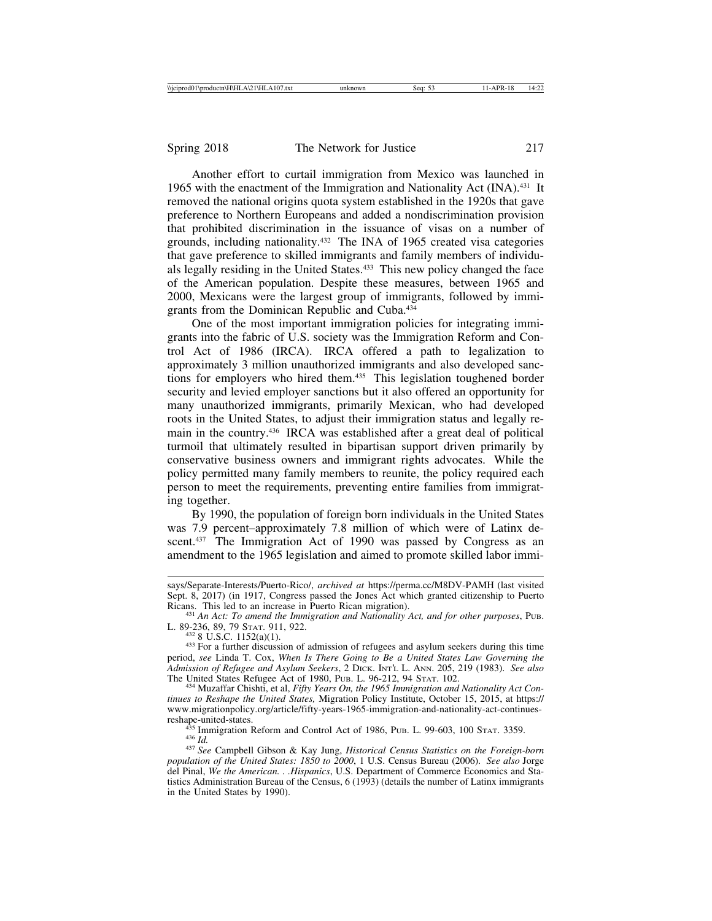Another effort to curtail immigration from Mexico was launched in 1965 with the enactment of the Immigration and Nationality Act (INA).[431] It removed the national origins quota system established in the 1920s that gave preference to Northern Europeans and added a nondiscrimination provision that prohibited discrimination in the issuance of visas on a number of grounds, including nationality.[432] The INA of 1965 created visa categories that gave preference to skilled immigrants and family members of individuals legally residing in the United States.[433] This new policy changed the face of the American population. Despite these measures, between 1965 and 2000, Mexicans were the largest group of immigrants, followed by immigrants from the Dominican Republic and Cuba.[434]

One of the most important immigration policies for integrating immigrants into the fabric of U.S. society was the Immigration Reform and Control Act of 1986 (IRCA). IRCA offered a path to legalization to approximately 3 million unauthorized immigrants and also developed sanctions for employers who hired them.[435] This legislation toughened border security and levied employer sanctions but it also offered an opportunity for many unauthorized immigrants, primarily Mexican, who had developed roots in the United States, to adjust their immigration status and legally remain in the country.[436] IRCA was established after a great deal of political turmoil that ultimately resulted in bipartisan support driven primarily by conservative business owners and immigrant rights advocates. While the policy permitted many family members to reunite, the policy required each person to meet the requirements, preventing entire families from immigrating together.

By 1990, the population of foreign born individuals in the United States was 7.9 percent–approximately 7.8 million of which were of Latinx descent.[437] The Immigration Act of 1990 was passed by Congress as an amendment to the 1965 legislation and aimed to promote skilled labor immi-

---

says/Separate-Interests/Puerto-Rico/, *archived at* https://perma.cc/M8DV-PAMH (last visited Sept. 8, 2017) (in 1917, Congress passed the Jones Act which granted citizenship to Puerto Ricans. This led to an increase in Puerto Rican migration).

[431] *An Act: To amend the Immigration and Nationality Act, and for other purposes*, Pub. L. 89-236, 89, 79 Stat. 911, 922.

[432] 8 U.S.C. 1152(a)(1).

[433] For a further discussion of admission of refugees and asylum seekers during this time period, *see* Linda T. Cox, *When Is There Going to Be a United States Law Governing the Admission of Refugee and Asylum Seekers*, 2 Dick. Int'l L. Ann. 205, 219 (1983). *See also* The United States Refugee Act of 1980, Pub. L. 96-212, 94 Stat. 102.

[434] Muzaffar Chishti, et al, *Fifty Years On, the 1965 Immigration and Nationality Act Continues to Reshape the United States,* Migration Policy Institute, October 15, 2015, at https://www.migrationpolicy.org/article/fifty-years-1965-immigration-and-nationality-act-continues-reshape-united-states.

[435] Immigration Reform and Control Act of 1986, Pub. L. 99-603, 100 Stat. 3359.

[436] *Id.*

[437] *See* Campbell Gibson & Kay Jung, *Historical Census Statistics on the Foreign-born population of the United States: 1850 to 2000*, 1 U.S. Census Bureau (2006). *See also* Jorge del Pinal, *We the American. . .Hispanics*, U.S. Department of Commerce Economics and Statistics Administration Bureau of the Census, 6 (1993) (details the number of Latinx immigrants in the United States by 1990).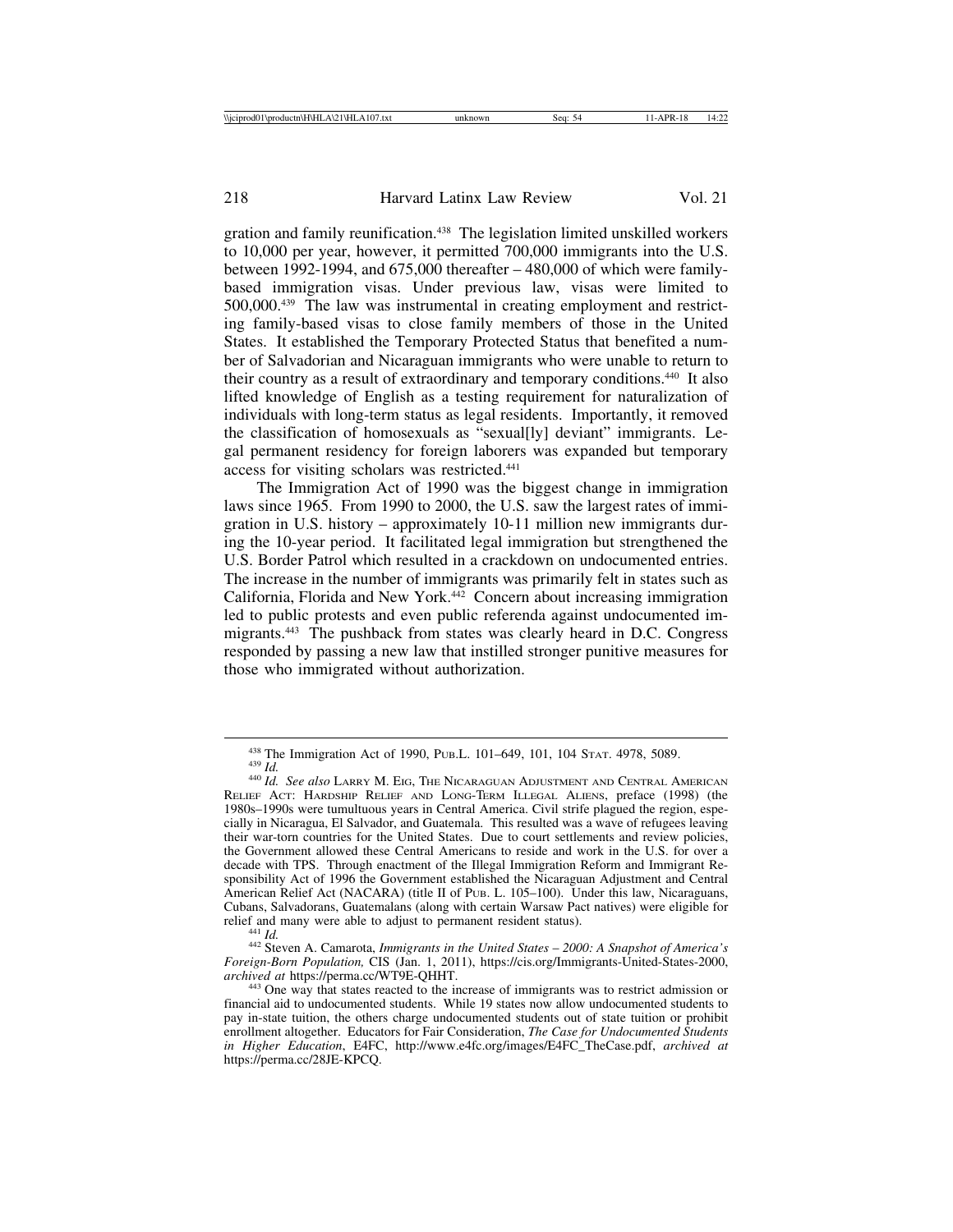gration and family reunification.[438] The legislation limited unskilled workers to 10,000 per year, however, it permitted 700,000 immigrants into the U.S. between 1992-1994, and 675,000 thereafter – 480,000 of which were family-based immigration visas. Under previous law, visas were limited to 500,000.[439] The law was instrumental in creating employment and restricting family-based visas to close family members of those in the United States. It established the Temporary Protected Status that benefited a number of Salvadorian and Nicaraguan immigrants who were unable to return to their country as a result of extraordinary and temporary conditions.[440] It also lifted knowledge of English as a testing requirement for naturalization of individuals with long-term status as legal residents. Importantly, it removed the classification of homosexuals as "sexual[ly] deviant" immigrants. Legal permanent residency for foreign laborers was expanded but temporary access for visiting scholars was restricted.[441]

The Immigration Act of 1990 was the biggest change in immigration laws since 1965. From 1990 to 2000, the U.S. saw the largest rates of immigration in U.S. history – approximately 10-11 million new immigrants during the 10-year period. It facilitated legal immigration but strengthened the U.S. Border Patrol which resulted in a crackdown on undocumented entries. The increase in the number of immigrants was primarily felt in states such as California, Florida and New York.[442] Concern about increasing immigration led to public protests and even public referenda against undocumented immigrants.[443] The pushback from states was clearly heard in D.C. Congress responded by passing a new law that instilled stronger punitive measures for those who immigrated without authorization.

---

[438] The Immigration Act of 1990, Pub.L. 101–649, 101, 104 Stat. 4978, 5089.

[439] *Id.*

[440] *Id. See also* Larry M. Eig, The Nicaraguan Adjustment and Central American Relief Act: Hardship Relief and Long-Term Illegal Aliens, preface (1998) (the 1980s–1990s were tumultuous years in Central America. Civil strife plagued the region, especially in Nicaragua, El Salvador, and Guatemala. This resulted was a wave of refugees leaving their war-torn countries for the United States. Due to court settlements and review policies, the Government allowed these Central Americans to reside and work in the U.S. for over a decade with TPS. Through enactment of the Illegal Immigration Reform and Immigrant Responsibility Act of 1996 the Government established the Nicaraguan Adjustment and Central American Relief Act (NACARA) (title II of Pub. L. 105–100). Under this law, Nicaraguans, Cubans, Salvadorans, Guatemalans (along with certain Warsaw Pact natives) were eligible for relief and many were able to adjust to permanent resident status).

[441] *Id.*

[442] Steven A. Camarota, *Immigrants in the United States – 2000: A Snapshot of America's Foreign-Born Population,* CIS (Jan. 1, 2011), https://cis.org/Immigrants-United-States-2000, *archived at* https://perma.cc/WT9E-QHHT.

[443] One way that states reacted to the increase of immigrants was to restrict admission or financial aid to undocumented students. While 19 states now allow undocumented students to pay in-state tuition, the others charge undocumented students out of state tuition or prohibit enrollment altogether. Educators for Fair Consideration, *The Case for Undocumented Students in Higher Education*, E4FC, http://www.e4fc.org/images/E4FC_TheCase.pdf, *archived at* https://perma.cc/28JE-KPCQ.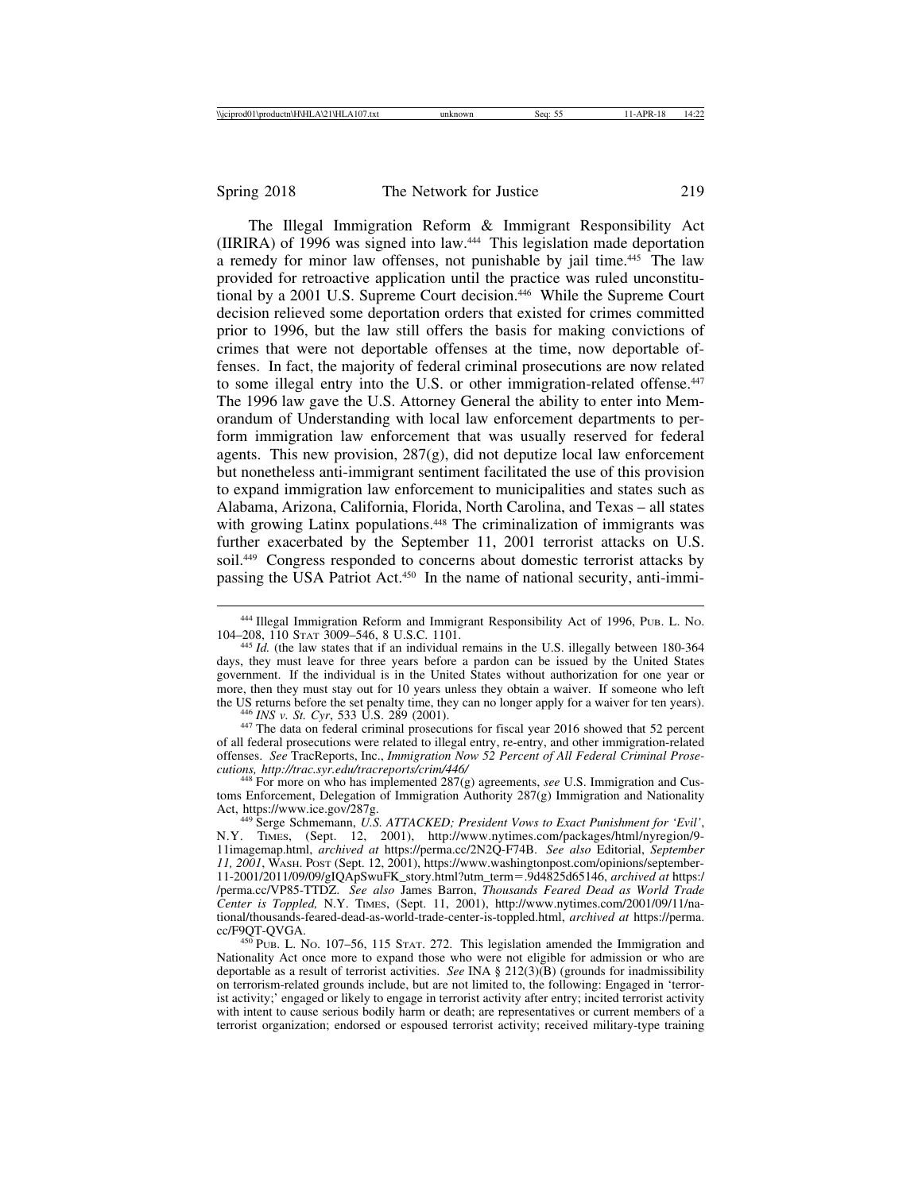The Illegal Immigration Reform & Immigrant Responsibility Act (IIRIRA) of 1996 was signed into law.[444] This legislation made deportation a remedy for minor law offenses, not punishable by jail time.[445] The law provided for retroactive application until the practice was ruled unconstitutional by a 2001 U.S. Supreme Court decision.[446] While the Supreme Court decision relieved some deportation orders that existed for crimes committed prior to 1996, but the law still offers the basis for making convictions of crimes that were not deportable offenses at the time, now deportable offenses. In fact, the majority of federal criminal prosecutions are now related to some illegal entry into the U.S. or other immigration-related offense.[447] The 1996 law gave the U.S. Attorney General the ability to enter into Memorandum of Understanding with local law enforcement departments to perform immigration law enforcement that was usually reserved for federal agents. This new provision, 287(g), did not deputize local law enforcement but nonetheless anti-immigrant sentiment facilitated the use of this provision to expand immigration law enforcement to municipalities and states such as Alabama, Arizona, California, Florida, North Carolina, and Texas – all states with growing Latinx populations.[448] The criminalization of immigrants was further exacerbated by the September 11, 2001 terrorist attacks on U.S. soil.[449] Congress responded to concerns about domestic terrorist attacks by passing the USA Patriot Act.[450] In the name of national security, anti-immi-

---

[444] Illegal Immigration Reform and Immigrant Responsibility Act of 1996, Pub. L. No. 104–208, 110 Stat 3009–546, 8 U.S.C. 1101.

[445] *Id.* (the law states that if an individual remains in the U.S. illegally between 180-364 days, they must leave for three years before a pardon can be issued by the United States government. If the individual is in the United States without authorization for one year or more, then they must stay out for 10 years unless they obtain a waiver. If someone who left the US returns before the set penalty time, they can no longer apply for a waiver for ten years).

[446] *INS v. St. Cyr*, 533 U.S. 289 (2001).

[447] The data on federal criminal prosecutions for fiscal year 2016 showed that 52 percent of all federal prosecutions were related to illegal entry, re-entry, and other immigration-related offenses. *See* TracReports, Inc., *Immigration Now 52 Percent of All Federal Criminal Prosecutions, http://trac.syr.edu/tracreports/crim/446/*

[448] For more on who has implemented 287(g) agreements, *see* U.S. Immigration and Customs Enforcement, Delegation of Immigration Authority 287(g) Immigration and Nationality Act, https://www.ice.gov/287g.

[449] Serge Schmemann, *U.S. ATTACKED; President Vows to Exact Punishment for 'Evil'*, N.Y. Times, (Sept. 12, 2001), http://www.nytimes.com/packages/html/nyregion/9-11imagemap.html, *archived at* https://perma.cc/2N2Q-F74B. *See also* Editorial, *September 11, 2001*, Wash. Post (Sept. 12, 2001), https://www.washingtonpost.com/opinions/september-11-2001/2011/09/09/gIQApSwuFK_story.html?utm_term=.9d4825d65146, *archived at* https://perma.cc/VP85-TTDZ. *See also* James Barron, *Thousands Feared Dead as World Trade Center is Toppled,* N.Y. Times, (Sept. 11, 2001), http://www.nytimes.com/2001/09/11/national/thousands-feared-dead-as-world-trade-center-is-toppled.html, *archived at* https://perma.cc/F9QT-QVGA.

[450] Pub. L. No. 107–56, 115 Stat. 272. This legislation amended the Immigration and Nationality Act once more to expand those who were not eligible for admission or who are deportable as a result of terrorist activities. *See* INA § 212(3)(B) (grounds for inadmissibility on terrorism-related grounds include, but are not limited to, the following: Engaged in 'terrorist activity;' engaged or likely to engage in terrorist activity after entry; incited terrorist activity with intent to cause serious bodily harm or death; are representatives or current members of a terrorist organization; endorsed or espoused terrorist activity; received military-type training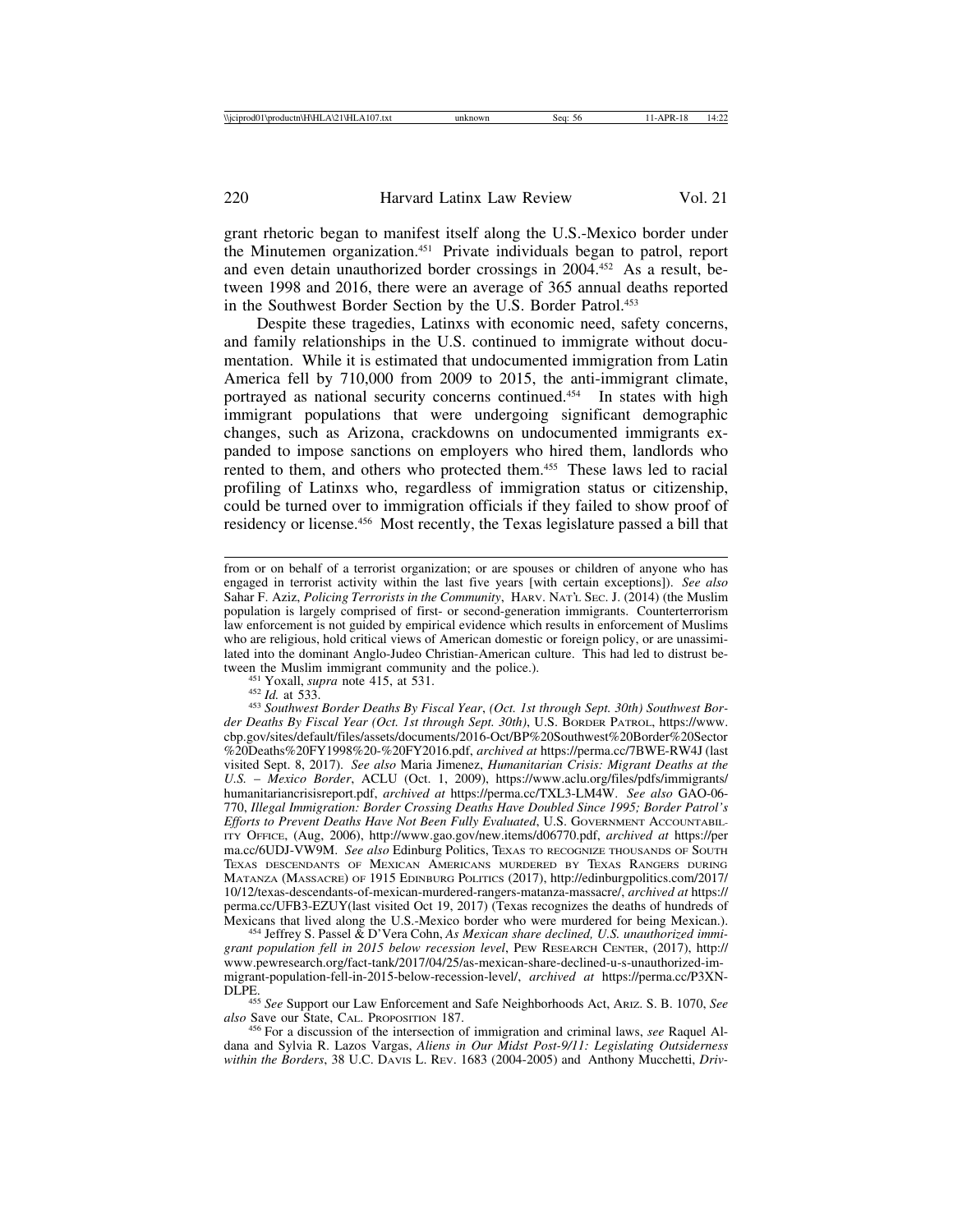grant rhetoric began to manifest itself along the U.S.-Mexico border under the Minutemen organization.[451] Private individuals began to patrol, report and even detain unauthorized border crossings in 2004.[452] As a result, between 1998 and 2016, there were an average of 365 annual deaths reported in the Southwest Border Section by the U.S. Border Patrol.[453]

Despite these tragedies, Latinxs with economic need, safety concerns, and family relationships in the U.S. continued to immigrate without documentation. While it is estimated that undocumented immigration from Latin America fell by 710,000 from 2009 to 2015, the anti-immigrant climate, portrayed as national security concerns continued.[454] In states with high immigrant populations that were undergoing significant demographic changes, such as Arizona, crackdowns on undocumented immigrants expanded to impose sanctions on employers who hired them, landlords who rented to them, and others who protected them.[455] These laws led to racial profiling of Latinxs who, regardless of immigration status or citizenship, could be turned over to immigration officials if they failed to show proof of residency or license.[456] Most recently, the Texas legislature passed a bill that

---

from or on behalf of a terrorist organization; or are spouses or children of anyone who has engaged in terrorist activity within the last five years [with certain exceptions]). *See also* Sahar F. Aziz, *Policing Terrorists in the Community*, HARV. NAT'L SEC. J. (2014) (the Muslim population is largely comprised of first- or second-generation immigrants. Counterterrorism law enforcement is not guided by empirical evidence which results in enforcement of Muslims who are religious, hold critical views of American domestic or foreign policy, or are unassimilated into the dominant Anglo-Judeo Christian-American culture. This had led to distrust between the Muslim immigrant community and the police.).

[451] Yoxall, *supra* note 415, at 531.

[452] *Id.* at 533.

[453] *Southwest Border Deaths By Fiscal Year*, *(Oct. 1st through Sept. 30th) Southwest Border Deaths By Fiscal Year (Oct. 1st through Sept. 30th)*, U.S. BORDER PATROL, https://www.cbp.gov/sites/default/files/assets/documents/2016-Oct/BP%20Southwest%20Border%20Sector%20Deaths%20FY1998%20-%20FY2016.pdf, *archived at* https://perma.cc/7BWE-RW4J (last visited Sept. 8, 2017). *See also* Maria Jimenez, *Humanitarian Crisis: Migrant Deaths at the U.S. – Mexico Border*, ACLU (Oct. 1, 2009), https://www.aclu.org/files/pdfs/immigrants/humanitariancrisisreport.pdf, *archived at* https://perma.cc/TXL3-LM4W. *See also* GAO-06-770, *Illegal Immigration: Border Crossing Deaths Have Doubled Since 1995; Border Patrol's Efforts to Prevent Deaths Have Not Been Fully Evaluated*, U.S. GOVERNMENT ACCOUNTABILITY OFFICE, (Aug, 2006), http://www.gao.gov/new.items/d06770.pdf, *archived at* https://perma.cc/6UDJ-VW9M. *See also* Edinburg Politics, TEXAS TO RECOGNIZE THOUSANDS OF SOUTH TEXAS DESCENDANTS OF MEXICAN AMERICANS MURDERED BY TEXAS RANGERS DURING MATANZA (MASSACRE) OF 1915 EDINBURG POLITICS (2017), http://edinburgpolitics.com/2017/10/12/texas-descendants-of-mexican-murdered-rangers-matanza-massacre/, *archived at* https://perma.cc/UFB3-EZUY(last visited Oct 19, 2017) (Texas recognizes the deaths of hundreds of Mexicans that lived along the U.S.-Mexico border who were murdered for being Mexican.).

[454] Jeffrey S. Passel & D'Vera Cohn, *As Mexican share declined, U.S. unauthorized immigrant population fell in 2015 below recession level*, PEW RESEARCH CENTER, (2017), http://www.pewresearch.org/fact-tank/2017/04/25/as-mexican-share-declined-u-s-unauthorized-immigrant-population-fell-in-2015-below-recession-level/, *archived at* https://perma.cc/P3XN-DLPE.

[455] *See* Support our Law Enforcement and Safe Neighborhoods Act, ARIZ. S. B. 1070, *See also* Save our State, CAL. PROPOSITION 187.

[456] For a discussion of the intersection of immigration and criminal laws, *see* Raquel Aldana and Sylvia R. Lazos Vargas, *Aliens in Our Midst Post-9/11: Legislating Outsiderness within the Borders*, 38 U.C. DAVIS L. REV. 1683 (2004-2005) and Anthony Mucchetti, *Driv-*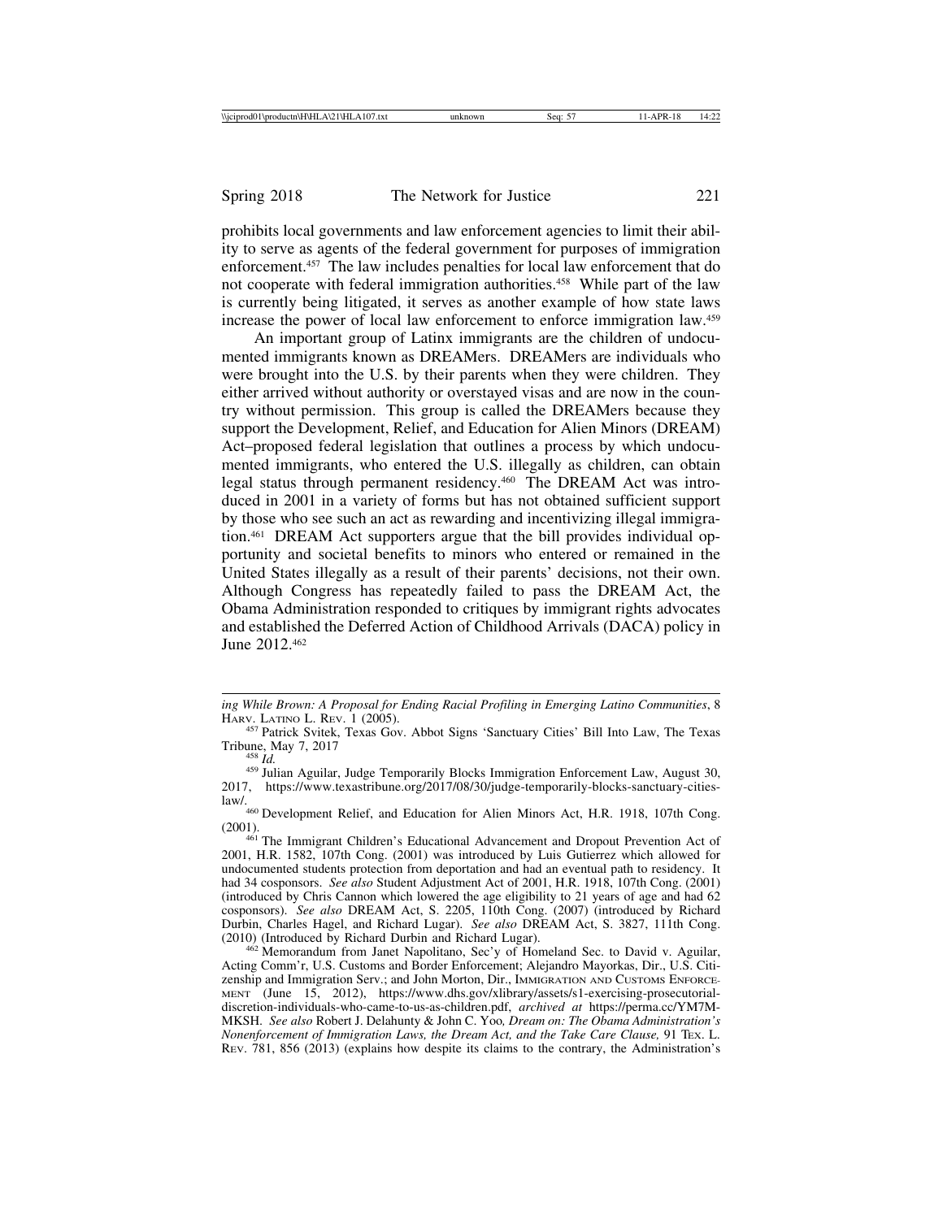prohibits local governments and law enforcement agencies to limit their ability to serve as agents of the federal government for purposes of immigration enforcement.[457] The law includes penalties for local law enforcement that do not cooperate with federal immigration authorities.[458] While part of the law is currently being litigated, it serves as another example of how state laws increase the power of local law enforcement to enforce immigration law.[459]

An important group of Latinx immigrants are the children of undocumented immigrants known as DREAMers. DREAMers are individuals who were brought into the U.S. by their parents when they were children. They either arrived without authority or overstayed visas and are now in the country without permission. This group is called the DREAMers because they support the Development, Relief, and Education for Alien Minors (DREAM) Act–proposed federal legislation that outlines a process by which undocumented immigrants, who entered the U.S. illegally as children, can obtain legal status through permanent residency.[460] The DREAM Act was introduced in 2001 in a variety of forms but has not obtained sufficient support by those who see such an act as rewarding and incentivizing illegal immigration.[461] DREAM Act supporters argue that the bill provides individual opportunity and societal benefits to minors who entered or remained in the United States illegally as a result of their parents' decisions, not their own. Although Congress has repeatedly failed to pass the DREAM Act, the Obama Administration responded to critiques by immigrant rights advocates and established the Deferred Action of Childhood Arrivals (DACA) policy in June 2012.[462]

---

*ing While Brown: A Proposal for Ending Racial Profiling in Emerging Latino Communities*, 8 Harv. Latino L. Rev. 1 (2005).

[457] Patrick Svitek, Texas Gov. Abbot Signs 'Sanctuary Cities' Bill Into Law, The Texas Tribune, May 7, 2017

[458] *Id.*

[459] Julian Aguilar, Judge Temporarily Blocks Immigration Enforcement Law, August 30, 2017, https://www.texastribune.org/2017/08/30/judge-temporarily-blocks-sanctuary-cities-law/.

[460] Development Relief, and Education for Alien Minors Act, H.R. 1918, 107th Cong. (2001).

[461] The Immigrant Children's Educational Advancement and Dropout Prevention Act of 2001, H.R. 1582, 107th Cong. (2001) was introduced by Luis Gutierrez which allowed for undocumented students protection from deportation and had an eventual path to residency. It had 34 cosponsors. *See also* Student Adjustment Act of 2001, H.R. 1918, 107th Cong. (2001) (introduced by Chris Cannon which lowered the age eligibility to 21 years of age and had 62 cosponsors). *See also* DREAM Act, S. 2205, 110th Cong. (2007) (introduced by Richard Durbin, Charles Hagel, and Richard Lugar). *See also* DREAM Act, S. 3827, 111th Cong. (2010) (Introduced by Richard Durbin and Richard Lugar).

[462] Memorandum from Janet Napolitano, Sec'y of Homeland Sec. to David v. Aguilar, Acting Comm'r, U.S. Customs and Border Enforcement; Alejandro Mayorkas, Dir., U.S. Citizenship and Immigration Serv.; and John Morton, Dir., Immigration and Customs Enforcement (June 15, 2012), https://www.dhs.gov/xlibrary/assets/s1-exercising-prosecutorial-discretion-individuals-who-came-to-us-as-children.pdf, *archived at* https://perma.cc/YM7M-MKSH. *See also* Robert J. Delahunty & John C. Yoo, *Dream on: The Obama Administration's Nonenforcement of Immigration Laws, the Dream Act, and the Take Care Clause,* 91 Tex. L. Rev. 781, 856 (2013) (explains how despite its claims to the contrary, the Administration's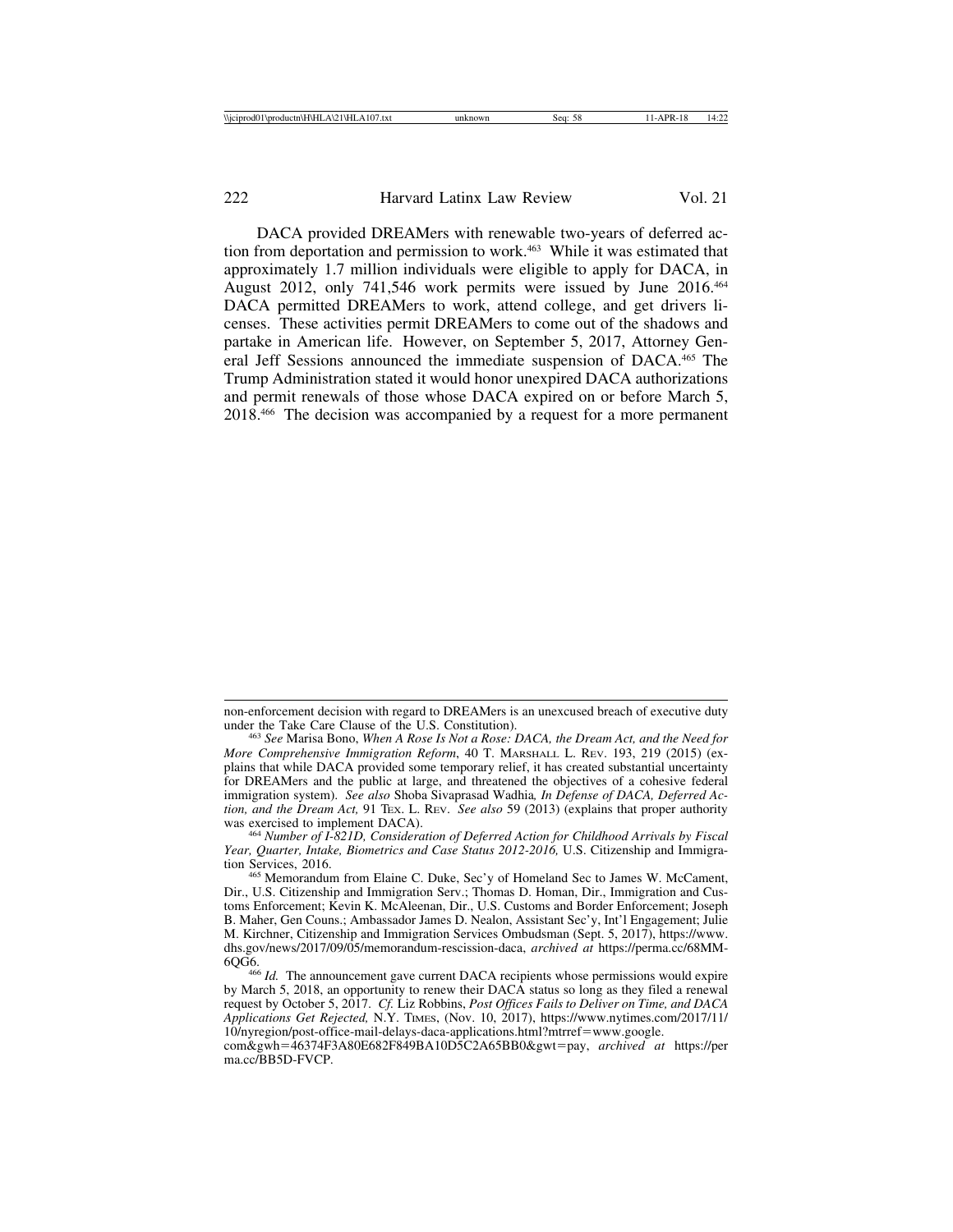DACA provided DREAMers with renewable two-years of deferred action from deportation and permission to work.[463] While it was estimated that approximately 1.7 million individuals were eligible to apply for DACA, in August 2012, only 741,546 work permits were issued by June 2016.[464] DACA permitted DREAMers to work, attend college, and get drivers licenses. These activities permit DREAMers to come out of the shadows and partake in American life. However, on September 5, 2017, Attorney General Jeff Sessions announced the immediate suspension of DACA.[465] The Trump Administration stated it would honor unexpired DACA authorizations and permit renewals of those whose DACA expired on or before March 5, 2018.[466] The decision was accompanied by a request for a more permanent

---

non-enforcement decision with regard to DREAMers is an unexcused breach of executive duty under the Take Care Clause of the U.S. Constitution).

[463] *See* Marisa Bono, *When A Rose Is Not a Rose: DACA, the Dream Act, and the Need for More Comprehensive Immigration Reform*, 40 T. MARSHALL L. REV. 193, 219 (2015) (explains that while DACA provided some temporary relief, it has created substantial uncertainty for DREAMers and the public at large, and threatened the objectives of a cohesive federal immigration system). *See also* Shoba Sivaprasad Wadhia*, In Defense of DACA, Deferred Action, and the Dream Act,* 91 TEX. L. REV. *See also* 59 (2013) (explains that proper authority was exercised to implement DACA).

[464] *Number of I-821D, Consideration of Deferred Action for Childhood Arrivals by Fiscal Year, Quarter, Intake, Biometrics and Case Status 2012-2016,* U.S. Citizenship and Immigration Services, 2016.

[465] Memorandum from Elaine C. Duke, Sec'y of Homeland Sec to James W. McCament, Dir., U.S. Citizenship and Immigration Serv.; Thomas D. Homan, Dir., Immigration and Customs Enforcement; Kevin K. McAleenan, Dir., U.S. Customs and Border Enforcement; Joseph B. Maher, Gen Couns.; Ambassador James D. Nealon, Assistant Sec'y, Int'l Engagement; Julie M. Kirchner, Citizenship and Immigration Services Ombudsman (Sept. 5, 2017), https://www.dhs.gov/news/2017/09/05/memorandum-rescission-daca, *archived at* https://perma.cc/68MM-6QG6.

[466] *Id.* The announcement gave current DACA recipients whose permissions would expire by March 5, 2018, an opportunity to renew their DACA status so long as they filed a renewal request by October 5, 2017. *Cf.* Liz Robbins, *Post Offices Fails to Deliver on Time, and DACA Applications Get Rejected,* N.Y. TIMES, (Nov. 10, 2017), https://www.nytimes.com/2017/11/10/nyregion/post-office-mail-delays-daca-applications.html?mtrref=www.google.com&gwh=46374F3A80E682F849BA10D5C2A65BB0&gwt=pay, *archived at* https://perma.cc/BB5D-FVCP.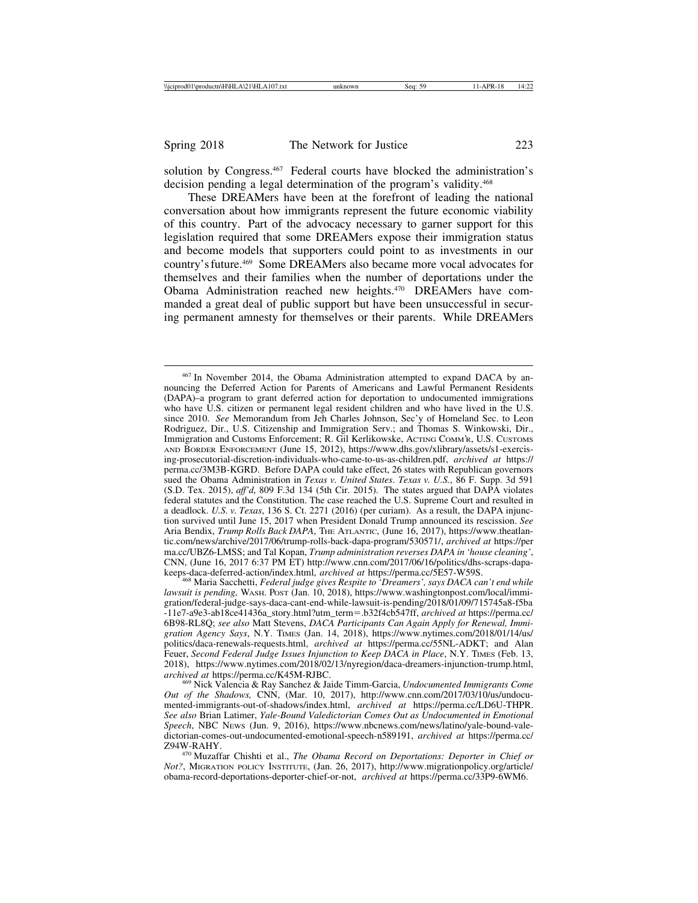solution by Congress.[467] Federal courts have blocked the administration's decision pending a legal determination of the program's validity.[468]

These DREAMers have been at the forefront of leading the national conversation about how immigrants represent the future economic viability of this country. Part of the advocacy necessary to garner support for this legislation required that some DREAMers expose their immigration status and become models that supporters could point to as investments in our country's future.[469] Some DREAMers also became more vocal advocates for themselves and their families when the number of deportations under the Obama Administration reached new heights.[470] DREAMers have commanded a great deal of public support but have been unsuccessful in securing permanent amnesty for themselves or their parents. While DREAMers

---

[467] In November 2014, the Obama Administration attempted to expand DACA by announcing the Deferred Action for Parents of Americans and Lawful Permanent Residents (DAPA)–a program to grant deferred action for deportation to undocumented immigrations who have U.S. citizen or permanent legal resident children and who have lived in the U.S. since 2010. *See* Memorandum from Jeh Charles Johnson, Sec'y of Homeland Sec. to Leon Rodriguez, Dir., U.S. Citizenship and Immigration Serv.; and Thomas S. Winkowski, Dir., Immigration and Customs Enforcement; R. Gil Kerlikowske, ACTING COMM'R, U.S. CUSTOMS AND BORDER ENFORCEMENT (June 15, 2012), https://www.dhs.gov/xlibrary/assets/s1-exercising-prosecutorial-discretion-individuals-who-came-to-us-as-children.pdf, *archived at* https://perma.cc/3M3B-KGRD. Before DAPA could take effect, 26 states with Republican governors sued the Obama Administration in *Texas v. United States*. *Texas v. U.S.*, 86 F. Supp. 3d 591 (S.D. Tex. 2015), *aff'd*, 809 F.3d 134 (5th Cir. 2015). The states argued that DAPA violates federal statutes and the Constitution. The case reached the U.S. Supreme Court and resulted in a deadlock. *U.S. v. Texas*, 136 S. Ct. 2271 (2016) (per curiam). As a result, the DAPA injunction survived until June 15, 2017 when President Donald Trump announced its rescission. *See* Aria Bendix, *Trump Rolls Back DAPA*, THE ATLANTIC, (June 16, 2017), https://www.theatlantic.com/news/archive/2017/06/trump-rolls-back-dapa-program/530571/, *archived at* https://perma.cc/UBZ6-LMSS; and Tal Kopan, *Trump administration reverses DAPA in 'house cleaning'*, CNN, (June 16, 2017 6:37 PM ET) http://www.cnn.com/2017/06/16/politics/dhs-scraps-dapa-keeps-daca-deferred-action/index.html, *archived at* https://perma.cc/5E57-W59S.

[468] Maria Sacchetti, *Federal judge gives Respite to 'Dreamers', says DACA can't end while lawsuit is pending,* WASH. POST (Jan. 10, 2018), https://www.washingtonpost.com/local/immigration/federal-judge-says-daca-cant-end-while-lawsuit-is-pending/2018/01/09/715745a8-f5ba-11e7-a9e3-ab18ce41436a_story.html?utm_term=.b32f4cb547ff, *archived at* https://perma.cc/6B98-RL8Q; *see also* Matt Stevens, *DACA Participants Can Again Apply for Renewal, Immigration Agency Says*, N.Y. TIMES (Jan. 14, 2018), https://www.nytimes.com/2018/01/14/us/politics/daca-renewals-requests.html, *archived at* https://perma.cc/55NL-ADKT; and Alan Feuer, *Second Federal Judge Issues Injunction to Keep DACA in Place*, N.Y. TIMES (Feb. 13, 2018), https://www.nytimes.com/2018/02/13/nyregion/daca-dreamers-injunction-trump.html, *archived at* https://perma.cc/K45M-RJBC.

[469] Nick Valencia & Ray Sanchez & Jaide Timm-Garcia, *Undocumented Immigrants Come Out of the Shadows,* CNN, (Mar. 10, 2017), http://www.cnn.com/2017/03/10/us/undocumented-immigrants-out-of-shadows/index.html, *archived at* https://perma.cc/LD6U-THPR. *See also* Brian Latimer, *Yale-Bound Valedictorian Comes Out as Undocumented in Emotional Speech*, NBC NEWS (Jun. 9, 2016), https://www.nbcnews.com/news/latino/yale-bound-valedictorian-comes-out-undocumented-emotional-speech-n589191, *archived at* https://perma.cc/Z94W-RAHY.

[470] Muzaffar Chishti et al., *The Obama Record on Deportations: Deporter in Chief or Not?*, MIGRATION POLICY INSTITUTE, (Jan. 26, 2017), http://www.migrationpolicy.org/article/obama-record-deportations-deporter-chief-or-not, *archived at* https://perma.cc/33P9-6WM6.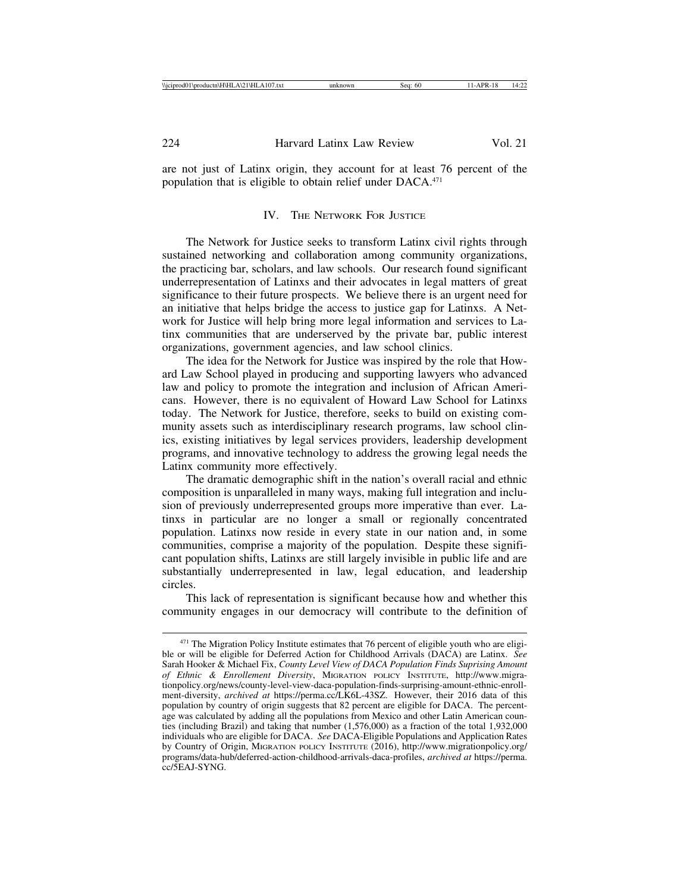are not just of Latinx origin, they account for at least 76 percent of the population that is eligible to obtain relief under DACA.[471]

## IV. The Network For Justice

The Network for Justice seeks to transform Latinx civil rights through sustained networking and collaboration among community organizations, the practicing bar, scholars, and law schools. Our research found significant underrepresentation of Latinxs and their advocates in legal matters of great significance to their future prospects. We believe there is an urgent need for an initiative that helps bridge the access to justice gap for Latinxs. A Network for Justice will help bring more legal information and services to Latinx communities that are underserved by the private bar, public interest organizations, government agencies, and law school clinics.

The idea for the Network for Justice was inspired by the role that Howard Law School played in producing and supporting lawyers who advanced law and policy to promote the integration and inclusion of African Americans. However, there is no equivalent of Howard Law School for Latinxs today. The Network for Justice, therefore, seeks to build on existing community assets such as interdisciplinary research programs, law school clinics, existing initiatives by legal services providers, leadership development programs, and innovative technology to address the growing legal needs the Latinx community more effectively.

The dramatic demographic shift in the nation's overall racial and ethnic composition is unparalleled in many ways, making full integration and inclusion of previously underrepresented groups more imperative than ever. Latinxs in particular are no longer a small or regionally concentrated population. Latinxs now reside in every state in our nation and, in some communities, comprise a majority of the population. Despite these significant population shifts, Latinxs are still largely invisible in public life and are substantially underrepresented in law, legal education, and leadership circles.

This lack of representation is significant because how and whether this community engages in our democracy will contribute to the definition of

---

[471] The Migration Policy Institute estimates that 76 percent of eligible youth who are eligible or will be eligible for Deferred Action for Childhood Arrivals (DACA) are Latinx. *See* Sarah Hooker & Michael Fix, *County Level View of DACA Population Finds Suprising Amount of Ethnic & Enrollement Diversity*, Migration policy Institute, http://www.migrationpolicy.org/news/county-level-view-daca-population-finds-surprising-amount-ethnic-enrollment-diversity, *archived at* https://perma.cc/LK6L-43SZ. However, their 2016 data of this population by country of origin suggests that 82 percent are eligible for DACA. The percentage was calculated by adding all the populations from Mexico and other Latin American counties (including Brazil) and taking that number (1,576,000) as a fraction of the total 1,932,000 individuals who are eligible for DACA. *See* DACA-Eligible Populations and Application Rates by Country of Origin, Migration policy Institute (2016), http://www.migrationpolicy.org/programs/data-hub/deferred-action-childhood-arrivals-daca-profiles, *archived at* https://perma.cc/5EAJ-SYNG.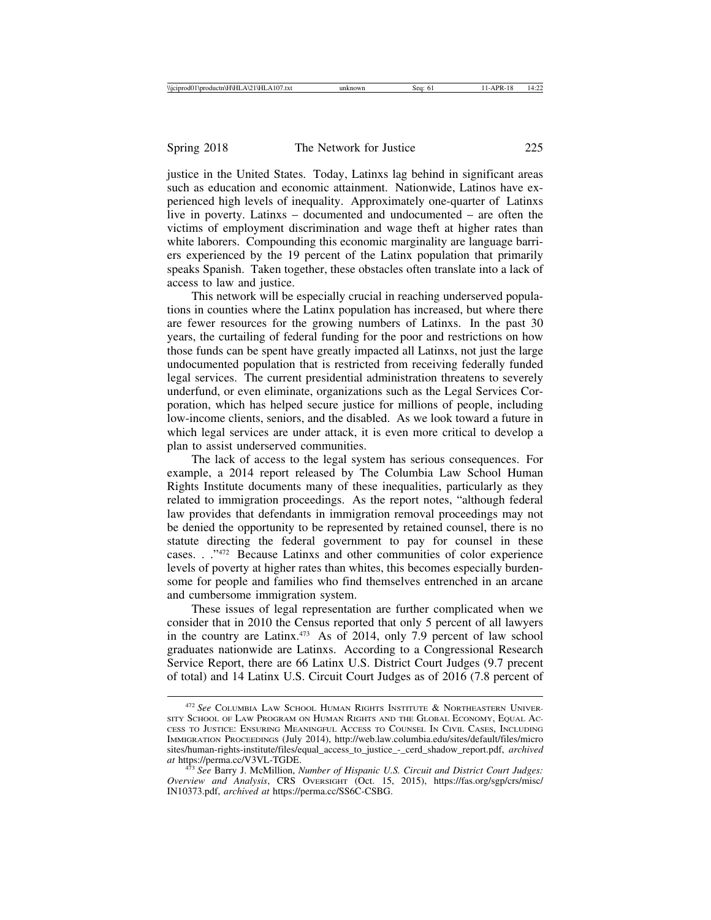justice in the United States. Today, Latinxs lag behind in significant areas such as education and economic attainment. Nationwide, Latinos have experienced high levels of inequality. Approximately one-quarter of Latinxs live in poverty. Latinxs – documented and undocumented – are often the victims of employment discrimination and wage theft at higher rates than white laborers. Compounding this economic marginality are language barriers experienced by the 19 percent of the Latinx population that primarily speaks Spanish. Taken together, these obstacles often translate into a lack of access to law and justice.

This network will be especially crucial in reaching underserved populations in counties where the Latinx population has increased, but where there are fewer resources for the growing numbers of Latinxs. In the past 30 years, the curtailing of federal funding for the poor and restrictions on how those funds can be spent have greatly impacted all Latinxs, not just the large undocumented population that is restricted from receiving federally funded legal services. The current presidential administration threatens to severely underfund, or even eliminate, organizations such as the Legal Services Corporation, which has helped secure justice for millions of people, including low-income clients, seniors, and the disabled. As we look toward a future in which legal services are under attack, it is even more critical to develop a plan to assist underserved communities.

The lack of access to the legal system has serious consequences. For example, a 2014 report released by The Columbia Law School Human Rights Institute documents many of these inequalities, particularly as they related to immigration proceedings. As the report notes, "although federal law provides that defendants in immigration removal proceedings may not be denied the opportunity to be represented by retained counsel, there is no statute directing the federal government to pay for counsel in these cases. . ."[472] Because Latinxs and other communities of color experience levels of poverty at higher rates than whites, this becomes especially burdensome for people and families who find themselves entrenched in an arcane and cumbersome immigration system.

These issues of legal representation are further complicated when we consider that in 2010 the Census reported that only 5 percent of all lawyers in the country are Latinx.[473] As of 2014, only 7.9 percent of law school graduates nationwide are Latinxs. According to a Congressional Research Service Report, there are 66 Latinx U.S. District Court Judges (9.7 precent of total) and 14 Latinx U.S. Circuit Court Judges as of 2016 (7.8 percent of

---

[472] *See* Columbia Law School Human Rights Institute & Northeastern University School of Law Program on Human Rights and the Global Economy, Equal Access to Justice: Ensuring Meaningful Access to Counsel In Civil Cases, Including Immigration Proceedings (July 2014), http://web.law.columbia.edu/sites/default/files/microsites/human-rights-institute/files/equal_access_to_justice_-_cerd_shadow_report.pdf, *archived at* https://perma.cc/V3VL-TGDE.

[473] *See* Barry J. McMillion, *Number of Hispanic U.S. Circuit and District Court Judges: Overview and Analysis*, CRS Oversight (Oct. 15, 2015), https://fas.org/sgp/crs/misc/IN10373.pdf, *archived at* https://perma.cc/SS6C-CSBG.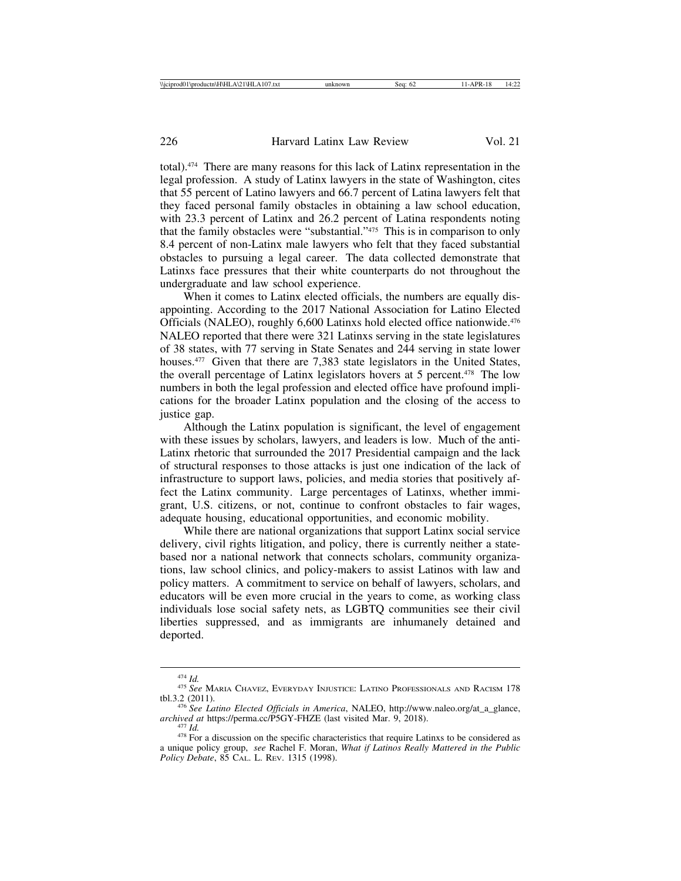total).[474] There are many reasons for this lack of Latinx representation in the legal profession. A study of Latinx lawyers in the state of Washington, cites that 55 percent of Latino lawyers and 66.7 percent of Latina lawyers felt that they faced personal family obstacles in obtaining a law school education, with 23.3 percent of Latinx and 26.2 percent of Latina respondents noting that the family obstacles were "substantial."[475] This is in comparison to only 8.4 percent of non-Latinx male lawyers who felt that they faced substantial obstacles to pursuing a legal career. The data collected demonstrate that Latinxs face pressures that their white counterparts do not throughout the undergraduate and law school experience.

When it comes to Latinx elected officials, the numbers are equally disappointing. According to the 2017 National Association for Latino Elected Officials (NALEO), roughly 6,600 Latinxs hold elected office nationwide.[476] NALEO reported that there were 321 Latinxs serving in the state legislatures of 38 states, with 77 serving in State Senates and 244 serving in state lower houses.[477] Given that there are 7,383 state legislators in the United States, the overall percentage of Latinx legislators hovers at 5 percent.[478] The low numbers in both the legal profession and elected office have profound implications for the broader Latinx population and the closing of the access to justice gap.

Although the Latinx population is significant, the level of engagement with these issues by scholars, lawyers, and leaders is low. Much of the anti-Latinx rhetoric that surrounded the 2017 Presidential campaign and the lack of structural responses to those attacks is just one indication of the lack of infrastructure to support laws, policies, and media stories that positively affect the Latinx community. Large percentages of Latinxs, whether immigrant, U.S. citizens, or not, continue to confront obstacles to fair wages, adequate housing, educational opportunities, and economic mobility.

While there are national organizations that support Latinx social service delivery, civil rights litigation, and policy, there is currently neither a state-based nor a national network that connects scholars, community organizations, law school clinics, and policy-makers to assist Latinos with law and policy matters. A commitment to service on behalf of lawyers, scholars, and educators will be even more crucial in the years to come, as working class individuals lose social safety nets, as LGBTQ communities see their civil liberties suppressed, and as immigrants are inhumanely detained and deported.

---

[474] *Id.*

[475] *See* Maria Chavez, Everyday Injustice: Latino Professionals and Racism 178 tbl.3.2 (2011).

[476] *See Latino Elected Officials in America*, NALEO, http://www.naleo.org/at_a_glance, *archived at* https://perma.cc/P5GY-FHZE (last visited Mar. 9, 2018).

[477] *Id.*

[478] For a discussion on the specific characteristics that require Latinxs to be considered as a unique policy group, *see* Rachel F. Moran, *What if Latinos Really Mattered in the Public Policy Debate*, 85 Cal. L. Rev. 1315 (1998).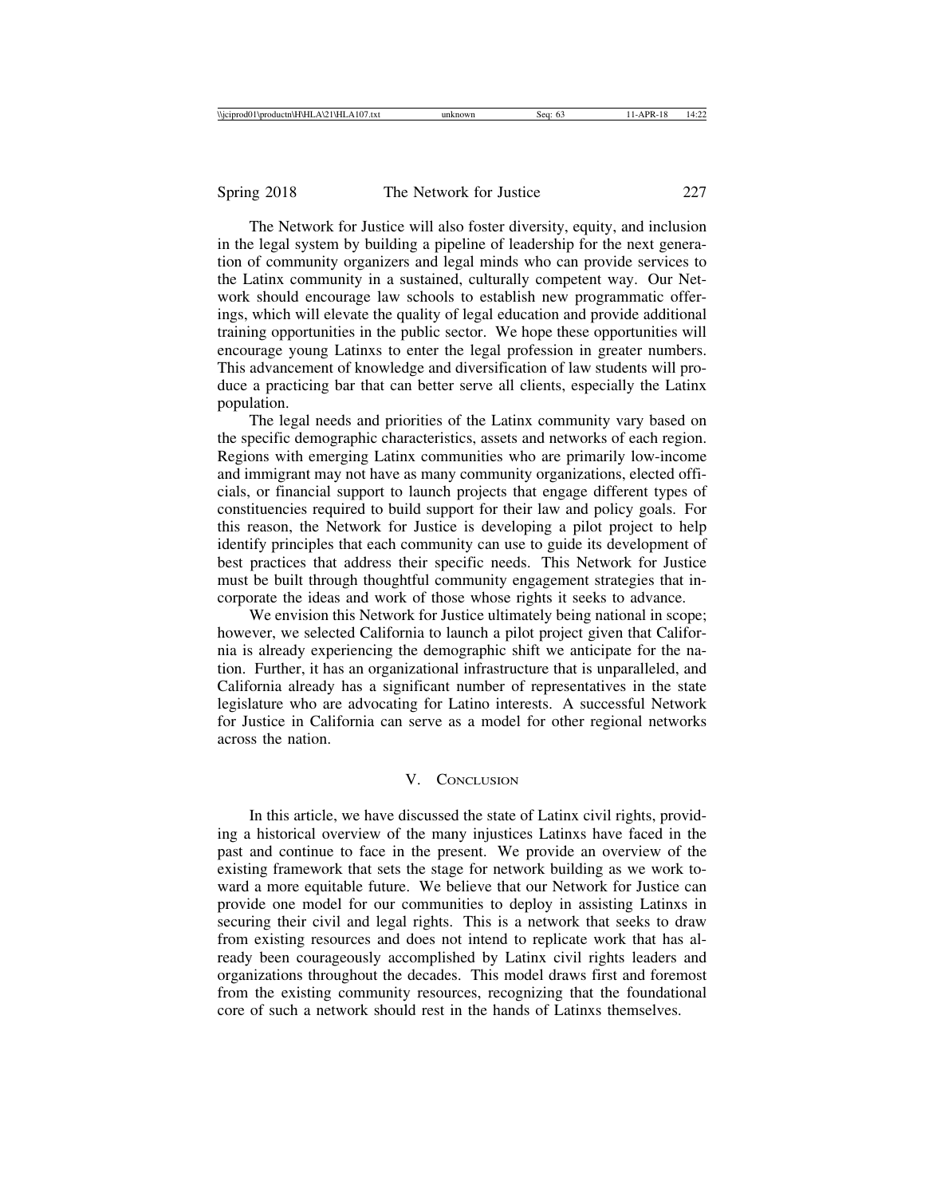The Network for Justice will also foster diversity, equity, and inclusion in the legal system by building a pipeline of leadership for the next generation of community organizers and legal minds who can provide services to the Latinx community in a sustained, culturally competent way. Our Network should encourage law schools to establish new programmatic offerings, which will elevate the quality of legal education and provide additional training opportunities in the public sector. We hope these opportunities will encourage young Latinxs to enter the legal profession in greater numbers. This advancement of knowledge and diversification of law students will produce a practicing bar that can better serve all clients, especially the Latinx population.

The legal needs and priorities of the Latinx community vary based on the specific demographic characteristics, assets and networks of each region. Regions with emerging Latinx communities who are primarily low-income and immigrant may not have as many community organizations, elected officials, or financial support to launch projects that engage different types of constituencies required to build support for their law and policy goals. For this reason, the Network for Justice is developing a pilot project to help identify principles that each community can use to guide its development of best practices that address their specific needs. This Network for Justice must be built through thoughtful community engagement strategies that incorporate the ideas and work of those whose rights it seeks to advance.

We envision this Network for Justice ultimately being national in scope; however, we selected California to launch a pilot project given that California is already experiencing the demographic shift we anticipate for the nation. Further, it has an organizational infrastructure that is unparalleled, and California already has a significant number of representatives in the state legislature who are advocating for Latino interests. A successful Network for Justice in California can serve as a model for other regional networks across the nation.

## V. Conclusion

In this article, we have discussed the state of Latinx civil rights, providing a historical overview of the many injustices Latinxs have faced in the past and continue to face in the present. We provide an overview of the existing framework that sets the stage for network building as we work toward a more equitable future. We believe that our Network for Justice can provide one model for our communities to deploy in assisting Latinxs in securing their civil and legal rights. This is a network that seeks to draw from existing resources and does not intend to replicate work that has already been courageously accomplished by Latinx civil rights leaders and organizations throughout the decades. This model draws first and foremost from the existing community resources, recognizing that the foundational core of such a network should rest in the hands of Latinxs themselves.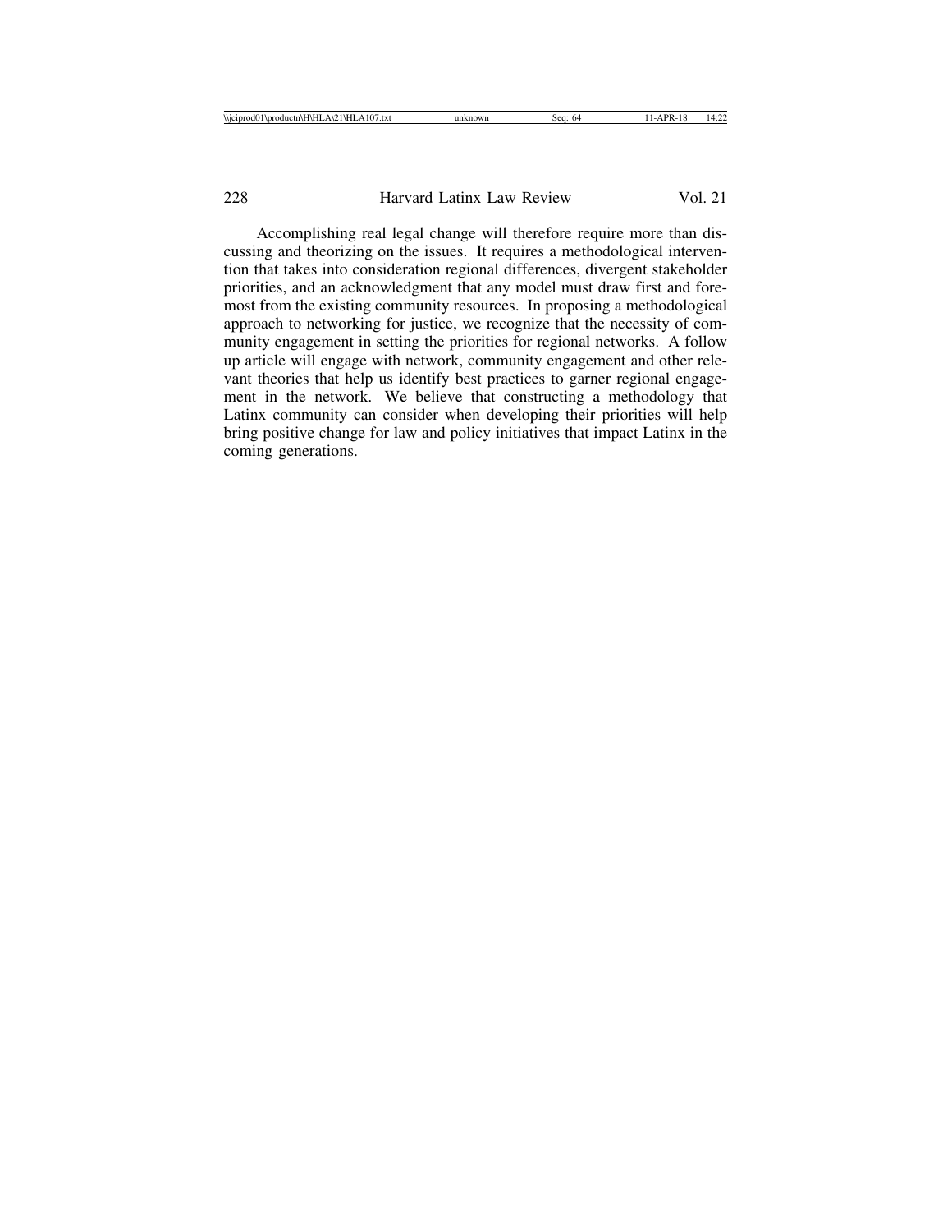Accomplishing real legal change will therefore require more than discussing and theorizing on the issues. It requires a methodological intervention that takes into consideration regional differences, divergent stakeholder priorities, and an acknowledgment that any model must draw first and foremost from the existing community resources. In proposing a methodological approach to networking for justice, we recognize that the necessity of community engagement in setting the priorities for regional networks. A follow up article will engage with network, community engagement and other relevant theories that help us identify best practices to garner regional engagement in the network. We believe that constructing a methodology that Latinx community can consider when developing their priorities will help bring positive change for law and policy initiatives that impact Latinx in the coming generations.